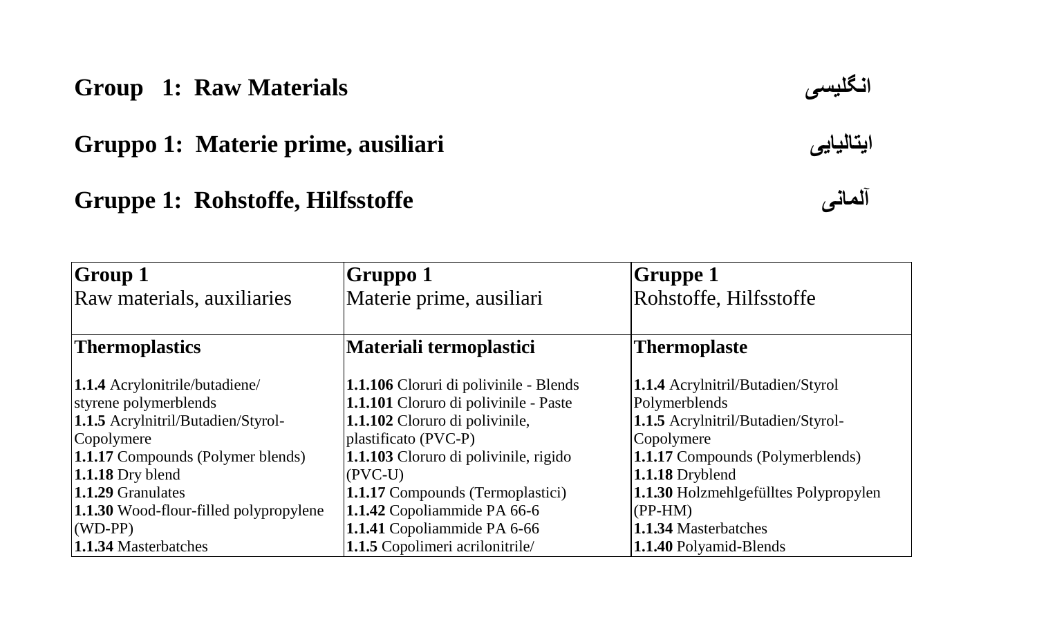**Group 1: Raw Materials** انگلیسی

**Gruppo 1: Materie prime, ausiliari** ایتالیایی

**Gruppe 1: Rohstoffe, Hilfsstoffe** آلمانی

| **Group 1**<br>Raw materials, auxiliaries | **Gruppo 1**<br>Materie prime, ausiliari | **Gruppe 1**<br>Rohstoffe, Hilfsstoffe |
|---|---|---|
| **Thermoplastics**<br><br>**1.1.4** Acrylonitrile/butadiene/ styrene polymerblends<br>**1.1.5** Acrylnitril/Butadien/Styrol-Copolymere<br>**1.1.17** Compounds (Polymer blends)<br>**1.1.18** Dry blend<br>**1.1.29** Granulates<br>**1.1.30** Wood-flour-filled polypropylene (WD-PP)<br>**1.1.34** Masterbatches | **Materiali termoplastici**<br><br>**1.1.106** Cloruri di polivinile - Blends<br>**1.1.101** Cloruro di polivinile - Paste<br>**1.1.102** Cloruro di polivinile, plastificato (PVC-P)<br>**1.1.103** Cloruro di polivinile, rigido (PVC-U)<br>**1.1.17** Compounds (Termoplastici)<br>**1.1.42** Copoliammide PA 66-6<br>**1.1.41** Copoliammide PA 6-66<br>**1.1.5** Copolimeri acrilonitrile/ | **Thermoplaste**<br><br>**1.1.4** Acrylnitril/Butadien/Styrol Polymerblends<br>**1.1.5** Acrylnitril/Butadien/Styrol-Copolymere<br>**1.1.17** Compounds (Polymerblends)<br>**1.1.18** Dryblend<br>**1.1.30** Holzmehlgefülltes Polypropylen (PP-HM)<br>**1.1.34** Masterbatches<br>**1.1.40** Polyamid-Blends |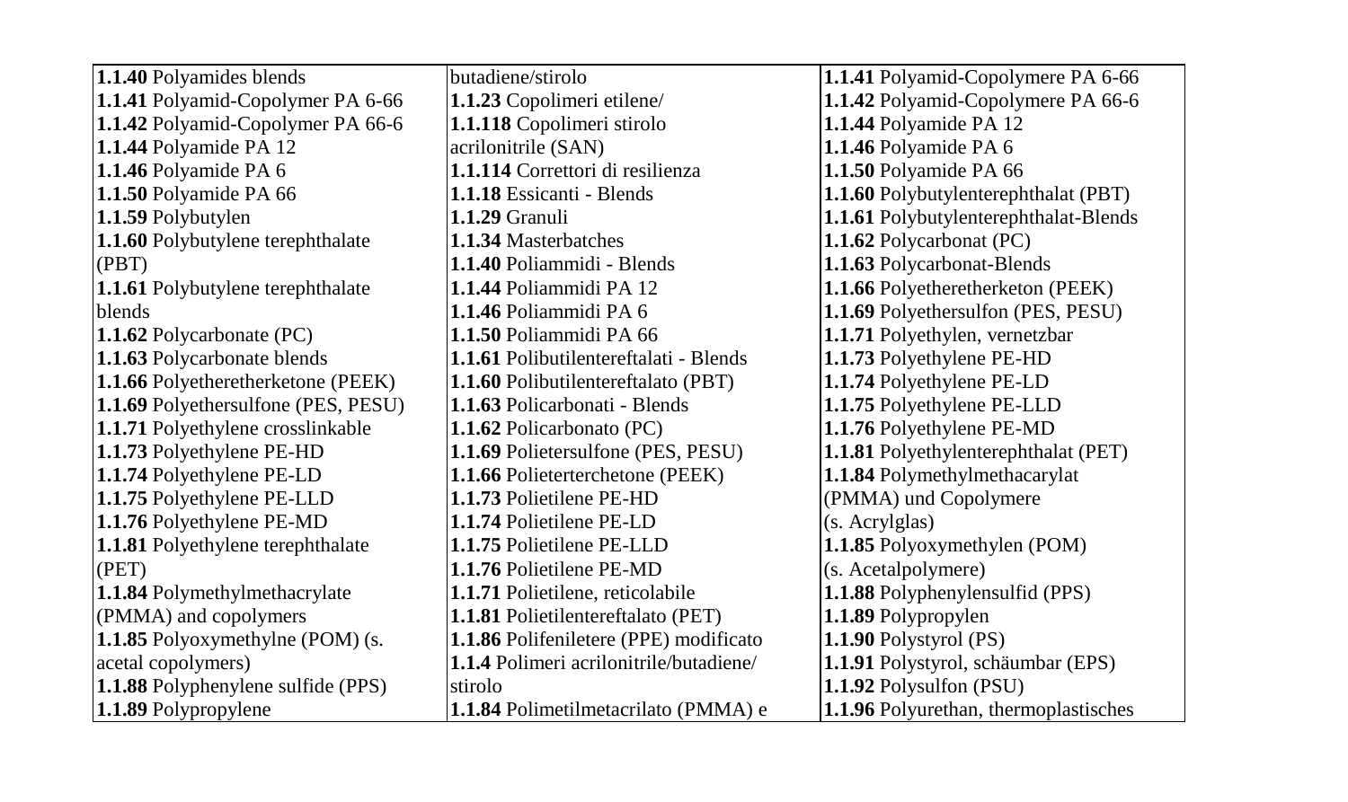| **1.1.40** Polyamides blends | butadiene/stirolo | **1.1.41** Polyamid-Copolymere PA 6-66 |
|---|---|---|
| **1.1.41** Polyamid-Copolymer PA 6-66 | **1.1.23** Copolimeri etilene/ | **1.1.42** Polyamid-Copolymere PA 66-6 |
| **1.1.42** Polyamid-Copolymer PA 66-6 | **1.1.118** Copolimeri stirolo | **1.1.44** Polyamide PA 12 |
| **1.1.44** Polyamide PA 12 | acrilonitrile (SAN) | **1.1.46** Polyamide PA 6 |
| **1.1.46** Polyamide PA 6 | **1.1.114** Correttori di resilienza | **1.1.50** Polyamide PA 66 |
| **1.1.50** Polyamide PA 66 | **1.1.18** Essicanti - Blends | **1.1.60** Polybutylenterephthalat (PBT) |
| **1.1.59** Polybutylen | **1.1.29** Granuli | **1.1.61** Polybutylenterephthalat-Blends |
| **1.1.60** Polybutylene terephthalate | **1.1.34** Masterbatches | **1.1.62** Polycarbonat (PC) |
| (PBT) | **1.1.40** Poliammidi - Blends | **1.1.63** Polycarbonat-Blends |
| **1.1.61** Polybutylene terephthalate | **1.1.44** Poliammidi PA 12 | **1.1.66** Polyetheretherketon (PEEK) |
| blends | **1.1.46** Poliammidi PA 6 | **1.1.69** Polyethersulfon (PES, PESU) |
| **1.1.62** Polycarbonate (PC) | **1.1.50** Poliammidi PA 66 | **1.1.71** Polyethylen, vernetzbar |
| **1.1.63** Polycarbonate blends | **1.1.61** Polibutilentereftalati - Blends | **1.1.73** Polyethylene PE-HD |
| **1.1.66** Polyetheretherketone (PEEK) | **1.1.60** Polibutilentereftalato (PBT) | **1.1.74** Polyethylene PE-LD |
| **1.1.69** Polyethersulfone (PES, PESU) | **1.1.63** Policarbonati - Blends | **1.1.75** Polyethylene PE-LLD |
| **1.1.71** Polyethylene crosslinkable | **1.1.62** Policarbonato (PC) | **1.1.76** Polyethylene PE-MD |
| **1.1.73** Polyethylene PE-HD | **1.1.69** Polietersulfone (PES, PESU) | **1.1.81** Polyethylenterephthalat (PET) |
| **1.1.74** Polyethylene PE-LD | **1.1.66** Polieterchetone (PEEK) | **1.1.84** Polymethylmethacarylat |
| **1.1.75** Polyethylene PE-LLD | **1.1.73** Polietilene PE-HD | (PMMA) und Copolymere |
| **1.1.76** Polyethylene PE-MD | **1.1.74** Polietilene PE-LD | (s. Acrylglas) |
| **1.1.81** Polyethylene terephthalate | **1.1.75** Polietilene PE-LLD | **1.1.85** Polyoxymethylen (POM) |
| (PET) | **1.1.76** Polietilene PE-MD | (s. Acetalpolymere) |
| **1.1.84** Polymethylmethacrylate | **1.1.71** Polietilene, reticolabile | **1.1.88** Polyphenylensulfid (PPS) |
| (PMMA) and copolymers | **1.1.81** Polietilentereftalato (PET) | **1.1.89** Polypropylen |
| **1.1.85** Polyoxymethylne (POM) (s. | **1.1.86** Polifeniletere (PPE) modificato | **1.1.90** Polystyrol (PS) |
| acetal copolymers) | **1.1.4** Polimeri acrilonitrile/butadiene/ | **1.1.91** Polystyrol, schäumbar (EPS) |
| **1.1.88** Polyphenylene sulfide (PPS) | stirolo | **1.1.92** Polysulfon (PSU) |
| **1.1.89** Polypropylene | **1.1.84** Polimetilmetacrilato (PMMA) e | **1.1.96** Polyurethan, thermoplastisches |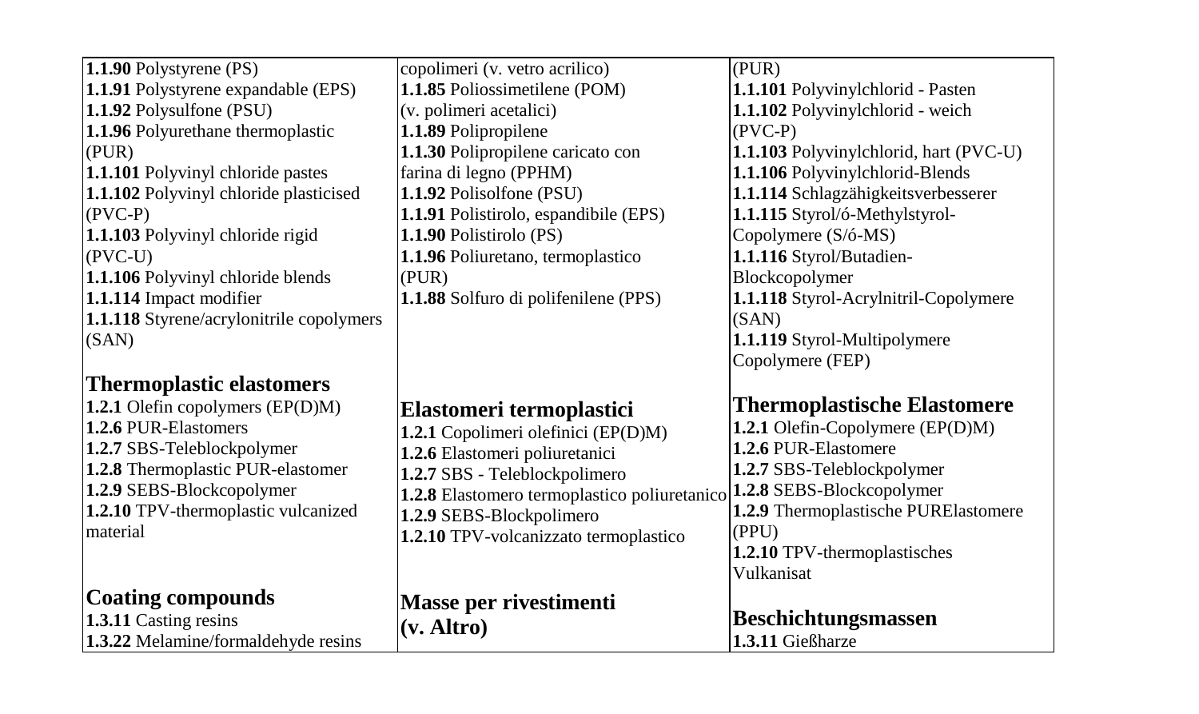| | | |
|---|---|---|
| **1.1.90** Polystyrene (PS)<br>**1.1.91** Polystyrene expandable (EPS)<br>**1.1.92** Polysulfone (PSU)<br>**1.1.96** Polyurethane thermoplastic (PUR)<br>**1.1.101** Polyvinyl chloride pastes<br>**1.1.102** Polyvinyl chloride plasticised (PVC-P)<br>**1.1.103** Polyvinyl chloride rigid (PVC-U)<br>**1.1.106** Polyvinyl chloride blends<br>**1.1.114** Impact modifier<br>**1.1.118** Styrene/acrylonitrile copolymers (SAN) | copolimeri (v. vetro acrilico)<br>**1.1.85** Poliossimetilene (POM) (v. polimeri acetalici)<br>**1.1.89** Polipropilene<br>**1.1.30** Polipropilene caricato con farina di legno (PPHM)<br>**1.1.92** Polisolfone (PSU)<br>**1.1.91** Polistirolo, espandibile (EPS)<br>**1.1.90** Polistirolo (PS)<br>**1.1.96** Poliuretano, termoplastico (PUR)<br>**1.1.88** Solfuro di polifenilene (PPS) | (PUR)<br>**1.1.101** Polyvinylchlorid - Pasten<br>**1.1.102** Polyvinylchlorid - weich (PVC-P)<br>**1.1.103** Polyvinylchlorid, hart (PVC-U)<br>**1.1.106** Polyvinylchlorid-Blends<br>**1.1.114** Schlagzähigkeitsverbesserer<br>**1.1.115** Styrol/ó-Methylstyrol-Copolymere (S/ó-MS)<br>**1.1.116** Styrol/Butadien-Blockcopolymer<br>**1.1.118** Styrol-Acrylnitril-Copolymere (SAN)<br>**1.1.119** Styrol-Multipolymere Copolymere (FEP) |
| **Thermoplastic elastomers**<br>**1.2.1** Olefin copolymers (EP(D)M)<br>**1.2.6** PUR-Elastomers<br>**1.2.7** SBS-Teleblockpolymer<br>**1.2.8** Thermoplastic PUR-elastomer<br>**1.2.9** SEBS-Blockcopolymer<br>**1.2.10** TPV-thermoplastic vulcanized material | **Elastomeri termoplastici**<br>**1.2.1** Copolimeri olefinici (EP(D)M)<br>**1.2.6** Elastomeri poliuretanici<br>**1.2.7** SBS - Teleblockpolimero<br>**1.2.8** Elastomero termoplastico poliuretanico<br>**1.2.9** SEBS-Blockpolimero<br>**1.2.10** TPV-volcanizzato termoplastico | **Thermoplastische Elastomere**<br>**1.2.1** Olefin-Copolymere (EP(D)M)<br>**1.2.6** PUR-Elastomere<br>**1.2.7** SBS-Teleblockpolymer<br>**1.2.8** SEBS-Blockcopolymer<br>**1.2.9** Thermoplastische PURElastomere (PPU)<br>**1.2.10** TPV-thermoplastisches Vulkanisat |
| **Coating compounds**<br>**1.3.11** Casting resins<br>**1.3.22** Melamine/formaldehyde resins | **Masse per rivestimenti (v. Altro)** | **Beschichtungsmassen**<br>**1.3.11** Gießharze |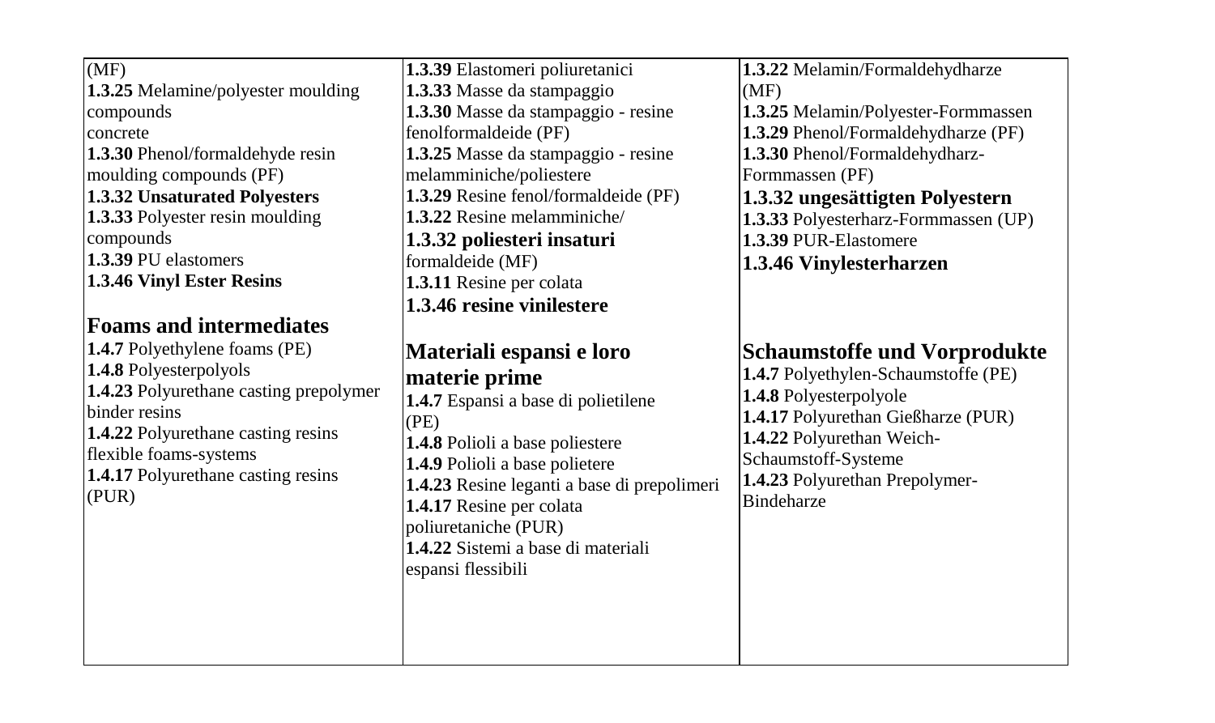| | | |
|---|---|---|
| (MF)<br>**1.3.25** Melamine/polyester moulding compounds<br>concrete<br>**1.3.30** Phenol/formaldehyde resin moulding compounds (PF)<br>**1.3.32 Unsaturated Polyesters**<br>**1.3.33** Polyester resin moulding compounds<br>**1.3.39** PU elastomers<br>**1.3.46 Vinyl Ester Resins**<br><br>**Foams and intermediates**<br>**1.4.7** Polyethylene foams (PE)<br>**1.4.8** Polyesterpolyols<br>**1.4.23** Polyurethane casting prepolymer binder resins<br>**1.4.22** Polyurethane casting resins flexible foams-systems<br>**1.4.17** Polyurethane casting resins (PUR) | **1.3.39** Elastomeri poliuretanici<br>**1.3.33** Masse da stampaggio<br>**1.3.30** Masse da stampaggio - resine fenolformaldeide (PF)<br>**1.3.25** Masse da stampaggio - resine melamminiche/poliestere<br>**1.3.29** Resine fenol/formaldeide (PF)<br>**1.3.22** Resine melamminiche/<br>**1.3.32 poliesteri insaturi**<br>formaldeide (MF)<br>**1.3.11** Resine per colata<br>**1.3.46 resine vinilestere**<br><br>**Materiali espansi e loro materie prime**<br>**1.4.7** Espansi a base di polietilene (PE)<br>**1.4.8** Polioli a base poliestere<br>**1.4.9** Polioli a base polietere<br>**1.4.23** Resine leganti a base di prepolimeri<br>**1.4.17** Resine per colata poliuretaniche (PUR)<br>**1.4.22** Sistemi a base di materiali espansi flessibili | **1.3.22** Melamin/Formaldehydharze (MF)<br>**1.3.25** Melamin/Polyester-Formmassen<br>**1.3.29** Phenol/Formaldehydharze (PF)<br>**1.3.30** Phenol/Formaldehydharz-Formmassen (PF)<br>**1.3.32 ungesättigten Polyestern**<br>**1.3.33** Polyesterharz-Formmassen (UP)<br>**1.3.39** PUR-Elastomere<br>**1.3.46 Vinylesterharzen**<br><br>**Schaumstoffe und Vorprodukte**<br>**1.4.7** Polyethylen-Schaumstoffe (PE)<br>**1.4.8** Polyesterpolyole<br>**1.4.17** Polyurethan Gießharze (PUR)<br>**1.4.22** Polyurethan Weich-Schaumstoff-Systeme<br>**1.4.23** Polyurethan Prepolymer-Bindeharze |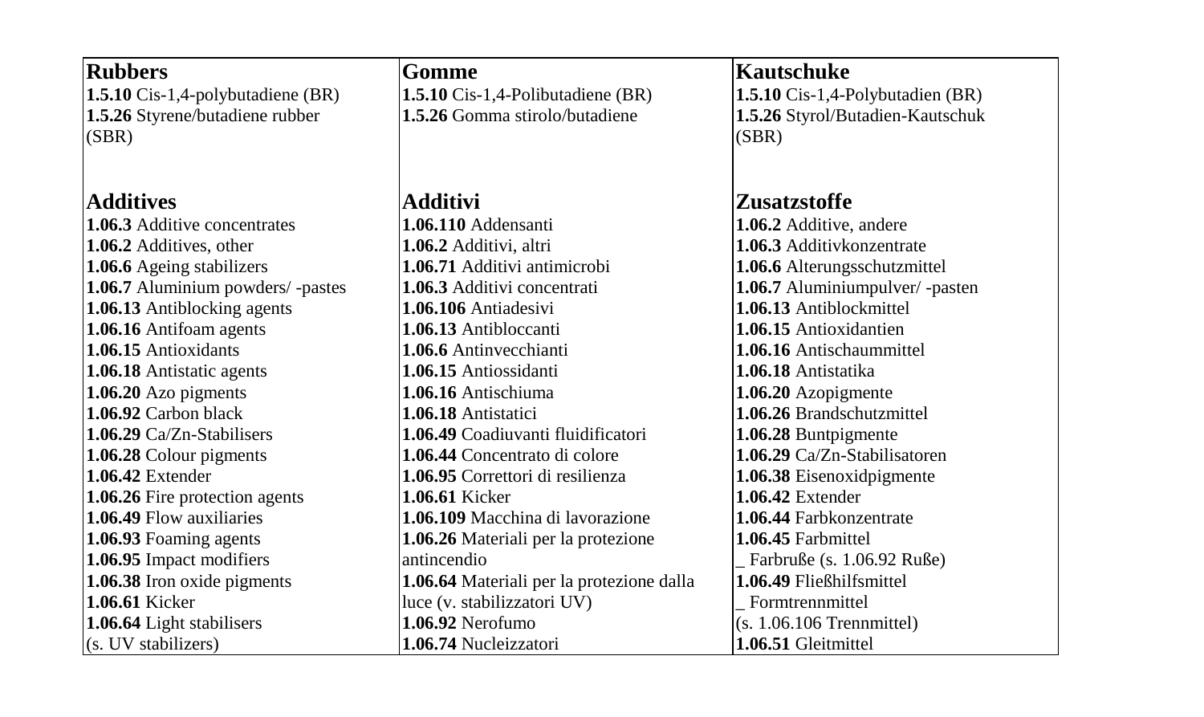| Rubbers | Gomme | Kautschuke |
|---|---|---|
| **1.5.10** Cis-1,4-polybutadiene (BR) | **1.5.10** Cis-1,4-Polibutadiene (BR) | **1.5.10** Cis-1,4-Polybutadien (BR) |
| **1.5.26** Styrene/butadiene rubber (SBR) | **1.5.26** Gomma stirolo/butadiene | **1.5.26** Styrol/Butadien-Kautschuk (SBR) |
| | | |
| **Additives** | **Additivi** | **Zusatzstoffe** |
| **1.06.3** Additive concentrates | **1.06.110** Addensanti | **1.06.2** Additive, andere |
| **1.06.2** Additives, other | **1.06.2** Additivi, altri | **1.06.3** Additivkonzentrate |
| **1.06.6** Ageing stabilizers | **1.06.71** Additivi antimicrobi | **1.06.6** Alterungsschutzmittel |
| **1.06.7** Aluminium powders/ -pastes | **1.06.3** Additivi concentrati | **1.06.7** Aluminiumpulver/ -pasten |
| **1.06.13** Antiblocking agents | **1.06.106** Antiadesivi | **1.06.13** Antiblockmittel |
| **1.06.16** Antifoam agents | **1.06.13** Antibloccanti | **1.06.15** Antioxidantien |
| **1.06.15** Antioxidants | **1.06.6** Antinvecchianti | **1.06.16** Antischaummittel |
| **1.06.18** Antistatic agents | **1.06.15** Antiossidanti | **1.06.18** Antistatika |
| **1.06.20** Azo pigments | **1.06.16** Antischiuma | **1.06.20** Azopigmente |
| **1.06.92** Carbon black | **1.06.18** Antistatici | **1.06.26** Brandschutzmittel |
| **1.06.29** Ca/Zn-Stabilisers | **1.06.49** Coadiuvanti fluidificatori | **1.06.28** Buntpigmente |
| **1.06.28** Colour pigments | **1.06.44** Concentrato di colore | **1.06.29** Ca/Zn-Stabilisatoren |
| **1.06.42** Extender | **1.06.95** Correttori di resilienza | **1.06.38** Eisenoxidpigmente |
| **1.06.26** Fire protection agents | **1.06.61** Kicker | **1.06.42** Extender |
| **1.06.49** Flow auxiliaries | **1.06.109** Macchina di lavorazione | **1.06.44** Farbkonzentrate |
| **1.06.93** Foaming agents | **1.06.26** Materiali per la protezione antincendio | **1.06.45** Farbmittel |
| **1.06.95** Impact modifiers | | _ Farbruße (s. 1.06.92 Ruße) |
| **1.06.38** Iron oxide pigments | **1.06.64** Materiali per la protezione dalla luce (v. stabilizzatori UV) | **1.06.49** Fließhilfsmittel |
| **1.06.61** Kicker | | _ Formtrennmittel (s. 1.06.106 Trennmittel) |
| **1.06.64** Light stabilisers (s. UV stabilizers) | **1.06.92** Nerofumo | |
| | **1.06.74** Nucleizzatori | **1.06.51** Gleitmittel |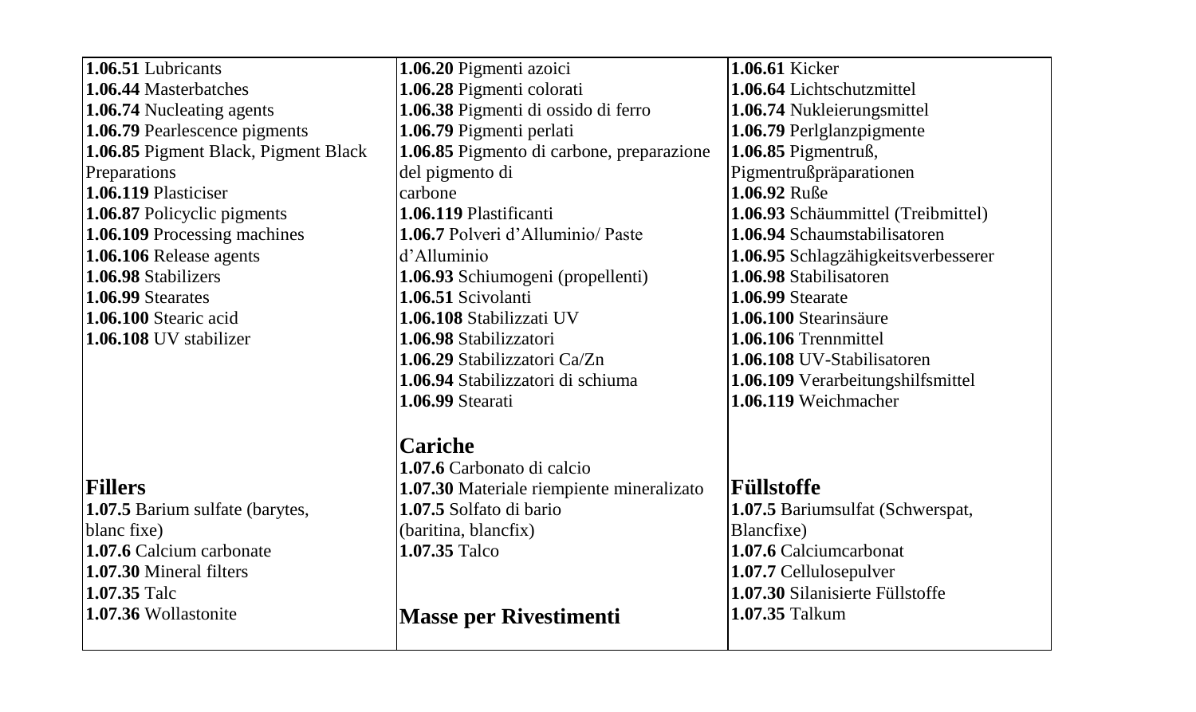| | | |
|---|---|---|
| **1.06.51** Lubricants<br>**1.06.44** Masterbatches<br>**1.06.74** Nucleating agents<br>**1.06.79** Pearlescence pigments<br>**1.06.85** Pigment Black, Pigment Black Preparations<br>**1.06.119** Plasticiser<br>**1.06.87** Policyclic pigments<br>**1.06.109** Processing machines<br>**1.06.106** Release agents<br>**1.06.98** Stabilizers<br>**1.06.99** Stearates<br>**1.06.100** Stearic acid<br>**1.06.108** UV stabilizer<br><br>**Fillers**<br>**1.07.5** Barium sulfate (barytes, blanc fixe)<br>**1.07.6** Calcium carbonate<br>**1.07.30** Mineral filters<br>**1.07.35** Talc<br>**1.07.36** Wollastonite | **1.06.20** Pigmenti azoici<br>**1.06.28** Pigmenti colorati<br>**1.06.38** Pigmenti di ossido di ferro<br>**1.06.79** Pigmenti perlati<br>**1.06.85** Pigmento di carbone, preparazione del pigmento di carbone<br>**1.06.119** Plastificanti<br>**1.06.7** Polveri d'Alluminio/ Paste d'Alluminio<br>**1.06.93** Schiumogeni (propellenti)<br>**1.06.51** Scivolanti<br>**1.06.108** Stabilizzati UV<br>**1.06.98** Stabilizzatori<br>**1.06.29** Stabilizzatori Ca/Zn<br>**1.06.94** Stabilizzatori di schiuma<br>**1.06.99** Stearati<br><br>**Cariche**<br>**1.07.6** Carbonato di calcio<br>**1.07.30** Materiale riempiente mineralizato<br>**1.07.5** Solfato di bario (baritina, blancfix)<br>**1.07.35** Talco<br><br>**Masse per Rivestimenti** | **1.06.61** Kicker<br>**1.06.64** Lichtschutzmittel<br>**1.06.74** Nukleierungsmittel<br>**1.06.79** Perlglanzpigmente<br>**1.06.85** Pigmentruß, Pigmentrußpräparationen<br>**1.06.92** Ruße<br>**1.06.93** Schäummittel (Treibmittel)<br>**1.06.94** Schaumstabilisatoren<br>**1.06.95** Schlagzähigkeitsverbesserer<br>**1.06.98** Stabilisatoren<br>**1.06.99** Stearate<br>**1.06.100** Stearinsäure<br>**1.06.106** Trennmittel<br>**1.06.108** UV-Stabilisatoren<br>**1.06.109** Verarbeitungshilfsmittel<br>**1.06.119** Weichmacher<br><br>**Füllstoffe**<br>**1.07.5** Bariumsulfat (Schwerspat, Blancfixe)<br>**1.07.6** Calciumcarbonat<br>**1.07.7** Cellulosepulver<br>**1.07.30** Silanisierte Füllstoffe<br>**1.07.35** Talkum |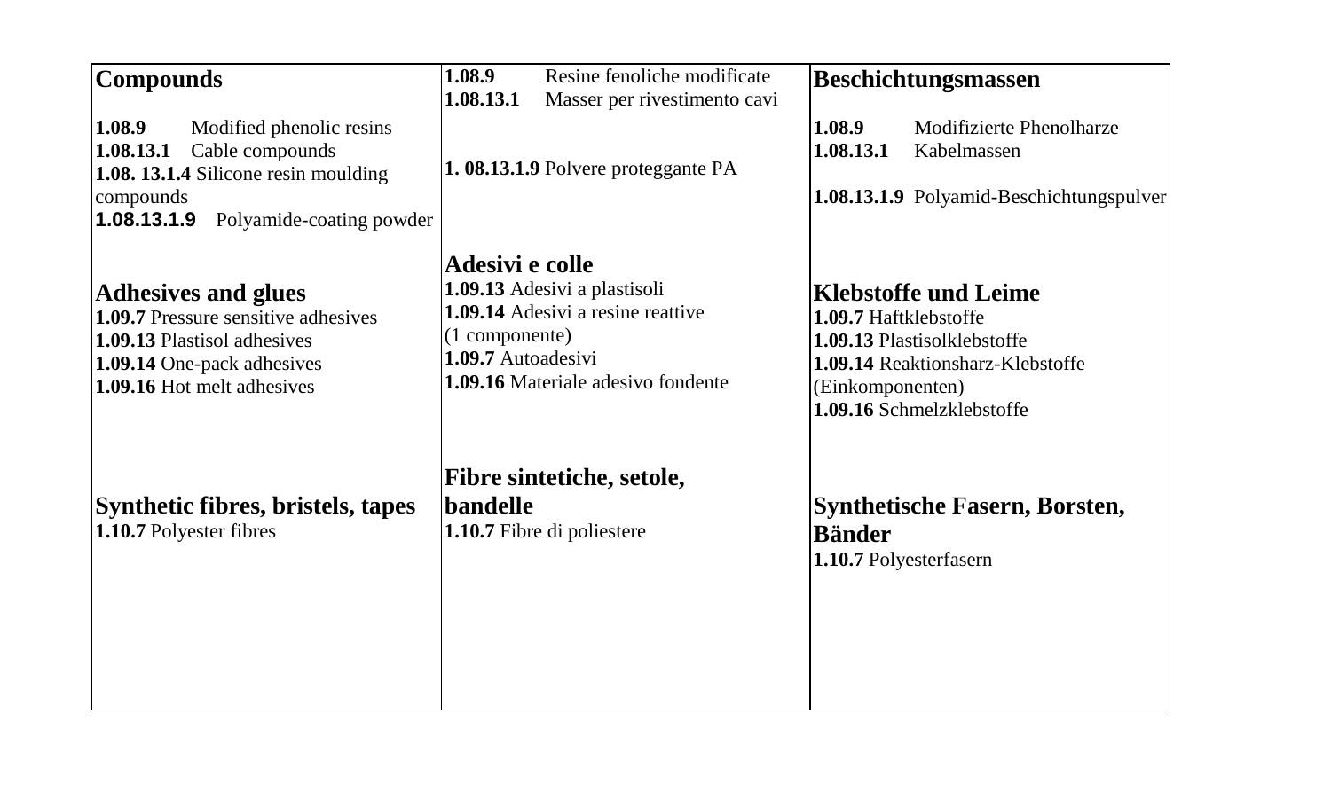| **Compounds**<br><br>**1.08.9** Modified phenolic resins<br>**1.08.13.1** Cable compounds<br>**1.08. 13.1.4** Silicone resin moulding compounds<br>**1.08.13.1.9** Polyamide-coating powder<br><br><br>**Adhesives and glues**<br>**1.09.7** Pressure sensitive adhesives<br>**1.09.13** Plastisol adhesives<br>**1.09.14** One-pack adhesives<br>**1.09.16** Hot melt adhesives<br><br><br>**Synthetic fibres, bristels, tapes**<br>**1.10.7** Polyester fibres | **1.08.9** Resine fenoliche modificate<br>**1.08.13.1** Masser per rivestimento cavi<br><br>**1. 08.13.1.9** Polvere proteggante PA<br><br><br>**Adesivi e colle**<br>**1.09.13** Adesivi a plastisoli<br>**1.09.14** Adesivi a resine reattive (1 componente)<br>**1.09.7** Autoadesivi<br>**1.09.16** Materiale adesivo fondente<br><br><br>**Fibre sintetiche, setole, bandelle**<br>**1.10.7** Fibre di poliestere | **Beschichtungsmassen**<br><br>**1.08.9** Modifizierte Phenolharze<br>**1.08.13.1** Kabelmassen<br><br>**1.08.13.1.9** Polyamid-Beschichtungspulver<br><br><br>**Klebstoffe und Leime**<br>**1.09.7** Haftklebstoffe<br>**1.09.13** Plastisolklebstoffe<br>**1.09.14** Reaktionsharz-Klebstoffe (Einkomponenten)<br>**1.09.16** Schmelzklebstoffe<br><br><br>**Synthetische Fasern, Borsten, Bänder**<br>**1.10.7** Polyesterfasern |
|---|---|---|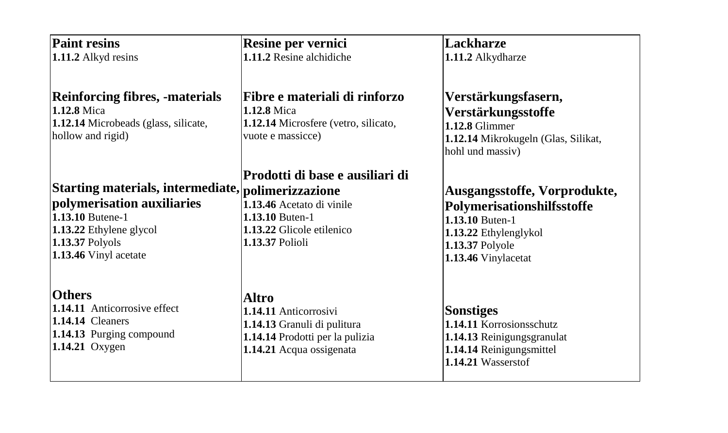| **Paint resins**<br>**1.11.2** Alkyd resins | **Resine per vernici**<br>**1.11.2** Resine alchidiche | **Lackharze**<br>**1.11.2** Alkydharze |
|---|---|---|
| **Reinforcing fibres, -materials**<br>**1.12.8** Mica<br>**1.12.14** Microbeads (glass, silicate, hollow and rigid) | **Fibre e materiali di rinforzo**<br>**1.12.8** Mica<br>**1.12.14** Microsfere (vetro, silicato, vuote e massicce) | **Verstärkungsfasern, Verstärkungsstoffe**<br>**1.12.8** Glimmer<br>**1.12.14** Mikrokugeln (Glas, Silikat, hohl und massiv) |
| **Starting materials, intermediate, polymerisation auxiliaries**<br>**1.13.10** Butene-1<br>**1.13.22** Ethylene glycol<br>**1.13.37** Polyols<br>**1.13.46** Vinyl acetate | **Prodotti di base e ausiliari di polimerizzazione**<br>**1.13.46** Acetato di vinile<br>**1.13.10** Buten-1<br>**1.13.22** Glicole etilenico<br>**1.13.37** Polioli | **Ausgangsstoffe, Vorprodukte, Polymerisationshilfsstoffe**<br>**1.13.10** Buten-1<br>**1.13.22** Ethylenglykol<br>**1.13.37** Polyole<br>**1.13.46** Vinylacetat |
| **Others**<br>**1.14.11** Anticorrosive effect<br>**1.14.14** Cleaners<br>**1.14.13** Purging compound<br>**1.14.21** Oxygen | **Altro**<br>**1.14.11** Anticorrosivi<br>**1.14.13** Granuli di pulitura<br>**1.14.14** Prodotti per la pulizia<br>**1.14.21** Acqua ossigenata | **Sonstiges**<br>**1.14.11** Korrosionsschutz<br>**1.14.13** Reinigungsgranulat<br>**1.14.14** Reinigungsmittel<br>**1.14.21** Wasserstof |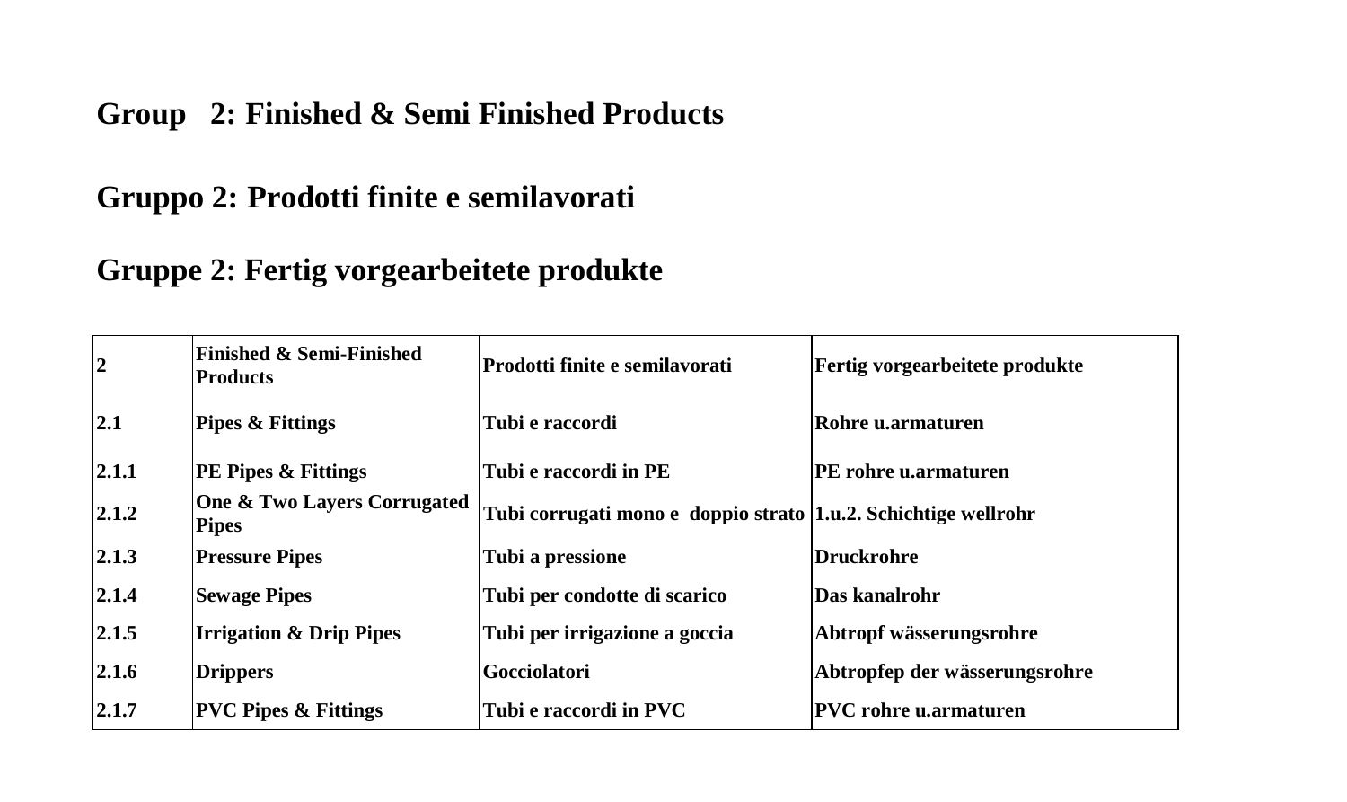# Group 2: Finished & Semi Finished Products

# Gruppo 2: Prodotti finite e semilavorati

# Gruppe 2: Fertig vorgearbeitete produkte

| **2** | **Finished & Semi-Finished Products** | **Prodotti finite e semilavorati** | **Fertig vorgearbeitete produkte** |
|---|---|---|---|
| **2.1** | **Pipes & Fittings** | **Tubi e raccordi** | **Rohre u.armaturen** |
| **2.1.1** | **PE Pipes & Fittings** | **Tubi e raccordi in PE** | **PE rohre u.armaturen** |
| **2.1.2** | **One & Two Layers Corrugated Pipes** | **Tubi corrugati mono e doppio strato** | **1.u.2. Schichtige wellrohr** |
| **2.1.3** | **Pressure Pipes** | **Tubi a pressione** | **Druckrohre** |
| **2.1.4** | **Sewage Pipes** | **Tubi per condotte di scarico** | **Das kanalrohr** |
| **2.1.5** | **Irrigation & Drip Pipes** | **Tubi per irrigazione a goccia** | **Abtropf wässerungsrohre** |
| **2.1.6** | **Drippers** | **Gocciolatori** | **Abtropfep der wässerungsrohre** |
| **2.1.7** | **PVC Pipes & Fittings** | **Tubi e raccordi in PVC** | **PVC rohre u.armaturen** |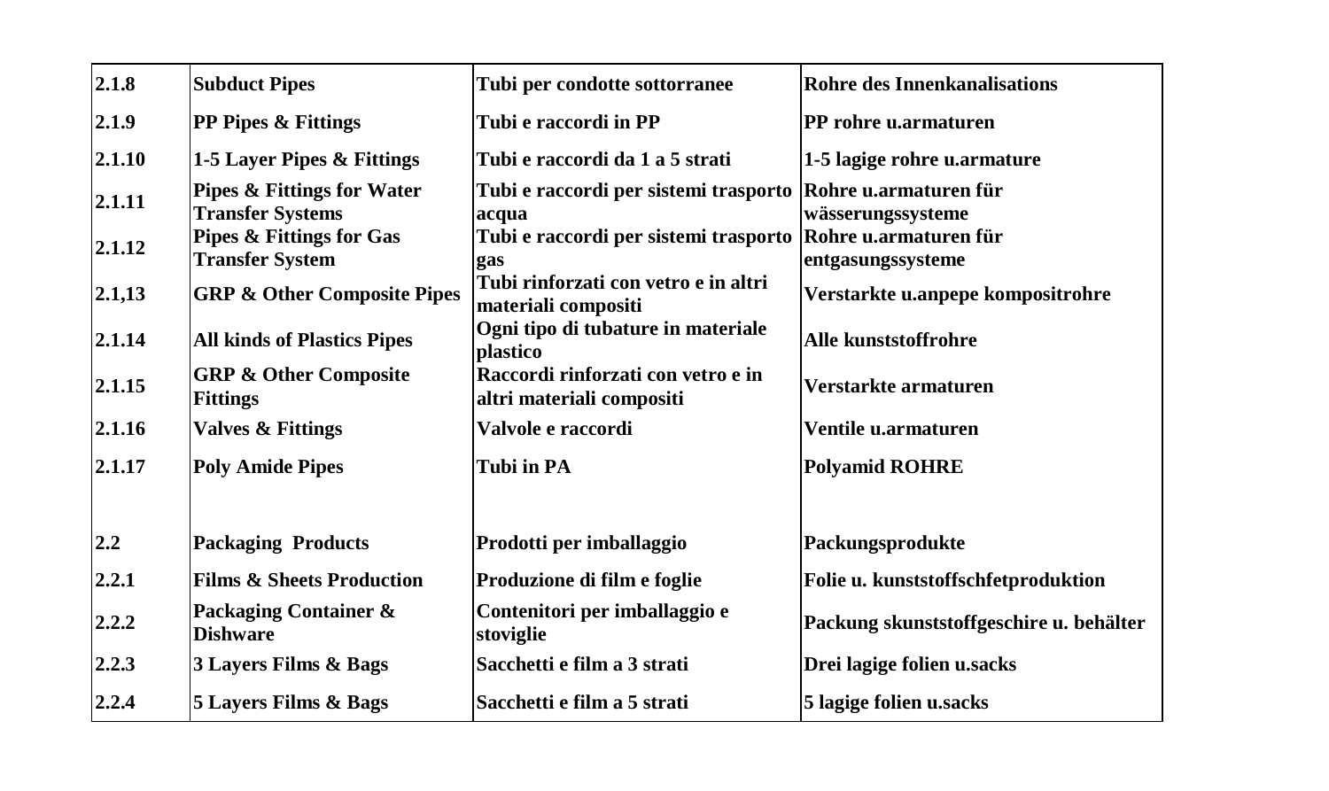| | | | |
|---|---|---|---|
| **2.1.8** | **Subduct Pipes** | **Tubi per condotte sottorranee** | **Rohre des Innenkanalisations** |
| **2.1.9** | **PP Pipes & Fittings** | **Tubi e raccordi in PP** | **PP rohre u.armaturen** |
| **2.1.10** | **1-5 Layer Pipes & Fittings** | **Tubi e raccordi da 1 a 5 strati** | **1-5 lagige rohre u.armature** |
| **2.1.11** | **Pipes & Fittings for Water Transfer Systems** | **Tubi e raccordi per sistemi trasporto acqua** | **Rohre u.armaturen für wässerungssysteme** |
| **2.1.12** | **Pipes & Fittings for Gas Transfer System** | **Tubi e raccordi per sistemi trasporto gas** | **Rohre u.armaturen für entgasungssysteme** |
| **2.1,13** | **GRP & Other Composite Pipes** | **Tubi rinforzati con vetro e in altri materiali compositi** | **Verstarkte u.anpepe kompositrohre** |
| **2.1.14** | **All kinds of Plastics Pipes** | **Ogni tipo di tubature in materiale plastico** | **Alle kunststoffrohre** |
| **2.1.15** | **GRP & Other Composite Fittings** | **Raccordi rinforzati con vetro e in altri materiali compositi** | **Verstarkte armaturen** |
| **2.1.16** | **Valves & Fittings** | **Valvole e raccordi** | **Ventile u.armaturen** |
| **2.1.17** | **Poly Amide Pipes** | **Tubi in PA** | **Polyamid ROHRE** |
| | | | |
| **2.2** | **Packaging Products** | **Prodotti per imballaggio** | **Packungsprodukte** |
| **2.2.1** | **Films & Sheets Production** | **Produzione di film e foglie** | **Folie u. kunststoffschfetproduktion** |
| **2.2.2** | **Packaging Container & Dishware** | **Contenitori per imballaggio e stoviglie** | **Packung skunststoffgeschire u. behälter** |
| **2.2.3** | **3 Layers Films & Bags** | **Sacchetti e film a 3 strati** | **Drei lagige folien u.sacks** |
| **2.2.4** | **5 Layers Films & Bags** | **Sacchetti e film a 5 strati** | **5 lagige folien u.sacks** |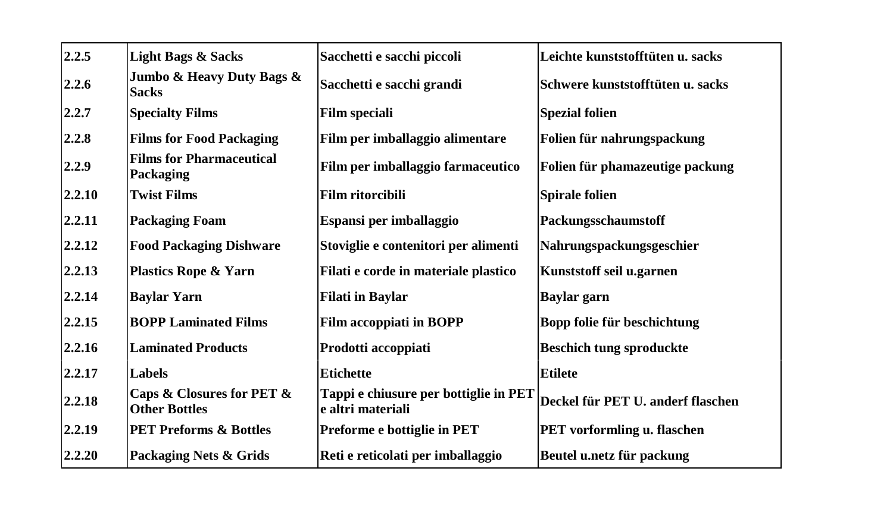| 2.2.5 | Light Bags & Sacks | Sacchetti e sacchi piccoli | Leichte kunststofftüten u. sacks |
|---|---|---|---|
| 2.2.6 | Jumbo & Heavy Duty Bags & Sacks | Sacchetti e sacchi grandi | Schwere kunststofftüten u. sacks |
| 2.2.7 | Specialty Films | Film speciali | Spezial folien |
| 2.2.8 | Films for Food Packaging | Film per imballaggio alimentare | Folien für nahrungspackung |
| 2.2.9 | Films for Pharmaceutical Packaging | Film per imballaggio farmaceutico | Folien für phamazeutige packung |
| 2.2.10 | Twist Films | Film ritorcibili | Spirale folien |
| 2.2.11 | Packaging Foam | Espansi per imballaggio | Packungsschaumstoff |
| 2.2.12 | Food Packaging Dishware | Stoviglie e contenitori per alimenti | Nahrungspackungsgeschier |
| 2.2.13 | Plastics Rope & Yarn | Filati e corde in materiale plastico | Kunststoff seil u.garnen |
| 2.2.14 | Baylar Yarn | Filati in Baylar | Baylar garn |
| 2.2.15 | BOPP Laminated Films | Film accoppiati in BOPP | Bopp folie für beschichtung |
| 2.2.16 | Laminated Products | Prodotti accoppiati | Beschich tung sproduckte |
| 2.2.17 | Labels | Etichette | Etilete |
| 2.2.18 | Caps & Closures for PET & Other Bottles | Tappi e chiusure per bottiglie in PET e altri materiali | Deckel für PET U. anderf flaschen |
| 2.2.19 | PET Preforms & Bottles | Preforme e bottiglie in PET | PET vorformling u. flaschen |
| 2.2.20 | Packaging Nets & Grids | Reti e reticolati per imballaggio | Beutel u.netz für packung |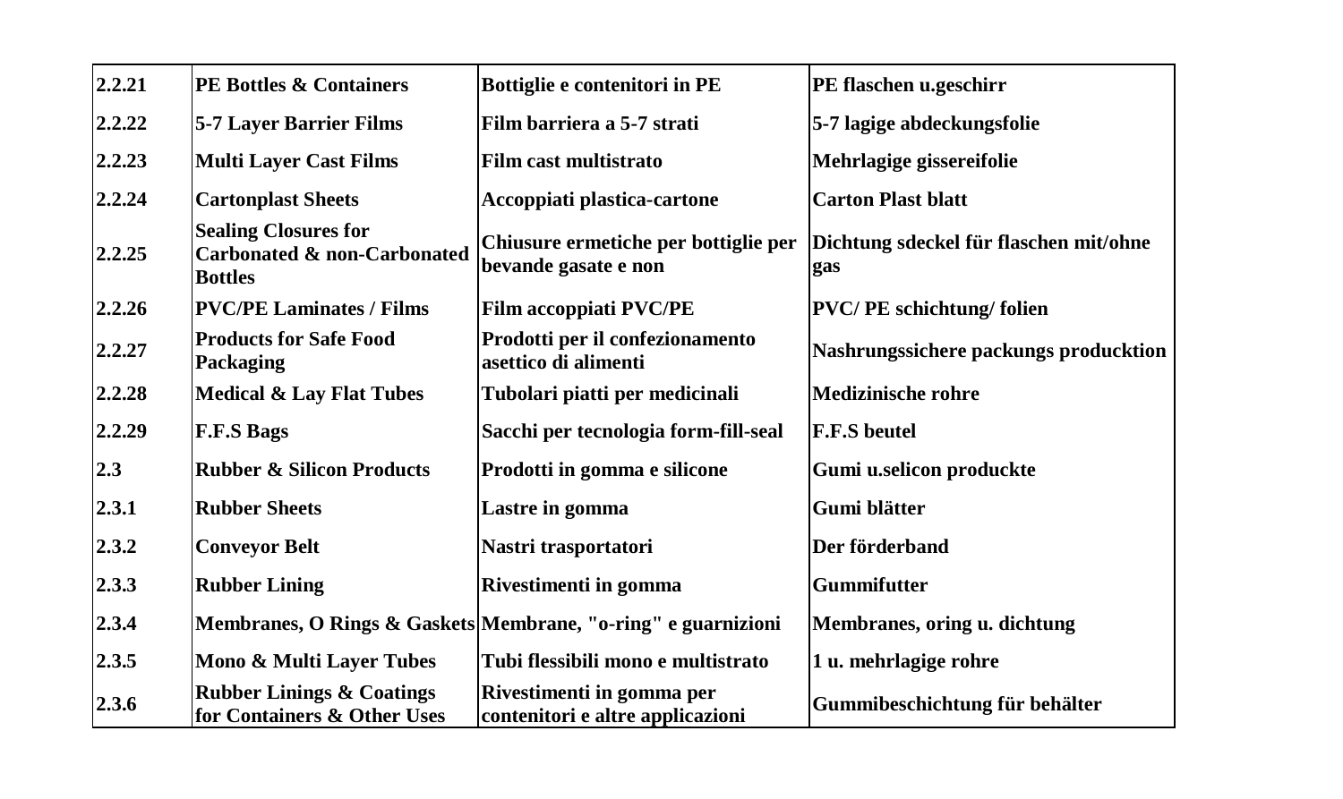| 2.2.21 | PE Bottles & Containers | Bottiglie e contenitori in PE | PE flaschen u.geschirr |
|---|---|---|---|
| 2.2.22 | 5-7 Layer Barrier Films | Film barriera a 5-7 strati | 5-7 lagige abdeckungsfolie |
| 2.2.23 | Multi Layer Cast Films | Film cast multistrato | Mehrlagige gissereifolie |
| 2.2.24 | Cartonplast Sheets | Accoppiati plastica-cartone | Carton Plast blatt |
| 2.2.25 | Sealing Closures for Carbonated & non-Carbonated Bottles | Chiusure ermetiche per bottiglie per bevande gasate e non | Dichtung sdeckel für flaschen mit/ohne gas |
| 2.2.26 | PVC/PE Laminates / Films | Film accoppiati PVC/PE | PVC/ PE schichtung/ folien |
| 2.2.27 | Products for Safe Food Packaging | Prodotti per il confezionamento asettico di alimenti | Nashrungssichere packungs producktion |
| 2.2.28 | Medical & Lay Flat Tubes | Tubolari piatti per medicinali | Medizinische rohre |
| 2.2.29 | F.F.S Bags | Sacchi per tecnologia form-fill-seal | F.F.S beutel |
| 2.3 | Rubber & Silicon Products | Prodotti in gomma e silicone | Gumi u.selicon produckte |
| 2.3.1 | Rubber Sheets | Lastre in gomma | Gumi blätter |
| 2.3.2 | Conveyor Belt | Nastri trasportatori | Der förderband |
| 2.3.3 | Rubber Lining | Rivestimenti in gomma | Gummifutter |
| 2.3.4 | Membranes, O Rings & Gaskets | Membrane, "o-ring" e guarnizioni | Membranes, oring u. dichtung |
| 2.3.5 | Mono & Multi Layer Tubes | Tubi flessibili mono e multistrato | 1 u. mehrlagige rohre |
| 2.3.6 | Rubber Linings & Coatings for Containers & Other Uses | Rivestimenti in gomma per contenitori e altre applicazioni | Gummibeschichtung für behälter |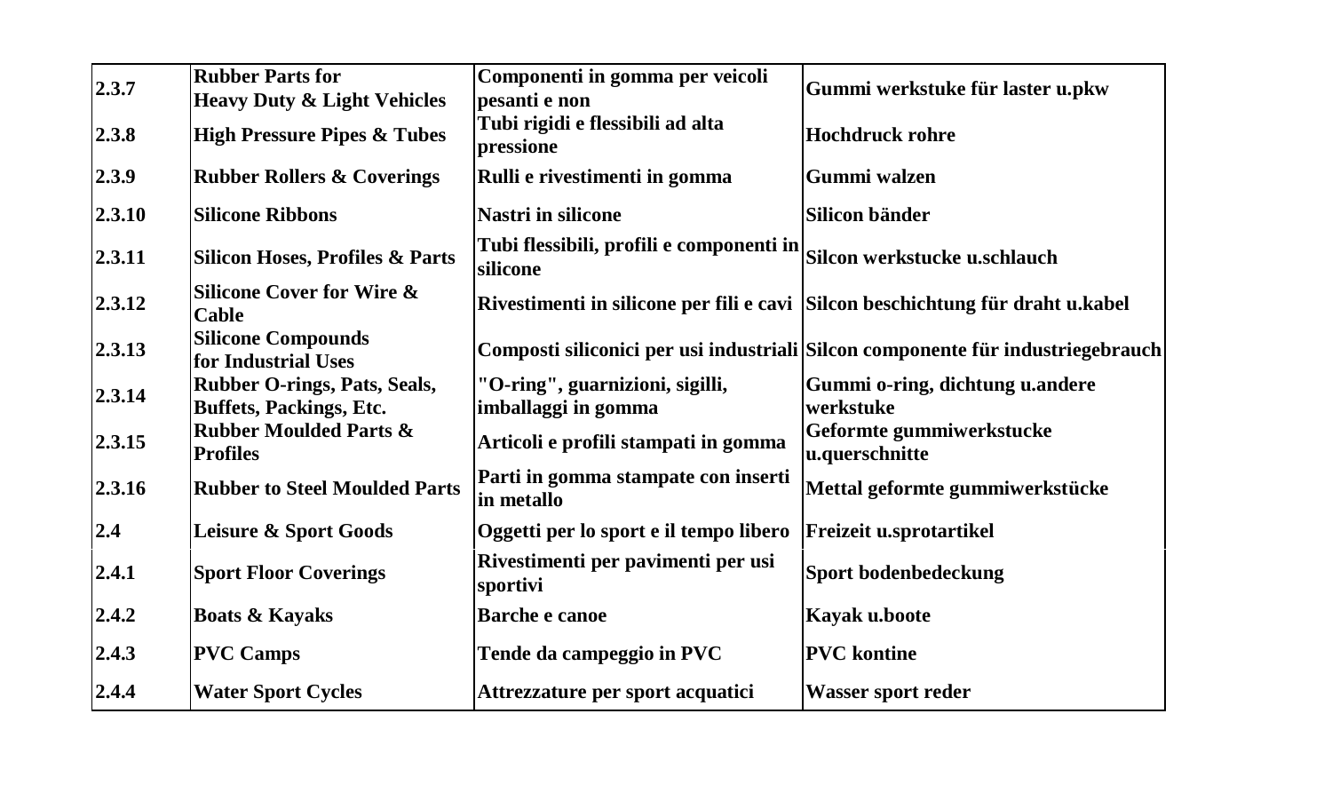| 2.3.7 | Rubber Parts for Heavy Duty & Light Vehicles | Componenti in gomma per veicoli pesanti e non | Gummi werkstuke für laster u.pkw |
|---|---|---|---|
| 2.3.8 | High Pressure Pipes & Tubes | Tubi rigidi e flessibili ad alta pressione | Hochdruck rohre |
| 2.3.9 | Rubber Rollers & Coverings | Rulli e rivestimenti in gomma | Gummi walzen |
| 2.3.10 | Silicone Ribbons | Nastri in silicone | Silicon bänder |
| 2.3.11 | Silicon Hoses, Profiles & Parts | Tubi flessibili, profili e componenti in silicone | Silcon werkstucke u.schlauch |
| 2.3.12 | Silicone Cover for Wire & Cable | Rivestimenti in silicone per fili e cavi | Silcon beschichtung für draht u.kabel |
| 2.3.13 | Silicone Compounds for Industrial Uses | Composti siliconici per usi industriali | Silcon componente für industriegebrauch |
| 2.3.14 | Rubber O-rings, Pats, Seals, Buffets, Packings, Etc. | "O-ring", guarnizioni, sigilli, imballaggi in gomma | Gummi o-ring, dichtung u.andere werkstuke |
| 2.3.15 | Rubber Moulded Parts & Profiles | Articoli e profili stampati in gomma | Geformte gummiwerkstucke u.querschnitte |
| 2.3.16 | Rubber to Steel Moulded Parts | Parti in gomma stampate con inserti in metallo | Mettal geformte gummiwerkstücke |
| 2.4 | Leisure & Sport Goods | Oggetti per lo sport e il tempo libero | Freizeit u.sprotartikel |
| 2.4.1 | Sport Floor Coverings | Rivestimenti per pavimenti per usi sportivi | Sport bodenbedeckung |
| 2.4.2 | Boats & Kayaks | Barche e canoe | Kayak u.boote |
| 2.4.3 | PVC Camps | Tende da campeggio in PVC | PVC kontine |
| 2.4.4 | Water Sport Cycles | Attrezzature per sport acquatici | Wasser sport reder |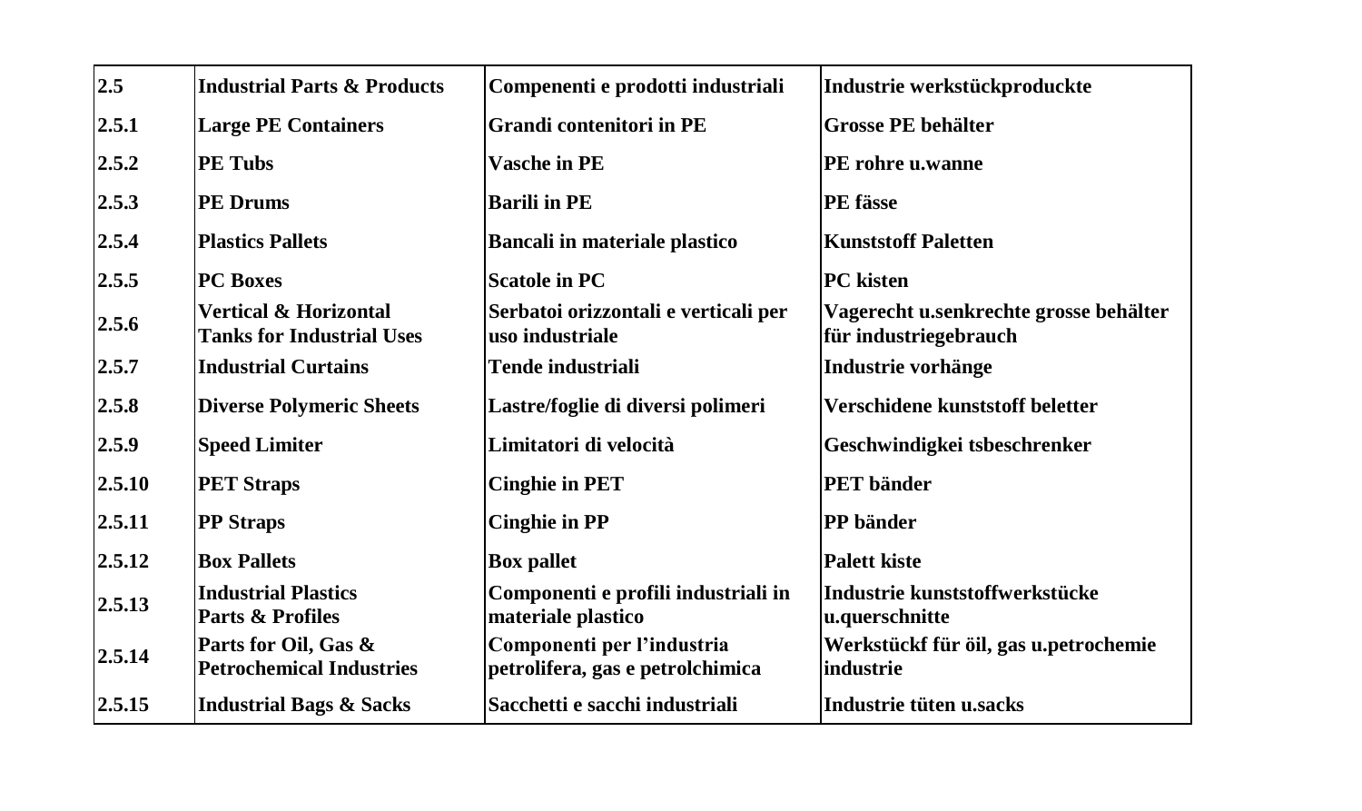| 2.5 | Industrial Parts & Products | Compenenti e prodotti industriali | Industrie werkstückproduckte |
|---|---|---|---|
| 2.5.1 | Large PE Containers | Grandi contenitori in PE | Grosse PE behälter |
| 2.5.2 | PE Tubs | Vasche in PE | PE rohre u.wanne |
| 2.5.3 | PE Drums | Barili in PE | PE fässe |
| 2.5.4 | Plastics Pallets | Bancali in materiale plastico | Kunststoff Paletten |
| 2.5.5 | PC Boxes | Scatole in PC | PC kisten |
| 2.5.6 | Vertical & Horizontal Tanks for Industrial Uses | Serbatoi orizzontali e verticali per uso industriale | Vagerecht u.senkrechte grosse behälter für industriegebrauch |
| 2.5.7 | Industrial Curtains | Tende industriali | Industrie vorhänge |
| 2.5.8 | Diverse Polymeric Sheets | Lastre/foglie di diversi polimeri | Verschidene kunststoff beletter |
| 2.5.9 | Speed Limiter | Limitatori di velocità | Geschwindigkei tsbeschrenker |
| 2.5.10 | PET Straps | Cinghie in PET | PET bänder |
| 2.5.11 | PP Straps | Cinghie in PP | PP bänder |
| 2.5.12 | Box Pallets | Box pallet | Palett kiste |
| 2.5.13 | Industrial Plastics Parts & Profiles | Componenti e profili industriali in materiale plastico | Industrie kunststoffwerkstücke u.querschnitte |
| 2.5.14 | Parts for Oil, Gas & Petrochemical Industries | Componenti per l'industria petrolifera, gas e petrolchimica | Werkstückf für öil, gas u.petrochemie industrie |
| 2.5.15 | Industrial Bags & Sacks | Sacchetti e sacchi industriali | Industrie tüten u.sacks |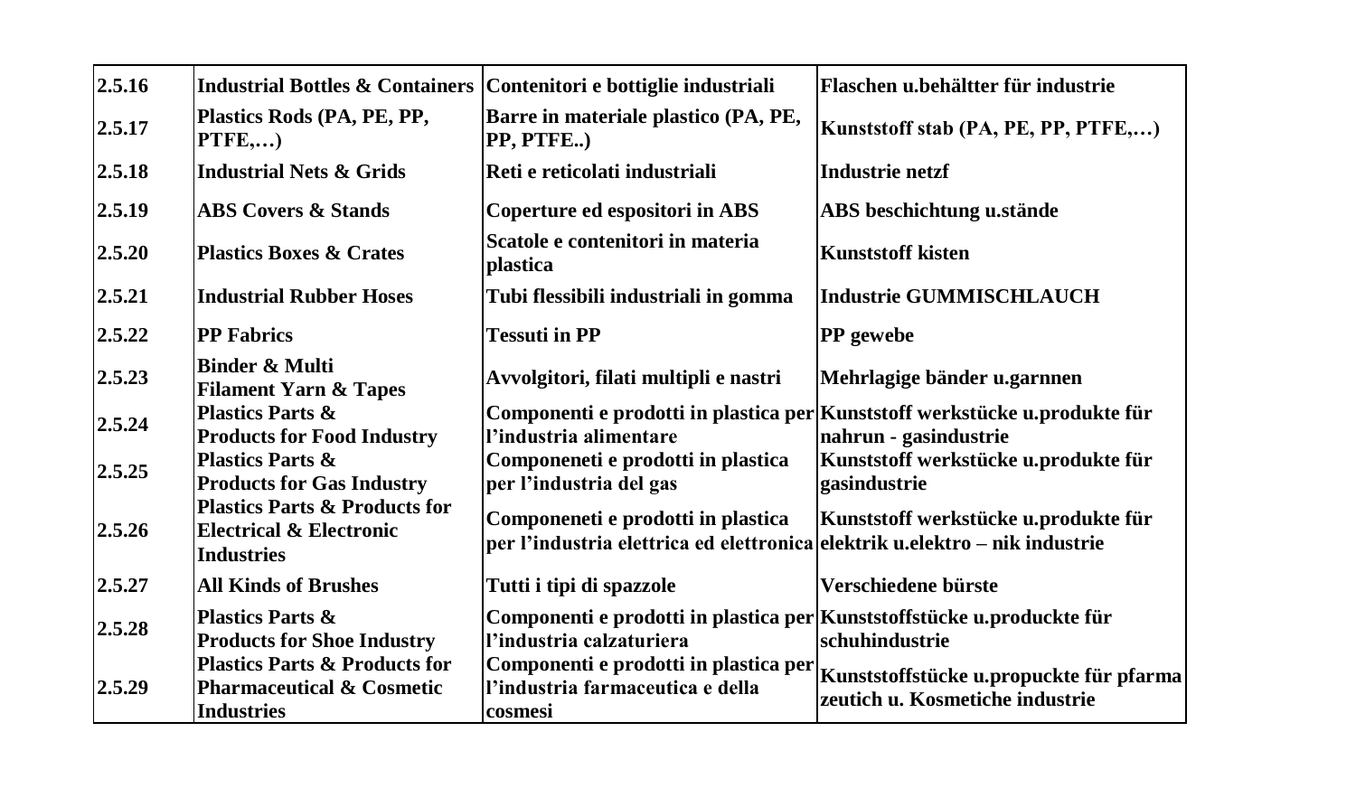| 2.5.16 | Industrial Bottles & Containers | Contenitori e bottiglie industriali | Flaschen u.behältter für industrie |
|---|---|---|---|
| 2.5.17 | Plastics Rods (PA, PE, PP, PTFE,…) | Barre in materiale plastico (PA, PE, PP, PTFE..) | Kunststoff stab (PA, PE, PP, PTFE,…) |
| 2.5.18 | Industrial Nets & Grids | Reti e reticolati industriali | Industrie netzf |
| 2.5.19 | ABS Covers & Stands | Coperture ed espositori in ABS | ABS beschichtung u.stände |
| 2.5.20 | Plastics Boxes & Crates | Scatole e contenitori in materia plastica | Kunststoff kisten |
| 2.5.21 | Industrial Rubber Hoses | Tubi flessibili industriali in gomma | Industrie GUMMISCHLAUCH |
| 2.5.22 | PP Fabrics | Tessuti in PP | PP gewebe |
| 2.5.23 | Binder & Multi Filament Yarn & Tapes | Avvolgitori, filati multipli e nastri | Mehrlagige bänder u.garnnen |
| 2.5.24 | Plastics Parts & Products for Food Industry | Componenti e prodotti in plastica per l'industria alimentare | Kunststoff werkstücke u.produkte für nahrun - gasindustrie |
| 2.5.25 | Plastics Parts & Products for Gas Industry | Componeneti e prodotti in plastica per l'industria del gas | Kunststoff werkstücke u.produkte für gasindustrie |
| 2.5.26 | Plastics Parts & Products for Electrical & Electronic Industries | Componeneti e prodotti in plastica per l'industria elettrica ed elettronica | Kunststoff werkstücke u.produkte für elektrik u.elektro – nik industrie |
| 2.5.27 | All Kinds of Brushes | Tutti i tipi di spazzole | Verschiedene bürste |
| 2.5.28 | Plastics Parts & Products for Shoe Industry | Componenti e prodotti in plastica per l'industria calzaturiera | Kunststoffstücke u.produckte für schuhindustrie |
| 2.5.29 | Plastics Parts & Products for Pharmaceutical & Cosmetic Industries | Componenti e prodotti in plastica per l'industria farmaceutica e della cosmesi | Kunststoffstücke u.propuckte für pfarma zeutich u. Kosmetiche industrie |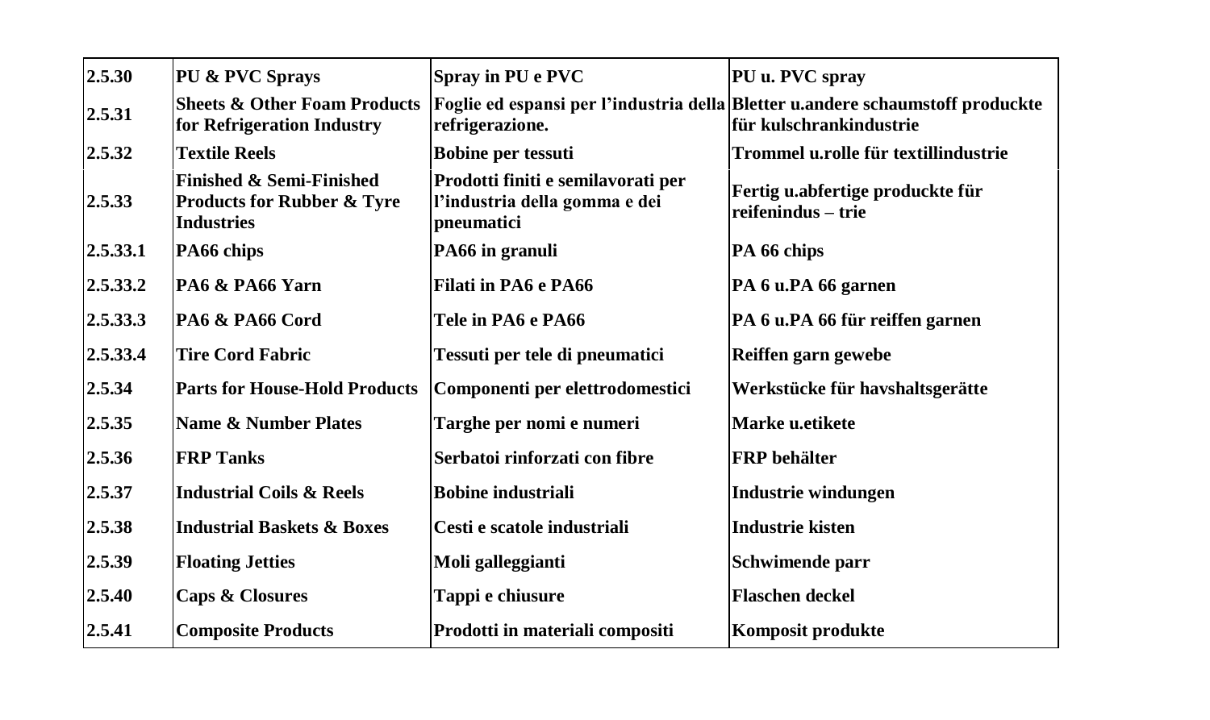| 2.5.30 | PU & PVC Sprays | Spray in PU e PVC | PU u. PVC spray |
|---|---|---|---|
| 2.5.31 | Sheets & Other Foam Products for Refrigeration Industry | Foglie ed espansi per l'industria della refrigerazione. | Bletter u.andere schaumstoff produckte für kulschrankindustrie |
| 2.5.32 | Textile Reels | Bobine per tessuti | Trommel u.rolle für textillindustrie |
| 2.5.33 | Finished & Semi-Finished Products for Rubber & Tyre Industries | Prodotti finiti e semilavorati per l'industria della gomma e dei pneumatici | Fertig u.abfertige produckte für reifenindus – trie |
| 2.5.33.1 | PA66 chips | PA66 in granuli | PA 66 chips |
| 2.5.33.2 | PA6 & PA66 Yarn | Filati in PA6 e PA66 | PA 6 u.PA 66 garnen |
| 2.5.33.3 | PA6 & PA66 Cord | Tele in PA6 e PA66 | PA 6 u.PA 66 für reiffen garnen |
| 2.5.33.4 | Tire Cord Fabric | Tessuti per tele di pneumatici | Reiffen garn gewebe |
| 2.5.34 | Parts for House-Hold Products | Componenti per elettrodomestici | Werkstücke für havshaltsgerätte |
| 2.5.35 | Name & Number Plates | Targhe per nomi e numeri | Marke u.etikete |
| 2.5.36 | FRP Tanks | Serbatoi rinforzati con fibre | FRP behälter |
| 2.5.37 | Industrial Coils & Reels | Bobine industriali | Industrie windungen |
| 2.5.38 | Industrial Baskets & Boxes | Cesti e scatole industriali | Industrie kisten |
| 2.5.39 | Floating Jetties | Moli galleggianti | Schwimende parr |
| 2.5.40 | Caps & Closures | Tappi e chiusure | Flaschen deckel |
| 2.5.41 | Composite Products | Prodotti in materiali compositi | Komposit produkte |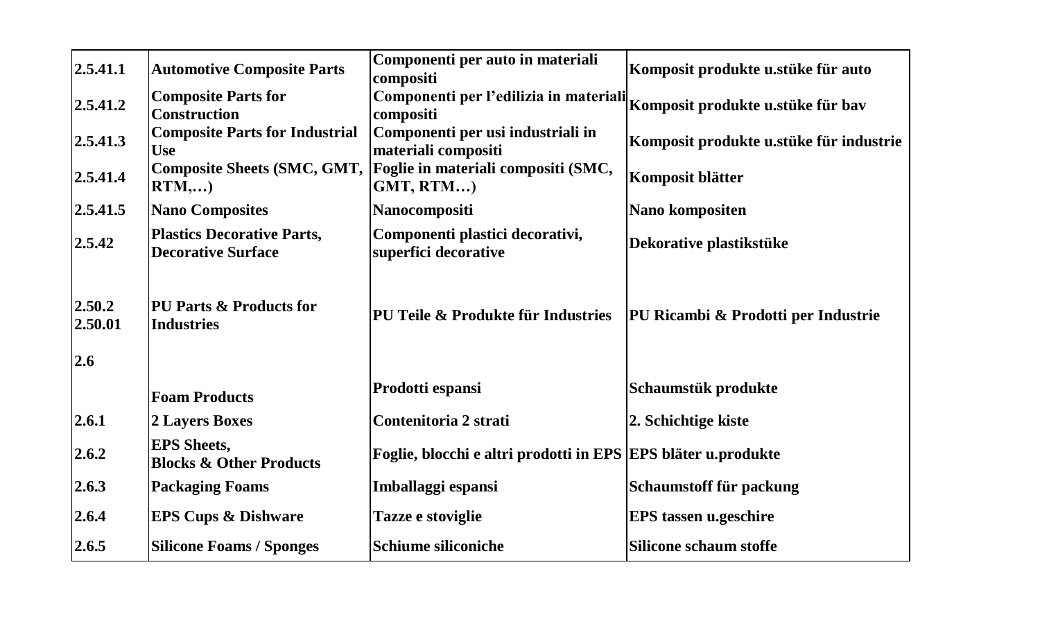| | | | |
|---|---|---|---|
| 2.5.41.1 | Automotive Composite Parts | Componenti per auto in materiali compositi | Komposit produkte u.stüke für auto |
| 2.5.41.2 | Composite Parts for Construction | Componenti per l'edilizia in materiali compositi | Komposit produkte u.stüke für bav |
| 2.5.41.3 | Composite Parts for Industrial Use | Componenti per usi industriali in materiali compositi | Komposit produkte u.stüke für industrie |
| 2.5.41.4 | Composite Sheets (SMC, GMT, RTM,…) | Foglie in materiali compositi (SMC, GMT, RTM…) | Komposit blätter |
| 2.5.41.5 | Nano Composites | Nanocompositi | Nano kompositen |
| 2.5.42 | Plastics Decorative Parts, Decorative Surface | Componenti plastici decorativi, superfici decorative | Dekorative plastikstüke |
| 2.50.2<br>2.50.01 | PU Parts & Products for Industries | PU Teile & Produkte für Industries | PU Ricambi & Prodotti per Industrie |
| 2.6 | Foam Products | Prodotti espansi | Schaumstük produkte |
| 2.6.1 | 2 Layers Boxes | Contenitoria 2 strati | 2. Schichtige kiste |
| 2.6.2 | EPS Sheets, Blocks & Other Products | Foglie, blocchi e altri prodotti in EPS | EPS bläter u.produkte |
| 2.6.3 | Packaging Foams | Imballaggi espansi | Schaumstoff für packung |
| 2.6.4 | EPS Cups & Dishware | Tazze e stoviglie | EPS tassen u.geschire |
| 2.6.5 | Silicone Foams / Sponges | Schiume siliconiche | Silicone schaum stoffe |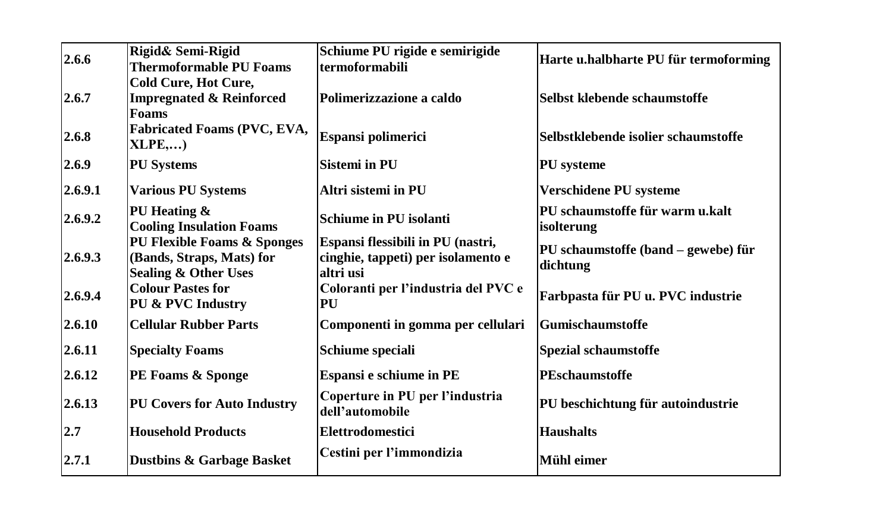| | | | |
|---|---|---|---|
| **2.6.6** | **Rigid& Semi-Rigid Thermoformable PU Foams** | **Schiume PU rigide e semirigide termoformabili** | **Harte u.halbharte PU für termoforming** |
| **2.6.7** | **Cold Cure, Hot Cure, Impregnated & Reinforced Foams** | **Polimerizzazione a caldo** | **Selbst klebende schaumstoffe** |
| **2.6.8** | **Fabricated Foams (PVC, EVA, XLPE,…)** | **Espansi polimerici** | **Selbstklebende isolier schaumstoffe** |
| **2.6.9** | **PU Systems** | **Sistemi in PU** | **PU systeme** |
| **2.6.9.1** | **Various PU Systems** | **Altri sistemi in PU** | **Verschidene PU systeme** |
| **2.6.9.2** | **PU Heating & Cooling Insulation Foams** | **Schiume in PU isolanti** | **PU schaumstoffe für warm u.kalt isolterung** |
| **2.6.9.3** | **PU Flexible Foams & Sponges (Bands, Straps, Mats) for Sealing & Other Uses** | **Espansi flessibili in PU (nastri, cinghie, tappeti) per isolamento e altri usi** | **PU schaumstoffe (band – gewebe) für dichtung** |
| **2.6.9.4** | **Colour Pastes for PU & PVC Industry** | **Coloranti per l'industria del PVC e PU** | **Farbpasta für PU u. PVC industrie** |
| **2.6.10** | **Cellular Rubber Parts** | **Componenti in gomma per cellulari** | **Gumischaumstoffe** |
| **2.6.11** | **Specialty Foams** | **Schiume speciali** | **Spezial schaumstoffe** |
| **2.6.12** | **PE Foams & Sponge** | **Espansi e schiume in PE** | **PEschaumstoffe** |
| **2.6.13** | **PU Covers for Auto Industry** | **Coperture in PU per l'industria dell'automobile** | **PU beschichtung für autoindustrie** |
| **2.7** | **Household Products** | **Elettrodomestici** | **Haushalts** |
| **2.7.1** | **Dustbins & Garbage Basket** | **Cestini per l'immondizia** | **Mühl eimer** |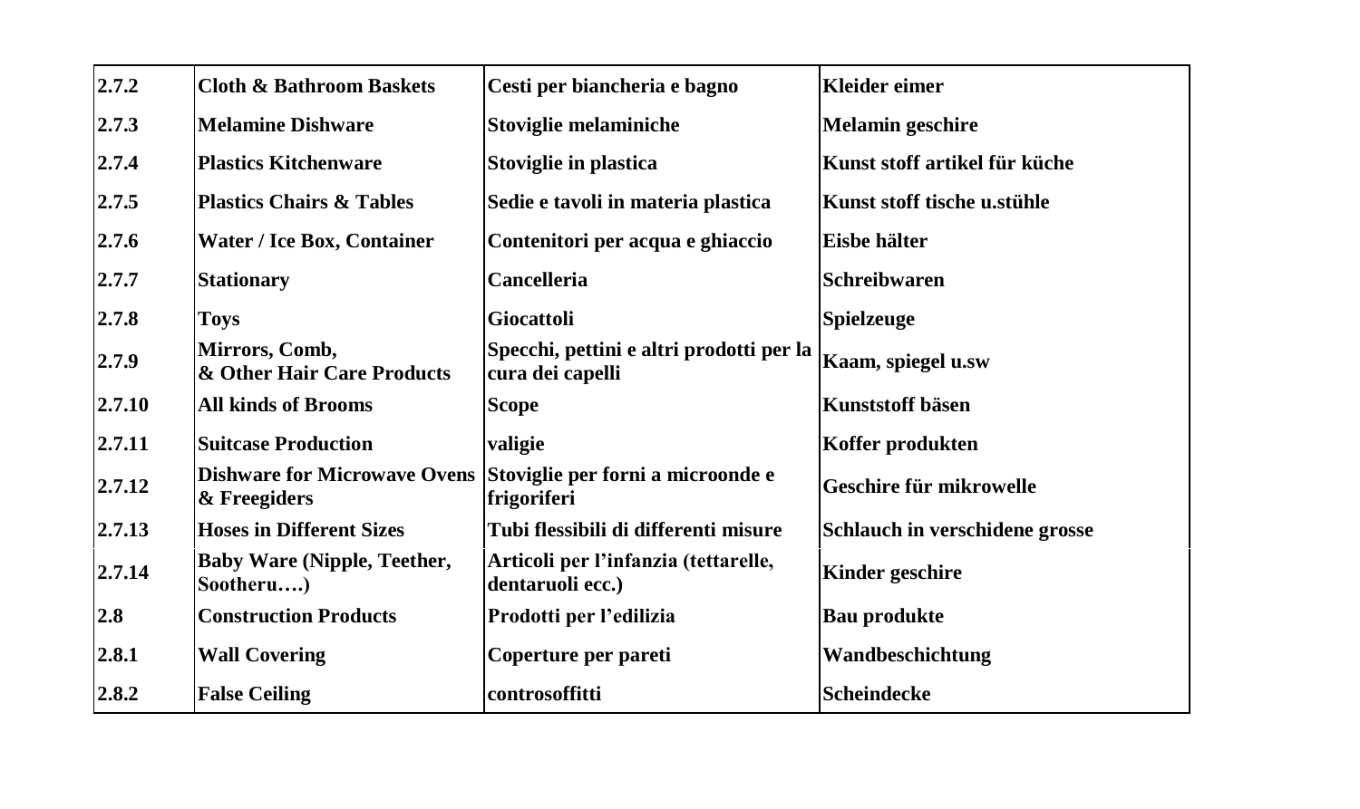| | | | |
|---|---|---|---|
| **2.7.2** | **Cloth & Bathroom Baskets** | **Cesti per biancheria e bagno** | **Kleider eimer** |
| **2.7.3** | **Melamine Dishware** | **Stoviglie melaminiche** | **Melamin geschire** |
| **2.7.4** | **Plastics Kitchenware** | **Stoviglie in plastica** | **Kunst stoff artikel für küche** |
| **2.7.5** | **Plastics Chairs & Tables** | **Sedie e tavoli in materia plastica** | **Kunst stoff tische u.stühle** |
| **2.7.6** | **Water / Ice Box, Container** | **Contenitori per acqua e ghiaccio** | **Eisbe hälter** |
| **2.7.7** | **Stationary** | **Cancelleria** | **Schreibwaren** |
| **2.7.8** | **Toys** | **Giocattoli** | **Spielzeuge** |
| **2.7.9** | **Mirrors, Comb, & Other Hair Care Products** | **Specchi, pettini e altri prodotti per la cura dei capelli** | **Kaam, spiegel u.sw** |
| **2.7.10** | **All kinds of Brooms** | **Scope** | **Kunststoff bäsen** |
| **2.7.11** | **Suitcase Production** | **valigie** | **Koffer produkten** |
| **2.7.12** | **Dishware for Microwave Ovens & Freegiders** | **Stoviglie per forni a microonde e frigoriferi** | **Geschire für mikrowelle** |
| **2.7.13** | **Hoses in Different Sizes** | **Tubi flessibili di differenti misure** | **Schlauch in verschidene grosse** |
| **2.7.14** | **Baby Ware (Nipple, Teether, Sootheru….)** | **Articoli per l'infanzia (tettarelle, dentaruoli ecc.)** | **Kinder geschire** |
| **2.8** | **Construction Products** | **Prodotti per l'edilizia** | **Bau produkte** |
| **2.8.1** | **Wall Covering** | **Coperture per pareti** | **Wandbeschichtung** |
| **2.8.2** | **False Ceiling** | **controsoffitti** | **Scheindecke** |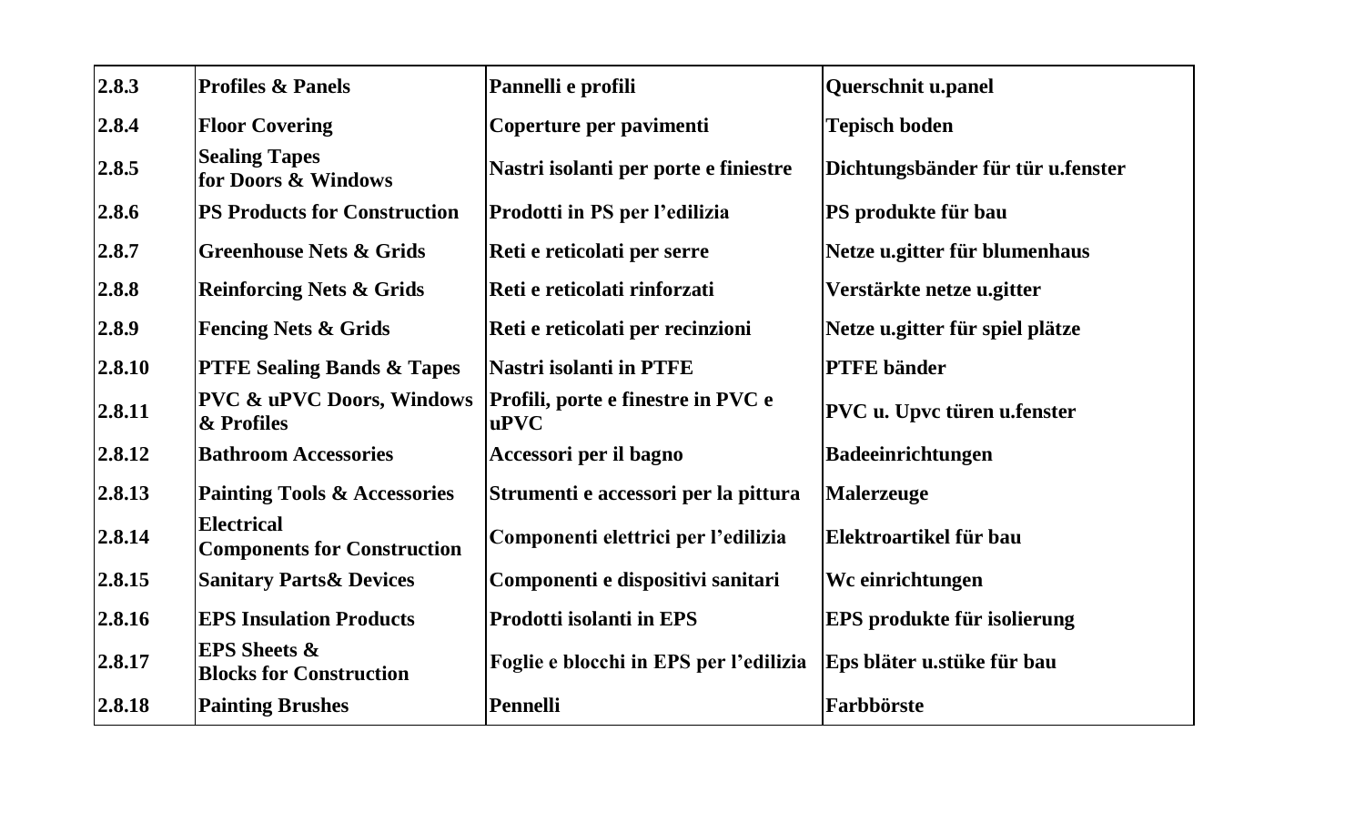| 2.8.3 | Profiles & Panels | Pannelli e profili | Querschnit u.panel |
|---|---|---|---|
| 2.8.4 | Floor Covering | Coperture per pavimenti | Tepisch boden |
| 2.8.5 | Sealing Tapes for Doors & Windows | Nastri isolanti per porte e finiestre | Dichtungsbänder für tür u.fenster |
| 2.8.6 | PS Products for Construction | Prodotti in PS per l’edilizia | PS produkte für bau |
| 2.8.7 | Greenhouse Nets & Grids | Reti e reticolati per serre | Netze u.gitter für blumenhaus |
| 2.8.8 | Reinforcing Nets & Grids | Reti e reticolati rinforzati | Verstärkte netze u.gitter |
| 2.8.9 | Fencing Nets & Grids | Reti e reticolati per recinzioni | Netze u.gitter für spiel plätze |
| 2.8.10 | PTFE Sealing Bands & Tapes | Nastri isolanti in PTFE | PTFE bänder |
| 2.8.11 | PVC & uPVC Doors, Windows & Profiles | Profili, porte e finestre in PVC e uPVC | PVC u. Upvc türen u.fenster |
| 2.8.12 | Bathroom Accessories | Accessori per il bagno | Badeeinrichtungen |
| 2.8.13 | Painting Tools & Accessories | Strumenti e accessori per la pittura | Malerzeuge |
| 2.8.14 | Electrical Components for Construction | Componenti elettrici per l’edilizia | Elektroartikel für bau |
| 2.8.15 | Sanitary Parts& Devices | Componenti e dispositivi sanitari | Wc einrichtungen |
| 2.8.16 | EPS Insulation Products | Prodotti isolanti in EPS | EPS produkte für isolierung |
| 2.8.17 | EPS Sheets & Blocks for Construction | Foglie e blocchi in EPS per l’edilizia | Eps bläter u.stüke für bau |
| 2.8.18 | Painting Brushes | Pennelli | Farbbörste |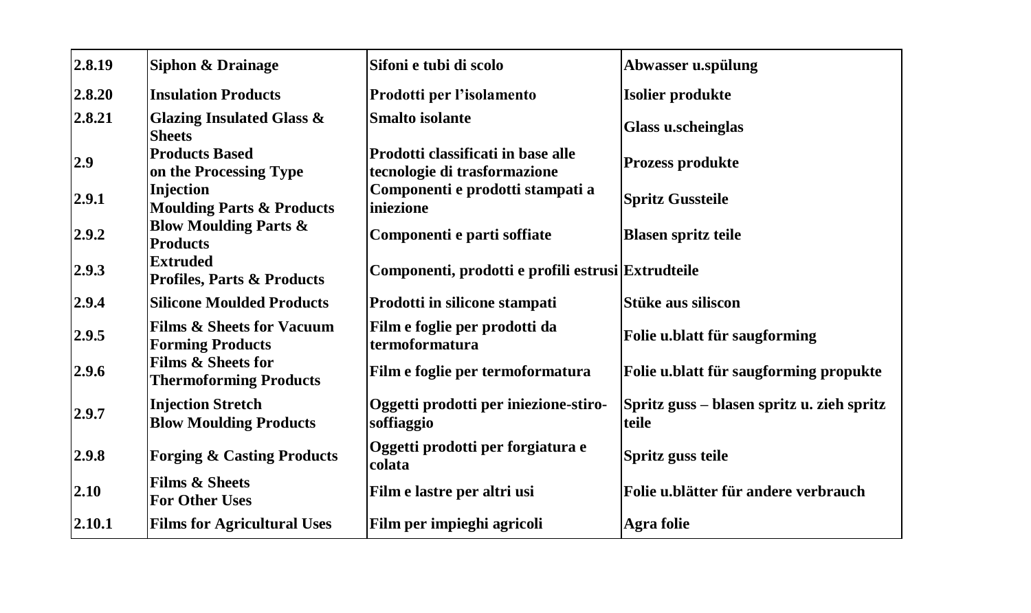| 2.8.19 | Siphon & Drainage | Sifoni e tubi di scolo | Abwasser u.spülung |
|---|---|---|---|
| 2.8.20 | Insulation Products | Prodotti per l'isolamento | Isolier produkte |
| 2.8.21 | Glazing Insulated Glass & Sheets | Smalto isolante | Glass u.scheinglas |
| 2.9 | Products Based on the Processing Type | Prodotti classificati in base alle tecnologie di trasformazione | Prozess produkte |
| 2.9.1 | Injection Moulding Parts & Products | Componenti e prodotti stampati a iniezione | Spritz Gussteile |
| 2.9.2 | Blow Moulding Parts & Products | Componenti e parti soffiate | Blasen spritz teile |
| 2.9.3 | Extruded Profiles, Parts & Products | Componenti, prodotti e profili estrusi | Extrudteile |
| 2.9.4 | Silicone Moulded Products | Prodotti in silicone stampati | Stüke aus siliscon |
| 2.9.5 | Films & Sheets for Vacuum Forming Products | Film e foglie per prodotti da termoformatura | Folie u.blatt für saugforming |
| 2.9.6 | Films & Sheets for Thermoforming Products | Film e foglie per termoformatura | Folie u.blatt für saugforming propukte |
| 2.9.7 | Injection Stretch Blow Moulding Products | Oggetti prodotti per iniezione-stiro-soffiaggio | Spritz guss – blasen spritz u. zieh spritz teile |
| 2.9.8 | Forging & Casting Products | Oggetti prodotti per forgiatura e colata | Spritz guss teile |
| 2.10 | Films & Sheets For Other Uses | Film e lastre per altri usi | Folie u.blätter für andere verbrauch |
| 2.10.1 | Films for Agricultural Uses | Film per impieghi agricoli | Agra folie |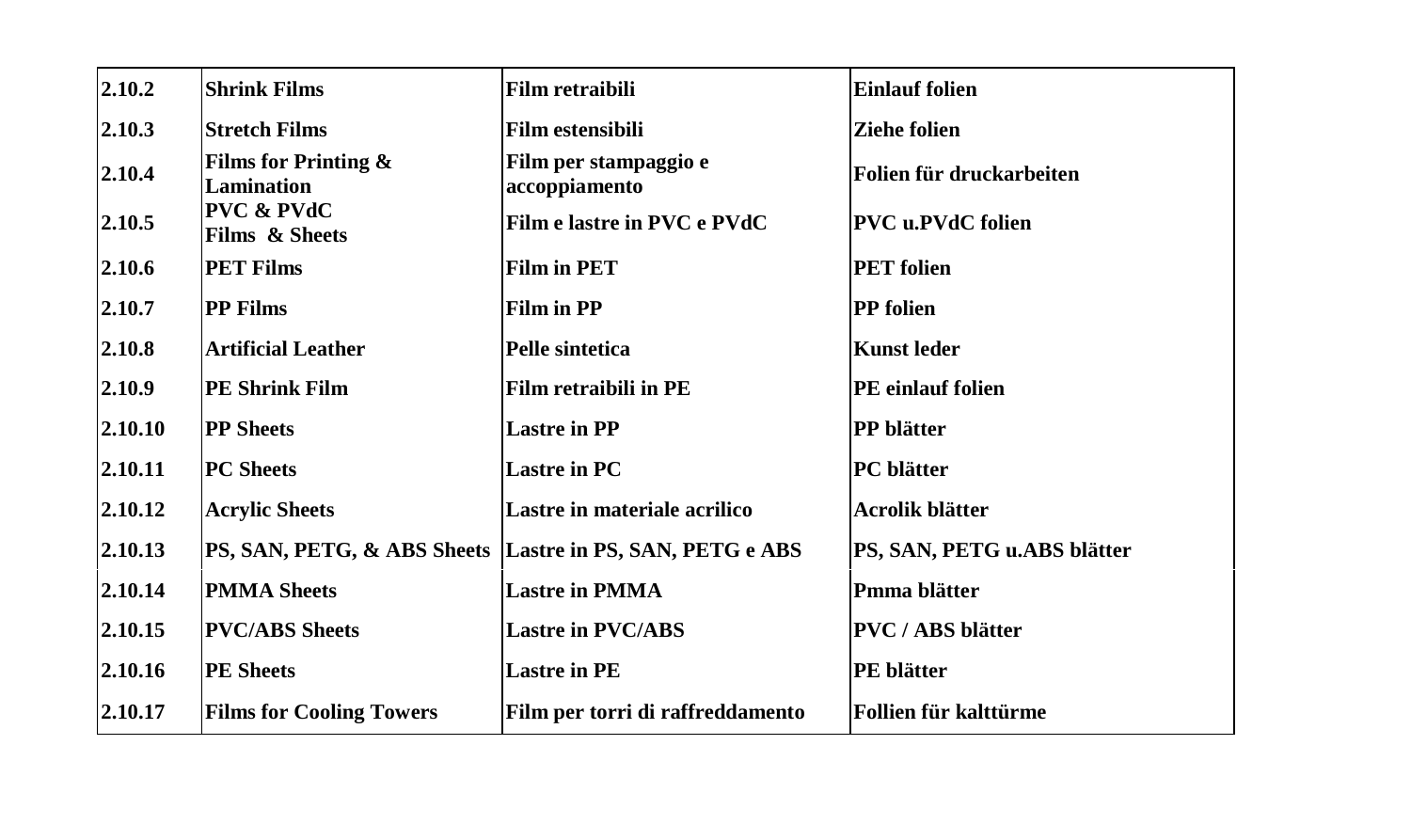| 2.10.2 | Shrink Films | Film retraibili | Einlauf folien |
|---|---|---|---|
| 2.10.3 | Stretch Films | Film estensibili | Ziehe folien |
| 2.10.4 | Films for Printing & Lamination | Film per stampaggio e accoppiamento | Folien für druckarbeiten |
| 2.10.5 | PVC & PVdC Films & Sheets | Film e lastre in PVC e PVdC | PVC u.PVdC folien |
| 2.10.6 | PET Films | Film in PET | PET folien |
| 2.10.7 | PP Films | Film in PP | PP folien |
| 2.10.8 | Artificial Leather | Pelle sintetica | Kunst leder |
| 2.10.9 | PE Shrink Film | Film retraibili in PE | PE einlauf folien |
| 2.10.10 | PP Sheets | Lastre in PP | PP blätter |
| 2.10.11 | PC Sheets | Lastre in PC | PC blätter |
| 2.10.12 | Acrylic Sheets | Lastre in materiale acrilico | Acrolik blätter |
| 2.10.13 | PS, SAN, PETG, & ABS Sheets | Lastre in PS, SAN, PETG e ABS | PS, SAN, PETG u.ABS blätter |
| 2.10.14 | PMMA Sheets | Lastre in PMMA | Pmma blätter |
| 2.10.15 | PVC/ABS Sheets | Lastre in PVC/ABS | PVC / ABS blätter |
| 2.10.16 | PE Sheets | Lastre in PE | PE blätter |
| 2.10.17 | Films for Cooling Towers | Film per torri di raffreddamento | Follien für kalttürme |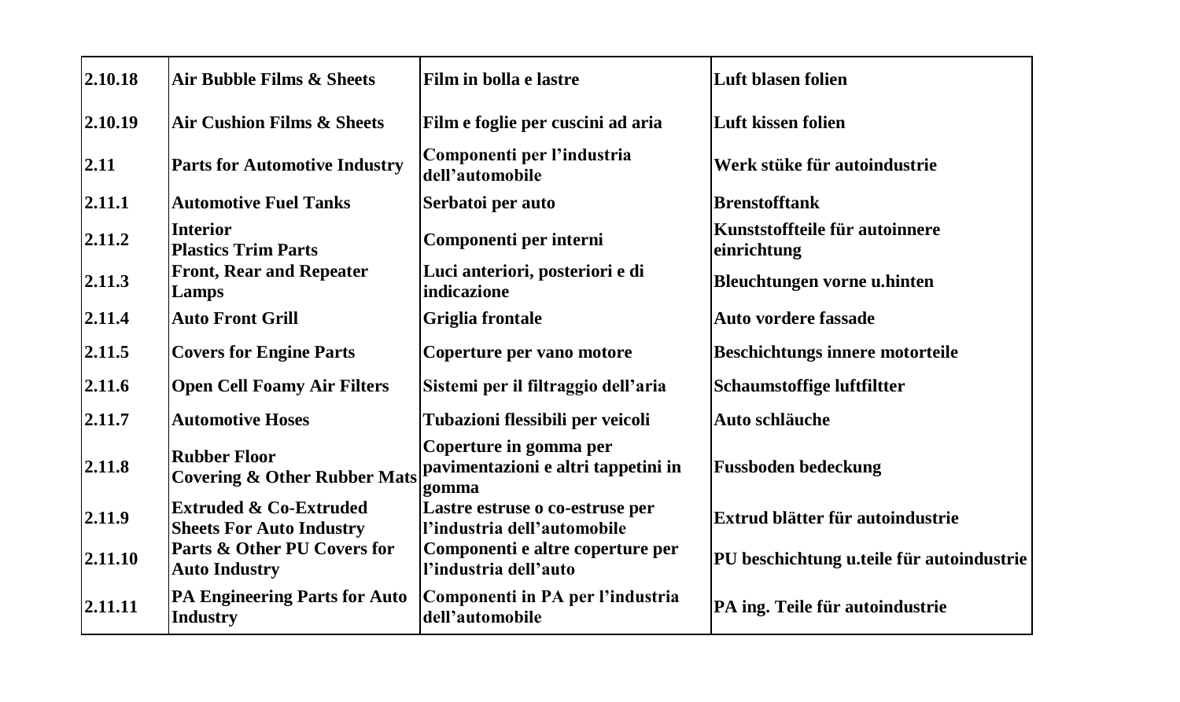| 2.10.18 | Air Bubble Films & Sheets | Film in bolla e lastre | Luft blasen folien |
|---|---|---|---|
| 2.10.19 | Air Cushion Films & Sheets | Film e foglie per cuscini ad aria | Luft kissen folien |
| 2.11 | Parts for Automotive Industry | Componenti per l'industria dell'automobile | Werk stüke für autoindustrie |
| 2.11.1 | Automotive Fuel Tanks | Serbatoi per auto | Brenstofftank |
| 2.11.2 | Interior Plastics Trim Parts | Componenti per interni | Kunststoffteile für autoinnere einrichtung |
| 2.11.3 | Front, Rear and Repeater Lamps | Luci anteriori, posteriori e di indicazione | Bleuchtungen vorne u.hinten |
| 2.11.4 | Auto Front Grill | Griglia frontale | Auto vordere fassade |
| 2.11.5 | Covers for Engine Parts | Coperture per vano motore | Beschichtungs innere motorteile |
| 2.11.6 | Open Cell Foamy Air Filters | Sistemi per il filtraggio dell'aria | Schaumstoffige luftfiltter |
| 2.11.7 | Automotive Hoses | Tubazioni flessibili per veicoli | Auto schläuche |
| 2.11.8 | Rubber Floor Covering & Other Rubber Mats | Coperture in gomma per pavimentazioni e altri tappetini in gomma | Fussboden bedeckung |
| 2.11.9 | Extruded & Co-Extruded Sheets For Auto Industry | Lastre estruse o co-estruse per l'industria dell'automobile | Extrud blätter für autoindustrie |
| 2.11.10 | Parts & Other PU Covers for Auto Industry | Componenti e altre coperture per l'industria dell'auto | PU beschichtung u.teile für autoindustrie |
| 2.11.11 | PA Engineering Parts for Auto Industry | Componenti in PA per l'industria dell'automobile | PA ing. Teile für autoindustrie |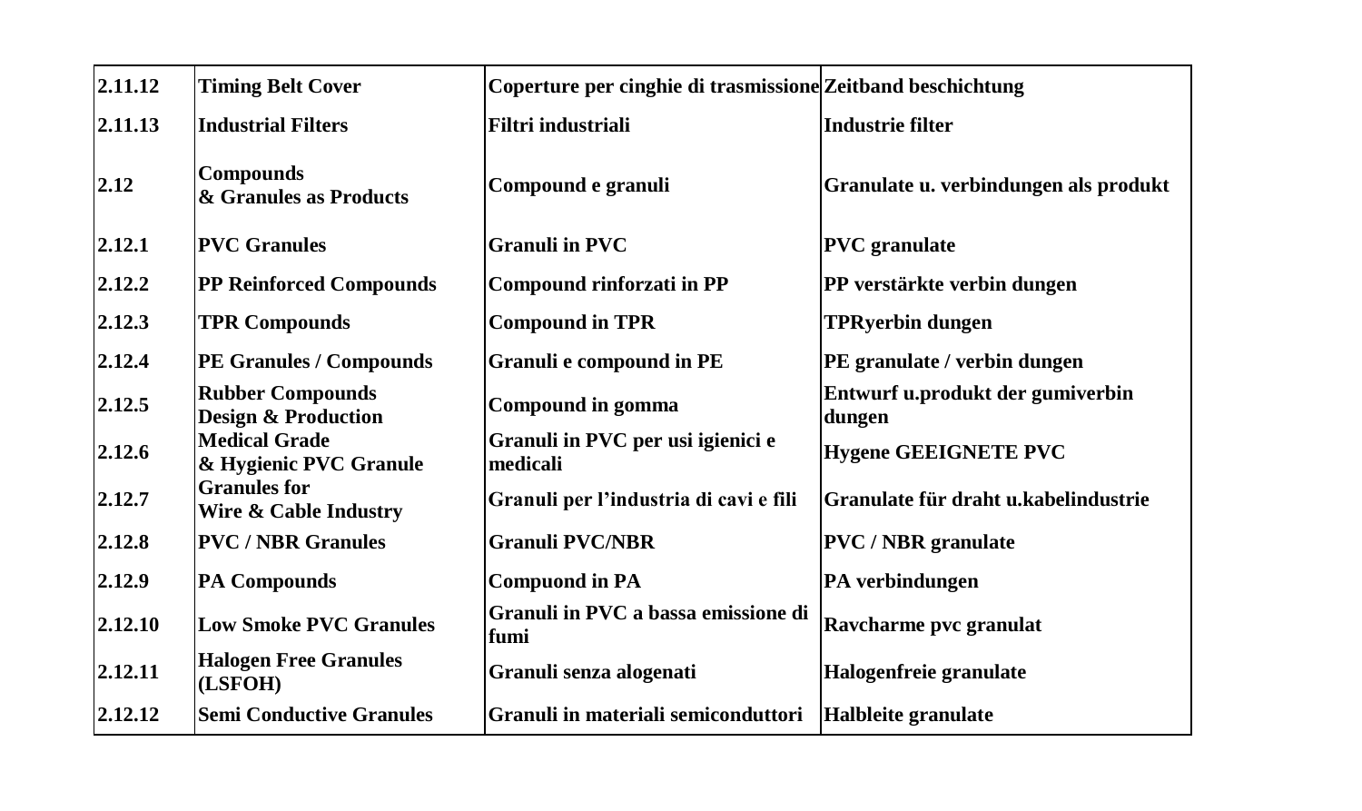| 2.11.12 | Timing Belt Cover | Coperture per cinghie di trasmissione | Zeitband beschichtung |
|---|---|---|---|
| 2.11.13 | Industrial Filters | Filtri industriali | Industrie filter |
| 2.12 | Compounds & Granules as Products | Compound e granuli | Granulate u. verbindungen als produkt |
| 2.12.1 | PVC Granules | Granuli in PVC | PVC granulate |
| 2.12.2 | PP Reinforced Compounds | Compound rinforzati in PP | PP verstärkte verbin dungen |
| 2.12.3 | TPR Compounds | Compound in TPR | TPRyerbin dungen |
| 2.12.4 | PE Granules / Compounds | Granuli e compound in PE | PE granulate / verbin dungen |
| 2.12.5 | Rubber Compounds Design & Production | Compound in gomma | Entwurf u.produkt der gumiverbin dungen |
| 2.12.6 | Medical Grade & Hygienic PVC Granule | Granuli in PVC per usi igienici e medicali | Hygene GEEIGNETE PVC |
| 2.12.7 | Granules for Wire & Cable Industry | Granuli per l'industria di cavi e fili | Granulate für draht u.kabelindustrie |
| 2.12.8 | PVC / NBR Granules | Granuli PVC/NBR | PVC / NBR granulate |
| 2.12.9 | PA Compounds | Compuond in PA | PA verbindungen |
| 2.12.10 | Low Smoke PVC Granules | Granuli in PVC a bassa emissione di fumi | Ravcharme pvc granulat |
| 2.12.11 | Halogen Free Granules (LSFOH) | Granuli senza alogenati | Halogenfreie granulate |
| 2.12.12 | Semi Conductive Granules | Granuli in materiali semiconduttori | Halbleite granulate |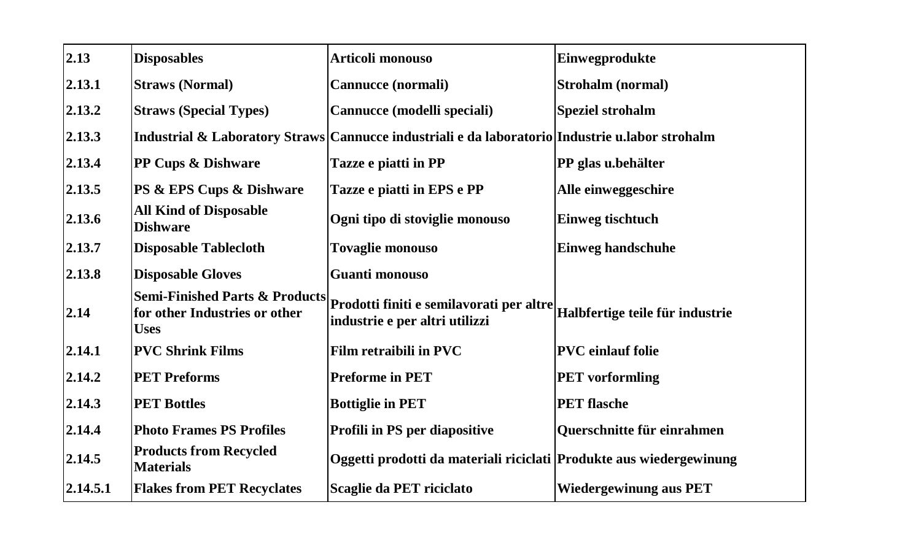| 2.13 | Disposables | Articoli monouso | Einwegprodukte |
|---|---|---|---|
| 2.13.1 | Straws (Normal) | Cannucce (normali) | Strohalm (normal) |
| 2.13.2 | Straws (Special Types) | Cannucce (modelli speciali) | Speziel strohalm |
| 2.13.3 | Industrial & Laboratory Straws | Cannucce industriali e da laboratorio | Industrie u.labor strohalm |
| 2.13.4 | PP Cups & Dishware | Tazze e piatti in PP | PP glas u.behälter |
| 2.13.5 | PS & EPS Cups & Dishware | Tazze e piatti in EPS e PP | Alle einweggeschire |
| 2.13.6 | All Kind of Disposable Dishware | Ogni tipo di stoviglie monouso | Einweg tischtuch |
| 2.13.7 | Disposable Tablecloth | Tovaglie monouso | Einweg handschuhe |
| 2.13.8 | Disposable Gloves | Guanti monouso | |
| 2.14 | Semi-Finished Parts & Products for other Industries or other Uses | Prodotti finiti e semilavorati per altre industrie e per altri utilizzi | Halbfertige teile für industrie |
| 2.14.1 | PVC Shrink Films | Film retraibili in PVC | PVC einlauf folie |
| 2.14.2 | PET Preforms | Preforme in PET | PET vorformling |
| 2.14.3 | PET Bottles | Bottiglie in PET | PET flasche |
| 2.14.4 | Photo Frames PS Profiles | Profili in PS per diapositive | Querschnitte für einrahmen |
| 2.14.5 | Products from Recycled Materials | Oggetti prodotti da materiali riciclati | Produkte aus wiedergewinung |
| 2.14.5.1 | Flakes from PET Recyclates | Scaglie da PET riciclato | Wiedergewinung aus PET |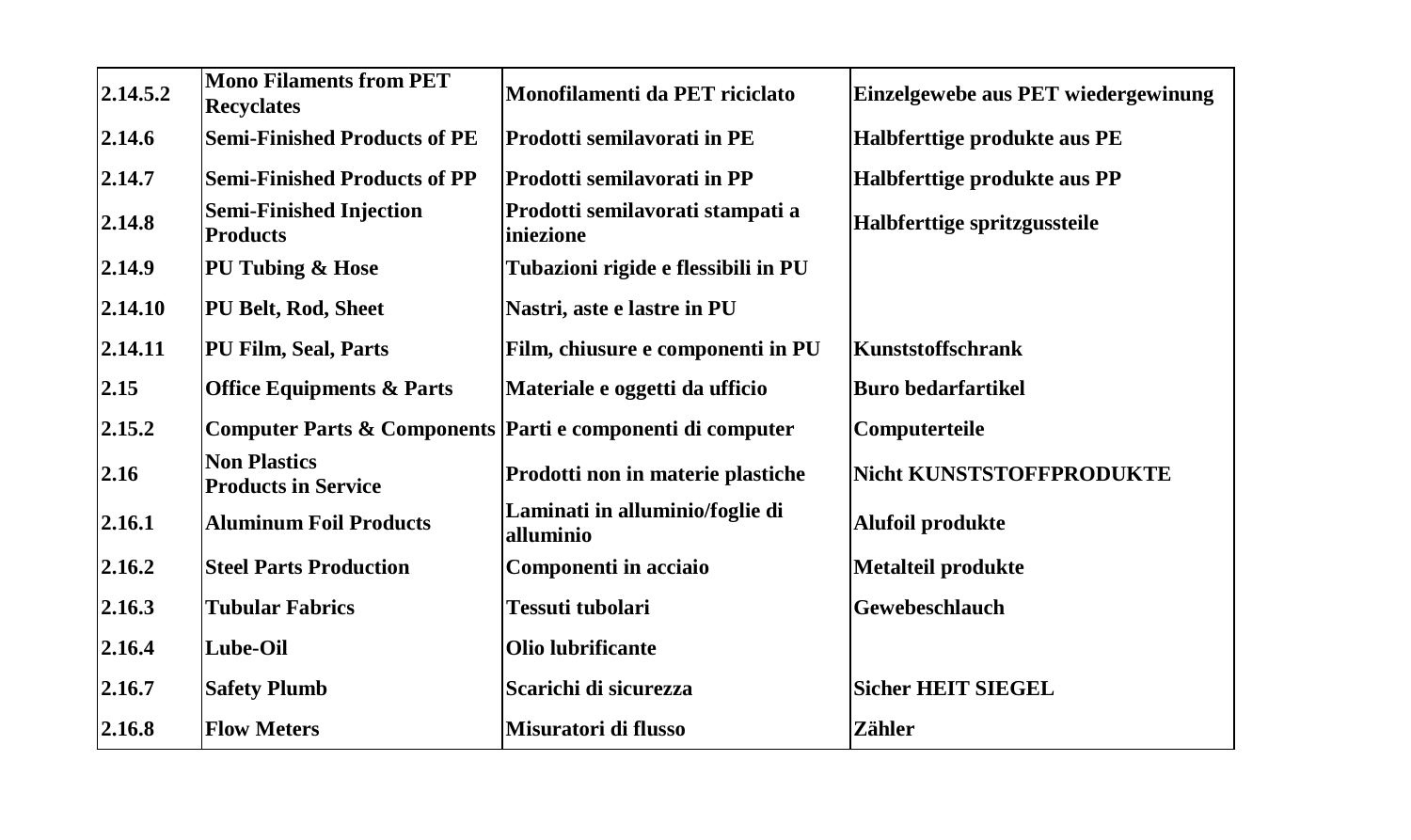| 2.14.5.2 | Mono Filaments from PET Recyclates | Monofilamenti da PET riciclato | Einzelgewebe aus PET wiedergewinung |
|---|---|---|---|
| 2.14.6 | Semi-Finished Products of PE | Prodotti semilavorati in PE | Halbferttige produkte aus PE |
| 2.14.7 | Semi-Finished Products of PP | Prodotti semilavorati in PP | Halbferttige produkte aus PP |
| 2.14.8 | Semi-Finished Injection Products | Prodotti semilavorati stampati a iniezione | Halbferttige spritzgussteile |
| 2.14.9 | PU Tubing & Hose | Tubazioni rigide e flessibili in PU | |
| 2.14.10 | PU Belt, Rod, Sheet | Nastri, aste e lastre in PU | |
| 2.14.11 | PU Film, Seal, Parts | Film, chiusure e componenti in PU | Kunststoffschrank |
| 2.15 | Office Equipments & Parts | Materiale e oggetti da ufficio | Buro bedarfartikel |
| 2.15.2 | Computer Parts & Components | Parti e componenti di computer | Computerteile |
| 2.16 | Non Plastics Products in Service | Prodotti non in materie plastiche | Nicht KUNSTSTOFFPRODUKTE |
| 2.16.1 | Aluminum Foil Products | Laminati in alluminio/foglie di alluminio | Alufoil produkte |
| 2.16.2 | Steel Parts Production | Componenti in acciaio | Metalteil produkte |
| 2.16.3 | Tubular Fabrics | Tessuti tubolari | Gewebeschlauch |
| 2.16.4 | Lube-Oil | Olio lubrificante | |
| 2.16.7 | Safety Plumb | Scarichi di sicurezza | Sicher HEIT SIEGEL |
| 2.16.8 | Flow Meters | Misuratori di flusso | Zähler |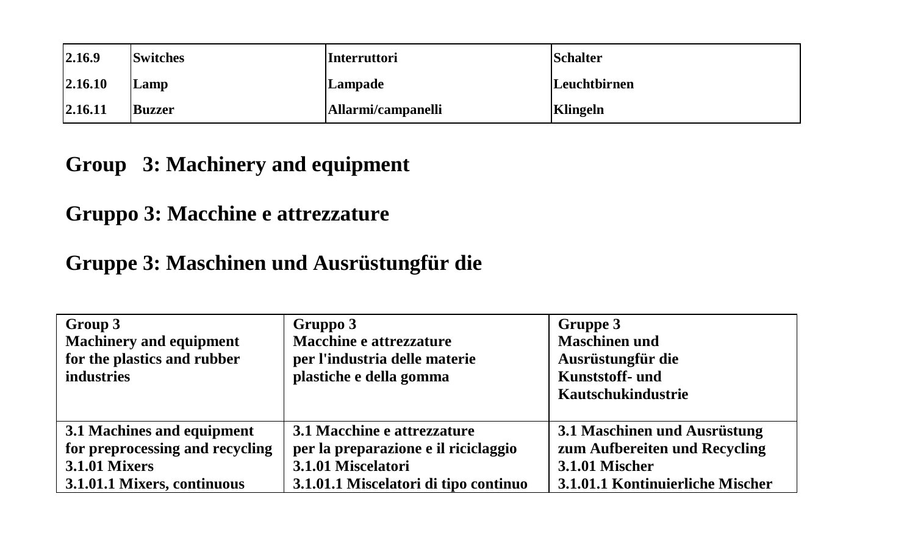| | | | |
|---|---|---|---|
| 2.16.9 | Switches | Interruttori | Schalter |
| 2.16.10 | Lamp | Lampade | Leuchtbirnen |
| 2.16.11 | Buzzer | Allarmi/campanelli | Klingeln |

## Group 3: Machinery and equipment

## Gruppo 3: Macchine e attrezzature

## Gruppe 3: Maschinen und Ausrüstungfür die

| Group 3<br>Machinery and equipment<br>for the plastics and rubber industries | Gruppo 3<br>Macchine e attrezzature<br>per l'industria delle materie plastiche e della gomma | Gruppe 3<br>Maschinen und Ausrüstungfür die Kunststoff- und Kautschukindustrie |
|---|---|---|
| 3.1 Machines and equipment for preprocessing and recycling<br>3.1.01 Mixers<br>3.1.01.1 Mixers, continuous | 3.1 Macchine e attrezzature per la preparazione e il riciclaggio<br>3.1.01 Miscelatori<br>3.1.01.1 Miscelatori di tipo continuo | 3.1 Maschinen und Ausrüstung zum Aufbereiten und Recycling<br>3.1.01 Mischer<br>3.1.01.1 Kontinuierliche Mischer |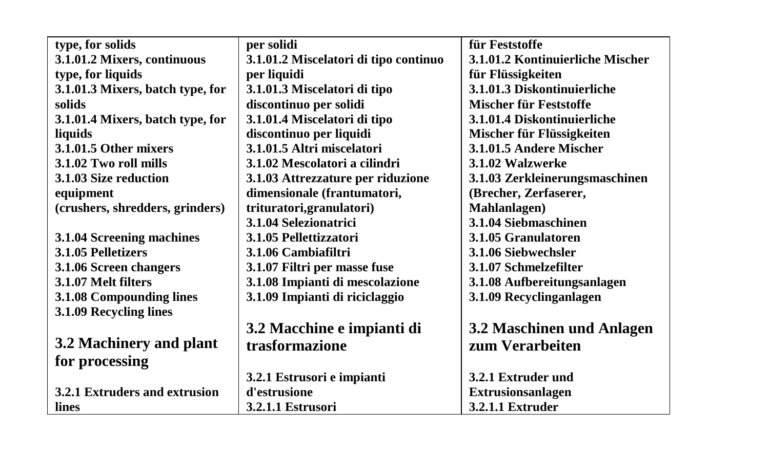| type, for solids<br>3.1.01.2 Mixers, continuous type, for liquids<br>3.1.01.3 Mixers, batch type, for solids<br>3.1.01.4 Mixers, batch type, for liquids<br>3.1.01.5 Other mixers<br>3.1.02 Two roll mills<br>3.1.03 Size reduction equipment (crushers, shredders, grinders)<br><br>3.1.04 Screening machines<br>3.1.05 Pelletizers<br>3.1.06 Screen changers<br>3.1.07 Melt filters<br>3.1.08 Compounding lines<br>3.1.09 Recycling lines<br><br>**3.2 Machinery and plant for processing**<br><br>3.2.1 Extruders and extrusion lines | per solidi<br>3.1.01.2 Miscelatori di tipo continuo per liquidi<br>3.1.01.3 Miscelatori di tipo discontinuo per solidi<br>3.1.01.4 Miscelatori di tipo discontinuo per liquidi<br>3.1.01.5 Altri miscelatori<br>3.1.02 Mescolatori a cilindri<br>3.1.03 Attrezzature per riduzione dimensionale (frantumatori, trituratori,granulatori)<br>3.1.04 Selezionatrici<br>3.1.05 Pellettizzatori<br>3.1.06 Cambiafiltri<br>3.1.07 Filtri per masse fuse<br>3.1.08 Impianti di mescolazione<br>3.1.09 Impianti di riciclaggio<br><br>**3.2 Macchine e impianti di trasformazione**<br><br>3.2.1 Estrusori e impianti d'estrusione<br>3.2.1.1 Estrusori | für Feststoffe<br>3.1.01.2 Kontinuierliche Mischer für Flüssigkeiten<br>3.1.01.3 Diskontinuierliche Mischer für Feststoffe<br>3.1.01.4 Diskontinuierliche Mischer für Flüssigkeiten<br>3.1.01.5 Andere Mischer<br>3.1.02 Walzwerke<br>3.1.03 Zerkleinerungsmaschinen (Brecher, Zerfaserer, Mahlanlagen)<br>3.1.04 Siebmaschinen<br>3.1.05 Granulatoren<br>3.1.06 Siebwechsler<br>3.1.07 Schmelzefilter<br>3.1.08 Aufbereitungsanlagen<br>3.1.09 Recyclinganlagen<br><br>**3.2 Maschinen und Anlagen zum Verarbeiten**<br><br>3.2.1 Extruder und Extrusionsanlagen<br>3.2.1.1 Extruder |
|---|---|---|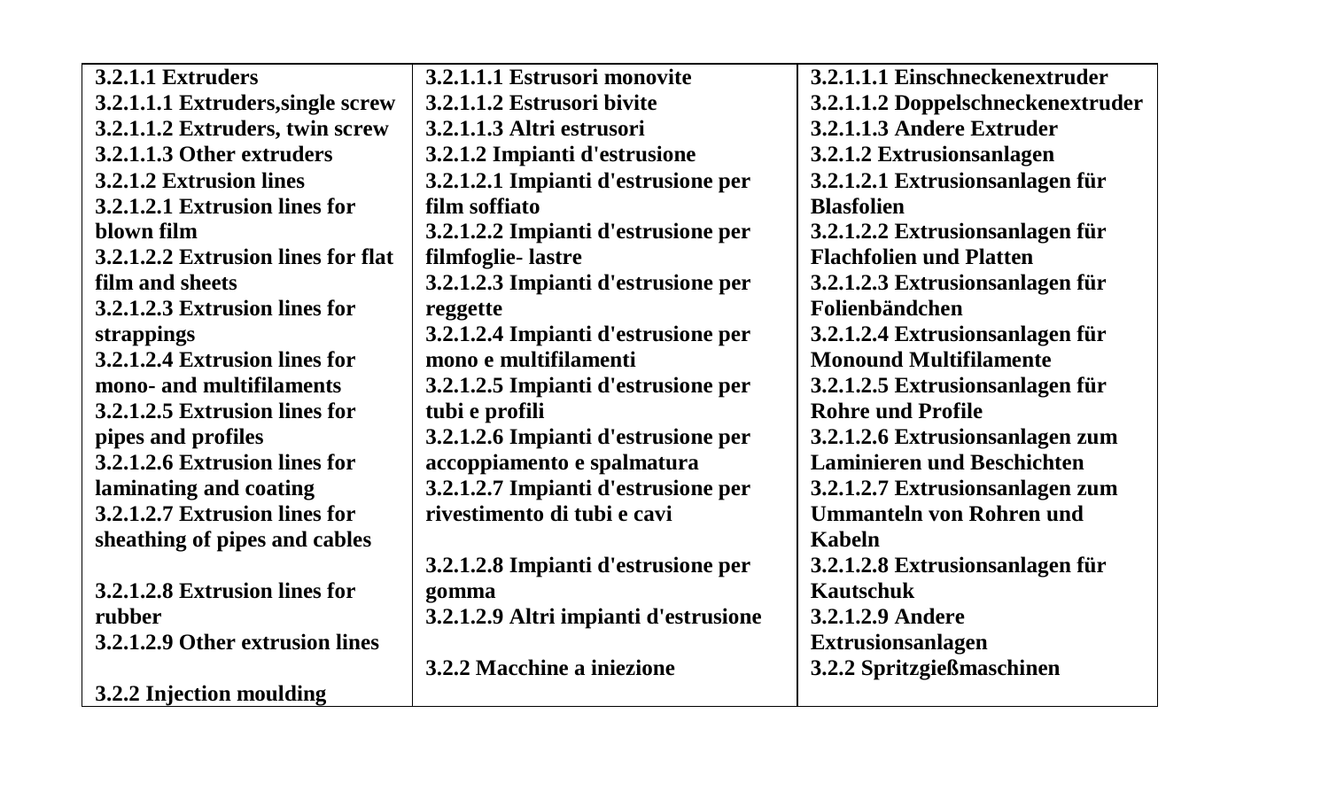| 3.2.1 Extruders | | |
|---|---|---|
| 3.2.1.1.1 Extruders,single screw | 3.2.1.1.1 Estrusori monovite | 3.2.1.1.1 Einschneckenextruder |
| 3.2.1.1.2 Extruders, twin screw | 3.2.1.1.2 Estrusori bivite | 3.2.1.1.2 Doppelschneckenextruder |
| 3.2.1.1.3 Other extruders | 3.2.1.1.3 Altri estrusori | 3.2.1.1.3 Andere Extruder |
| 3.2.1.2 Extrusion lines | 3.2.1.2 Impianti d'estrusione | 3.2.1.2 Extrusionsanlagen |
| 3.2.1.2.1 Extrusion lines for blown film | 3.2.1.2.1 Impianti d'estrusione per film soffiato | 3.2.1.2.1 Extrusionsanlagen für Blasfolien |
| 3.2.1.2.2 Extrusion lines for flat film and sheets | 3.2.1.2.2 Impianti d'estrusione per filmfoglie- lastre | 3.2.1.2.2 Extrusionsanlagen für Flachfolien und Platten |
| 3.2.1.2.3 Extrusion lines for strappings | 3.2.1.2.3 Impianti d'estrusione per reggette | 3.2.1.2.3 Extrusionsanlagen für Folienbändchen |
| 3.2.1.2.4 Extrusion lines for mono- and multifilaments | 3.2.1.2.4 Impianti d'estrusione per mono e multifilamenti | 3.2.1.2.4 Extrusionsanlagen für Monound Multifilamente |
| 3.2.1.2.5 Extrusion lines for pipes and profiles | 3.2.1.2.5 Impianti d'estrusione per tubi e profili | 3.2.1.2.5 Extrusionsanlagen für Rohre und Profile |
| 3.2.1.2.6 Extrusion lines for laminating and coating | 3.2.1.2.6 Impianti d'estrusione per accoppiamento e spalmatura | 3.2.1.2.6 Extrusionsanlagen zum Laminieren und Beschichten |
| 3.2.1.2.7 Extrusion lines for sheathing of pipes and cables | 3.2.1.2.7 Impianti d'estrusione per rivestimento di tubi e cavi | 3.2.1.2.7 Extrusionsanlagen zum Ummanteln von Rohren und Kabeln |
| 3.2.1.2.8 Extrusion lines for rubber | 3.2.1.2.8 Impianti d'estrusione per gomma | 3.2.1.2.8 Extrusionsanlagen für Kautschuk |
| 3.2.1.2.9 Other extrusion lines | 3.2.1.2.9 Altri impianti d'estrusione | 3.2.1.2.9 Andere Extrusionsanlagen |
| 3.2.2 Injection moulding | 3.2.2 Macchine a iniezione | 3.2.2 Spritzgießmaschinen |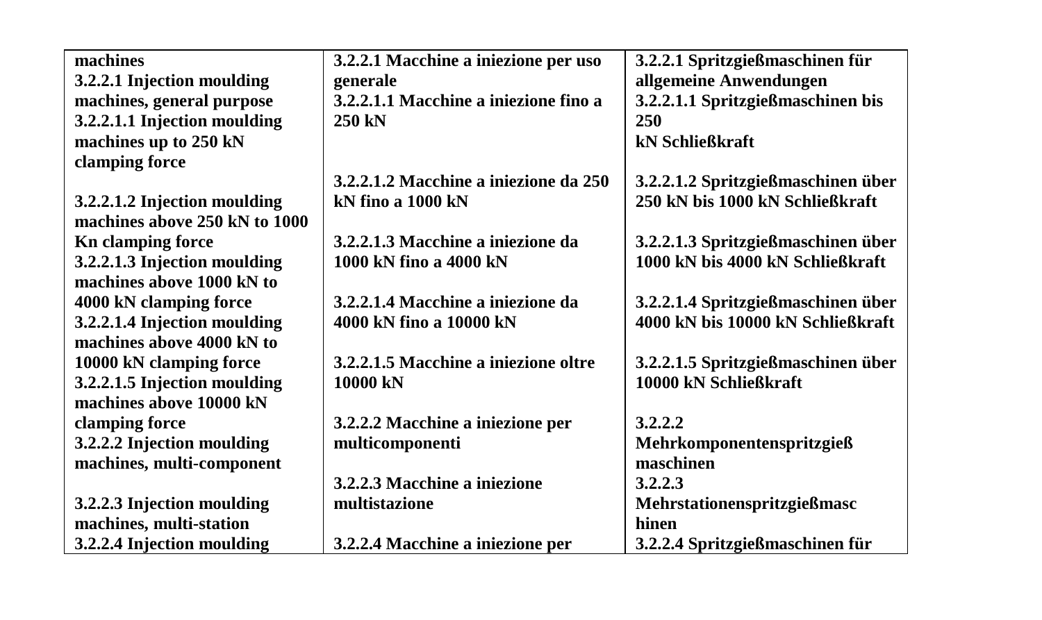| machines<br>3.2.2.1 Injection moulding machines, general purpose<br>3.2.2.1.1 Injection moulding machines up to 250 kN clamping force<br><br>3.2.2.1.2 Injection moulding machines above 250 kN to 1000 Kn clamping force<br>3.2.2.1.3 Injection moulding machines above 1000 kN to 4000 kN clamping force<br>3.2.2.1.4 Injection moulding machines above 4000 kN to 10000 kN clamping force<br>3.2.2.1.5 Injection moulding machines above 10000 kN clamping force<br>3.2.2.2 Injection moulding machines, multi-component<br><br>3.2.2.3 Injection moulding machines, multi-station<br>3.2.2.4 Injection moulding | 3.2.2.1 Macchine a iniezione per uso generale<br>3.2.2.1.1 Macchine a iniezione fino a 250 kN<br><br>3.2.2.1.2 Macchine a iniezione da 250 kN fino a 1000 kN<br><br>3.2.2.1.3 Macchine a iniezione da 1000 kN fino a 4000 kN<br><br>3.2.2.1.4 Macchine a iniezione da 4000 kN fino a 10000 kN<br><br>3.2.2.1.5 Macchine a iniezione oltre 10000 kN<br><br>3.2.2.2 Macchine a iniezione per multicomponenti<br><br>3.2.2.3 Macchine a iniezione multistazione<br><br>3.2.2.4 Macchine a iniezione per | 3.2.2.1 Spritzgießmaschinen für allgemeine Anwendungen<br>3.2.2.1.1 Spritzgießmaschinen bis 250<br>kN Schließkraft<br><br>3.2.2.1.2 Spritzgießmaschinen über 250 kN bis 1000 kN Schließkraft<br><br>3.2.2.1.3 Spritzgießmaschinen über 1000 kN bis 4000 kN Schließkraft<br><br>3.2.2.1.4 Spritzgießmaschinen über 4000 kN bis 10000 kN Schließkraft<br><br>3.2.2.1.5 Spritzgießmaschinen über 10000 kN Schließkraft<br><br>3.2.2.2 Mehrkomponentenspritzgieß maschinen<br>3.2.2.3 Mehrstationenspritzgießmasc hinen<br>3.2.2.4 Spritzgießmaschinen für |
|---|---|---|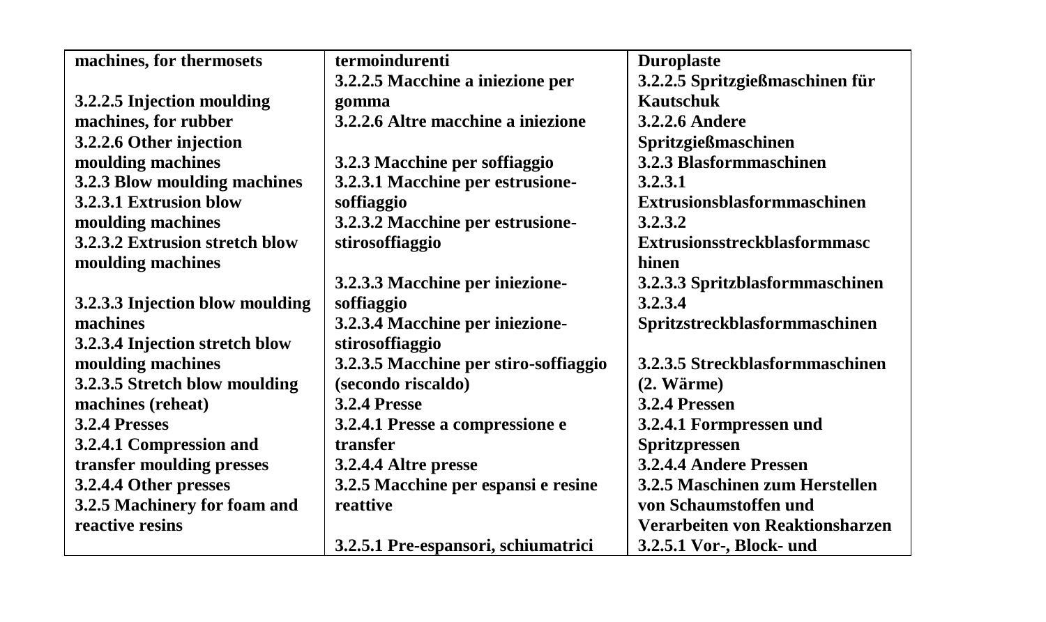| machines, for thermosets | termoindurenti | Duroplaste |
|---|---|---|
| 3.2.2.5 Injection moulding machines, for rubber | 3.2.2.5 Macchine a iniezione per gomma | 3.2.2.5 Spritzgießmaschinen für Kautschuk |
| 3.2.2.6 Other injection moulding machines | 3.2.2.6 Altre macchine a iniezione | 3.2.2.6 Andere Spritzgießmaschinen |
| 3.2.3 Blow moulding machines | 3.2.3 Macchine per soffiaggio | 3.2.3 Blasformmaschinen |
| 3.2.3.1 Extrusion blow moulding machines | 3.2.3.1 Macchine per estrusione-soffiaggio | 3.2.3.1 Extrusionsblasformmaschinen |
| 3.2.3.2 Extrusion stretch blow moulding machines | 3.2.3.2 Macchine per estrusione-stirosoffiaggio | 3.2.3.2 Extrusionsstreckblasformmaschinen |
| 3.2.3.3 Injection blow moulding machines | 3.2.3.3 Macchine per iniezione-soffiaggio | 3.2.3.3 Spritzblasformmaschinen |
| 3.2.3.4 Injection stretch blow moulding machines | 3.2.3.4 Macchine per iniezione-stirosoffiaggio | 3.2.3.4 Spritzstreckblasformmaschinen |
| 3.2.3.5 Stretch blow moulding machines (reheat) | 3.2.3.5 Macchine per stiro-soffiaggio (secondo riscaldo) | 3.2.3.5 Streckblasformmaschinen (2. Wärme) |
| 3.2.4 Presses | 3.2.4 Presse | 3.2.4 Pressen |
| 3.2.4.1 Compression and transfer moulding presses | 3.2.4.1 Presse a compressione e transfer | 3.2.4.1 Formpressen und Spritzpressen |
| 3.2.4.4 Other presses | 3.2.4.4 Altre presse | 3.2.4.4 Andere Pressen |
| 3.2.5 Machinery for foam and reactive resins | 3.2.5 Macchine per espansi e resine reattive | 3.2.5 Maschinen zum Herstellen von Schaumstoffen und Verarbeiten von Reaktionsharzen |
| | 3.2.5.1 Pre-espansori, schiumatrici | 3.2.5.1 Vor-, Block- und |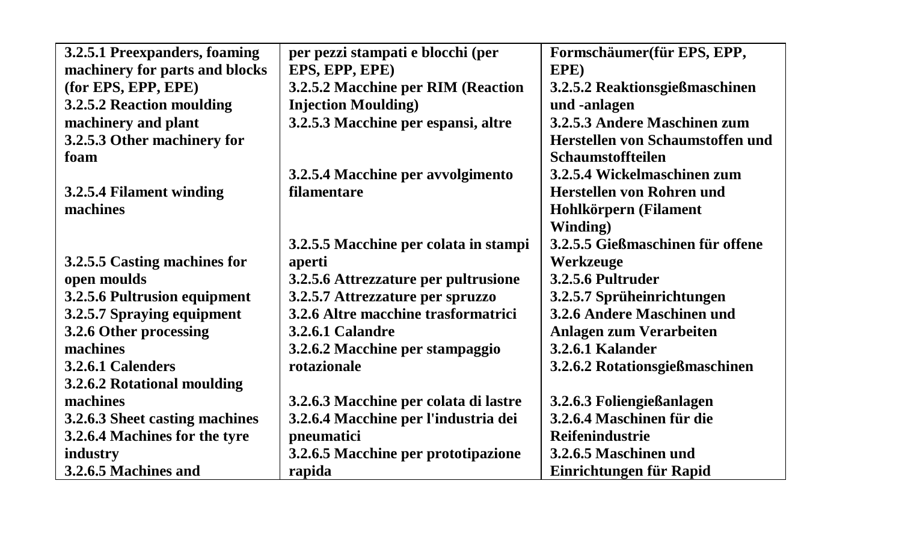| | | |
|---|---|---|
| **3.2.5.1 Preexpanders, foaming machinery for parts and blocks (for EPS, EPP, EPE)** | **per pezzi stampati e blocchi (per EPS, EPP, EPE)** | **Formschäumer(für EPS, EPP, EPE)** |
| **3.2.5.2 Reaction moulding machinery and plant** | **3.2.5.2 Macchine per RIM (Reaction Injection Moulding)** | **3.2.5.2 Reaktionsgießmaschinen und -anlagen** |
| **3.2.5.3 Other machinery for foam** | **3.2.5.3 Macchine per espansi, altre** | **3.2.5.3 Andere Maschinen zum Herstellen von Schaumstoffen und Schaumstoffteilen** |
| **3.2.5.4 Filament winding machines** | **3.2.5.4 Macchine per avvolgimento filamentare** | **3.2.5.4 Wickelmaschinen zum Herstellen von Rohren und Hohlkörpern (Filament Winding)** |
| **3.2.5.5 Casting machines for open moulds** | **3.2.5.5 Macchine per colata in stampi aperti** | **3.2.5.5 Gießmaschinen für offene Werkzeuge** |
| **3.2.5.6 Pultrusion equipment** | **3.2.5.6 Attrezzature per pultrusione** | **3.2.5.6 Pultruder** |
| **3.2.5.7 Spraying equipment** | **3.2.5.7 Attrezzature per spruzzo** | **3.2.5.7 Sprüheinrichtungen** |
| **3.2.6 Other processing machines** | **3.2.6 Altre macchine trasformatrici** | **3.2.6 Andere Maschinen und Anlagen zum Verarbeiten** |
| **3.2.6.1 Calenders** | **3.2.6.1 Calandre** | **3.2.6.1 Kalander** |
| **3.2.6.2 Rotational moulding machines** | **3.2.6.2 Macchine per stampaggio rotazionale** | **3.2.6.2 Rotationsgießmaschinen** |
| **3.2.6.3 Sheet casting machines** | **3.2.6.3 Macchine per colata di lastre** | **3.2.6.3 Foliengießanlagen** |
| **3.2.6.4 Machines for the tyre industry** | **3.2.6.4 Macchine per l'industria dei pneumatici** | **3.2.6.4 Maschinen für die Reifenindustrie** |
| **3.2.6.5 Machines and** | **3.2.6.5 Macchine per prototipazione rapida** | **3.2.6.5 Maschinen und Einrichtungen für Rapid** |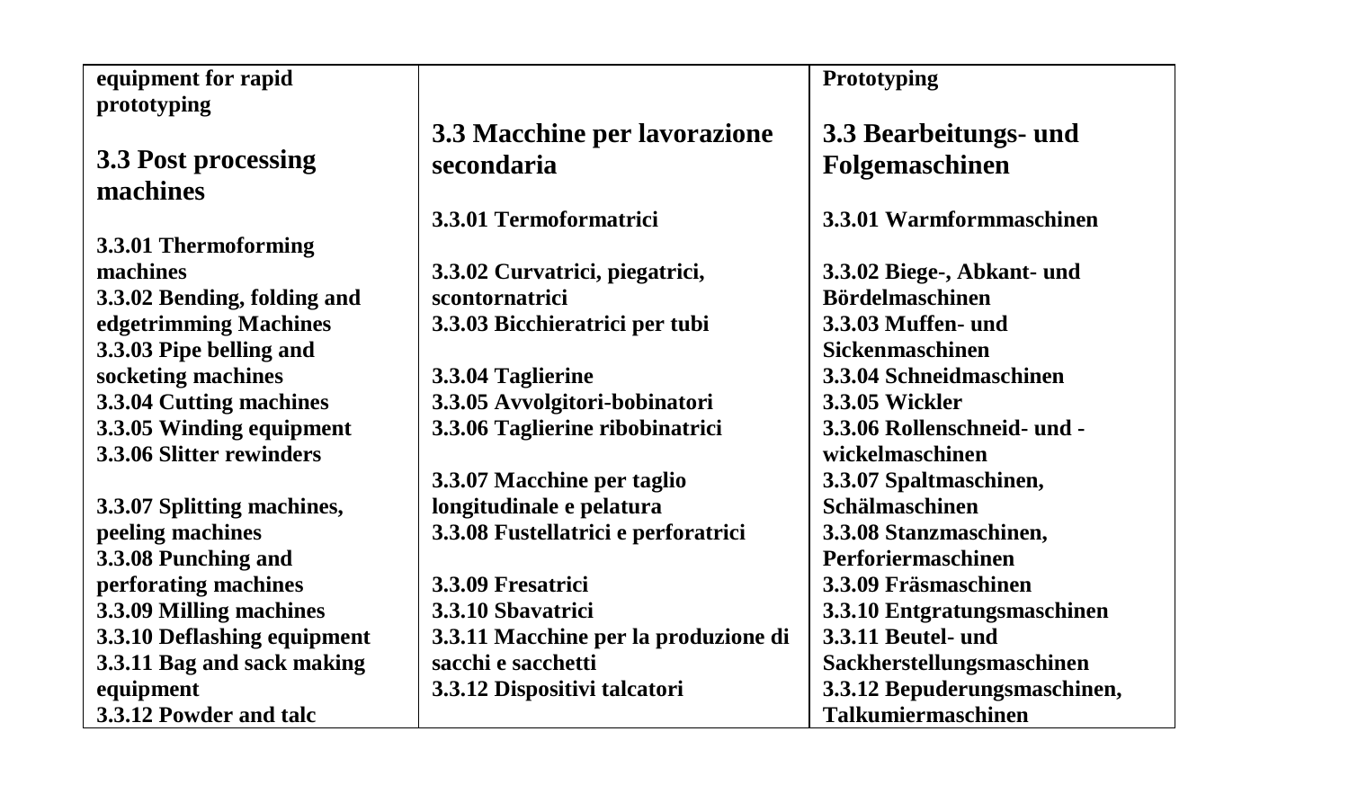| equipment for rapid prototyping | | Prototyping |
|---|---|---|
| **3.3 Post processing machines** | **3.3 Macchine per lavorazione secondaria** | **3.3 Bearbeitungs- und Folgemaschinen** |
| 3.3.01 Thermoforming machines | 3.3.01 Termoformatrici | 3.3.01 Warmformmaschinen |
| 3.3.02 Bending, folding and edgetrimming Machines | 3.3.02 Curvatrici, piegatrici, scontornatrici | 3.3.02 Biege-, Abkant- und Bördelmaschinen |
| 3.3.03 Pipe belling and socketing machines | 3.3.03 Bicchieratrici per tubi | 3.3.03 Muffen- und Sickenmaschinen |
| 3.3.04 Cutting machines | 3.3.04 Taglierine | 3.3.04 Schneidmaschinen |
| 3.3.05 Winding equipment | 3.3.05 Avvolgitori-bobinatori | 3.3.05 Wickler |
| 3.3.06 Slitter rewinders | 3.3.06 Taglierine ribobinatrici | 3.3.06 Rollenschneid- und -wickelmaschinen |
| 3.3.07 Splitting machines, peeling machines | 3.3.07 Macchine per taglio longitudinale e pelatura | 3.3.07 Spaltmaschinen, Schälmaschinen |
| 3.3.08 Punching and perforating machines | 3.3.08 Fustellatrici e perforatrici | 3.3.08 Stanzmaschinen, Perforiermaschinen |
| 3.3.09 Milling machines | 3.3.09 Fresatrici | 3.3.09 Fräsmaschinen |
| 3.3.10 Deflashing equipment | 3.3.10 Sbavatrici | 3.3.10 Entgratungsmaschinen |
| 3.3.11 Bag and sack making equipment | 3.3.11 Macchine per la produzione di sacchi e sacchetti | 3.3.11 Beutel- und Sackherstellungsmaschinen |
| 3.3.12 Powder and talc | 3.3.12 Dispositivi talcatori | 3.3.12 Bepuderungsmaschinen, Talkumiermaschinen |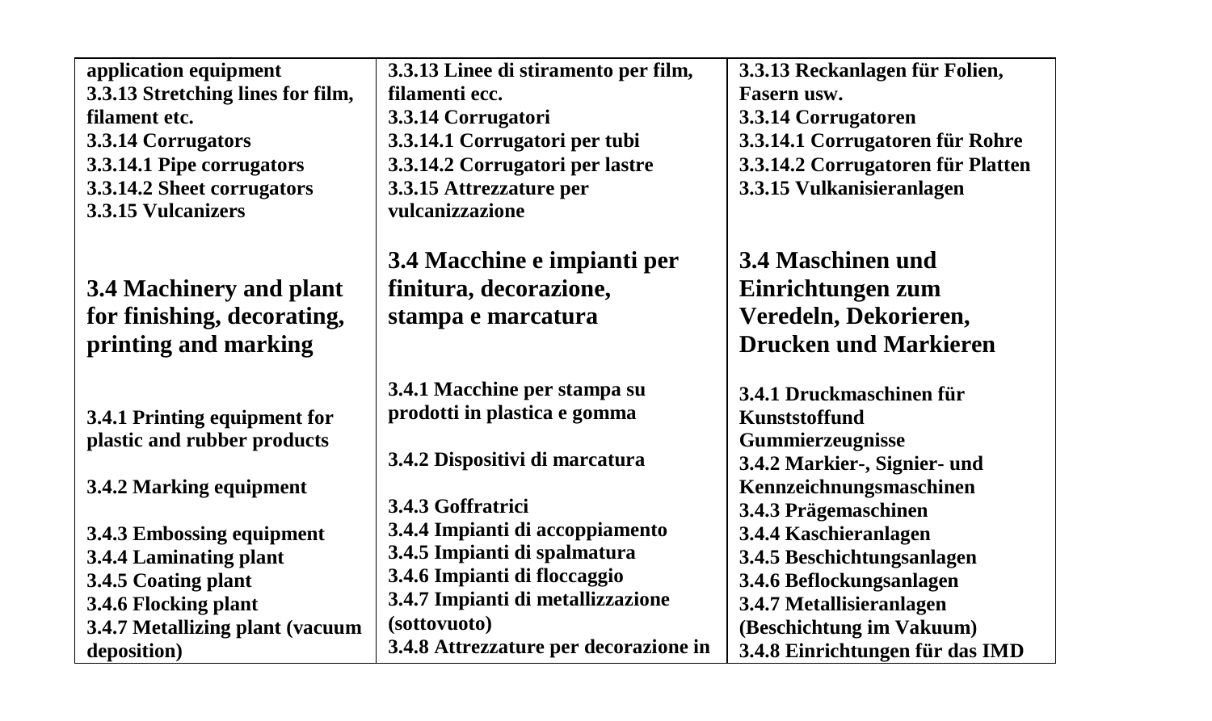| application equipment<br>**3.3.13 Stretching lines for film, filament etc.**<br>**3.3.14 Corrugators**<br>**3.3.14.1 Pipe corrugators**<br>**3.3.14.2 Sheet corrugators**<br>**3.3.15 Vulcanizers** | **3.3.13 Linee di stiramento per film, filamenti ecc.**<br>**3.3.14 Corrugatori**<br>**3.3.14.1 Corrugatori per tubi**<br>**3.3.14.2 Corrugatori per lastre**<br>**3.3.15 Attrezzature per vulcanizzazione** | **3.3.13 Reckanlagen für Folien, Fasern usw.**<br>**3.3.14 Corrugatoren**<br>**3.3.14.1 Corrugatoren für Rohre**<br>**3.3.14.2 Corrugatoren für Platten**<br>**3.3.15 Vulkanisieranlagen** |
|---|---|---|
| **3.4 Machinery and plant for finishing, decorating, printing and marking** | **3.4 Macchine e impianti per finitura, decorazione, stampa e marcatura** | **3.4 Maschinen und Einrichtungen zum Veredeln, Dekorieren, Drucken und Markieren** |
| **3.4.1 Printing equipment for plastic and rubber products**<br><br>**3.4.2 Marking equipment**<br><br>**3.4.3 Embossing equipment**<br>**3.4.4 Laminating plant**<br>**3.4.5 Coating plant**<br>**3.4.6 Flocking plant**<br>**3.4.7 Metallizing plant (vacuum deposition)** | **3.4.1 Macchine per stampa su prodotti in plastica e gomma**<br><br>**3.4.2 Dispositivi di marcatura**<br><br>**3.4.3 Goffratrici**<br>**3.4.4 Impianti di accoppiamento**<br>**3.4.5 Impianti di spalmatura**<br>**3.4.6 Impianti di floccaggio**<br>**3.4.7 Impianti di metallizzazione (sottovuoto)**<br>**3.4.8 Attrezzature per decorazione in** | **3.4.1 Druckmaschinen für Kunststoffund Gummierzeugnisse**<br>**3.4.2 Markier-, Signier- und Kennzeichnungsmaschinen**<br>**3.4.3 Prägemaschinen**<br>**3.4.4 Kaschieranlagen**<br>**3.4.5 Beschichtungsanlagen**<br>**3.4.6 Beflockungsanlagen**<br>**3.4.7 Metallisieranlagen (Beschichtung im Vakuum)**<br>**3.4.8 Einrichtungen für das IMD** |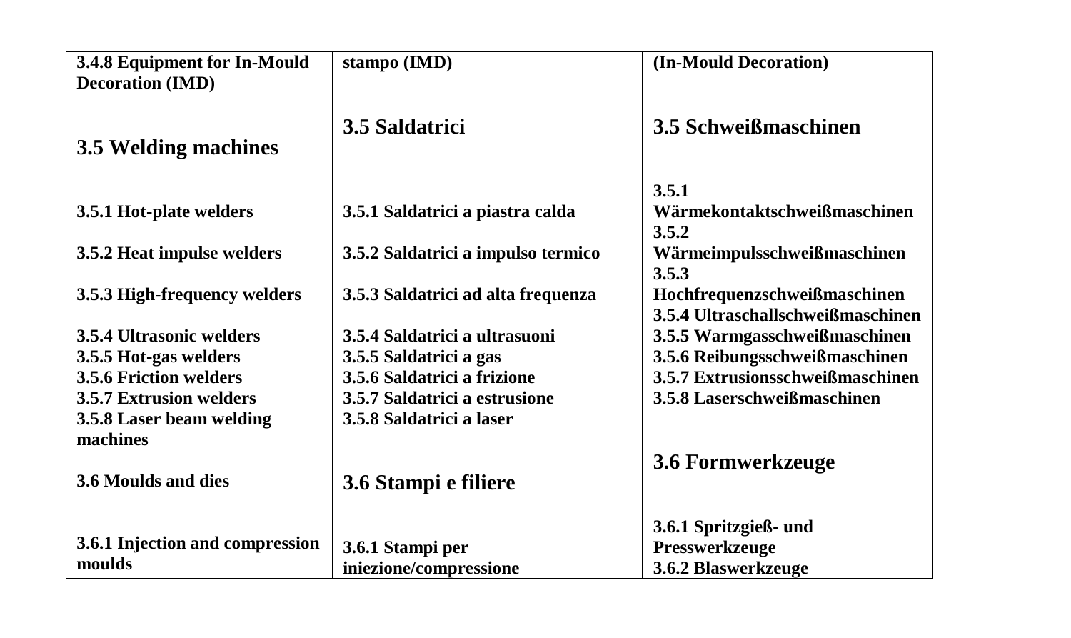| 3.4.8 Equipment for In-Mould Decoration (IMD) | stampo (IMD) | (In-Mould Decoration) |
| --- | --- | --- |
| **3.5 Welding machines** | **3.5 Saldatrici** | **3.5 Schweißmaschinen** |
| 3.5.1 Hot-plate welders | 3.5.1 Saldatrici a piastra calda | 3.5.1 Wärmekontaktschweißmaschinen |
| 3.5.2 Heat impulse welders | 3.5.2 Saldatrici a impulso termico | 3.5.2 Wärmeimpulsschweißmaschinen |
| 3.5.3 High-frequency welders | 3.5.3 Saldatrici ad alta frequenza | 3.5.3 Hochfrequenzschweißmaschinen |
| 3.5.4 Ultrasonic welders | 3.5.4 Saldatrici a ultrasuoni | 3.5.4 Ultraschallschweißmaschinen |
| 3.5.5 Hot-gas welders | 3.5.5 Saldatrici a gas | 3.5.5 Warmgasschweißmaschinen |
| 3.5.6 Friction welders | 3.5.6 Saldatrici a frizione | 3.5.6 Reibungsschweißmaschinen |
| 3.5.7 Extrusion welders | 3.5.7 Saldatrici a estrusione | 3.5.7 Extrusionsschweißmaschinen |
| 3.5.8 Laser beam welding machines | 3.5.8 Saldatrici a laser | 3.5.8 Laserschweißmaschinen |
| 3.6 Moulds and dies | **3.6 Stampi e filiere** | **3.6 Formwerkzeuge** |
| 3.6.1 Injection and compression moulds | 3.6.1 Stampi per iniezione/compressione | 3.6.1 Spritzgieß- und Presswerkzeuge |
| | | 3.6.2 Blaswerkzeuge |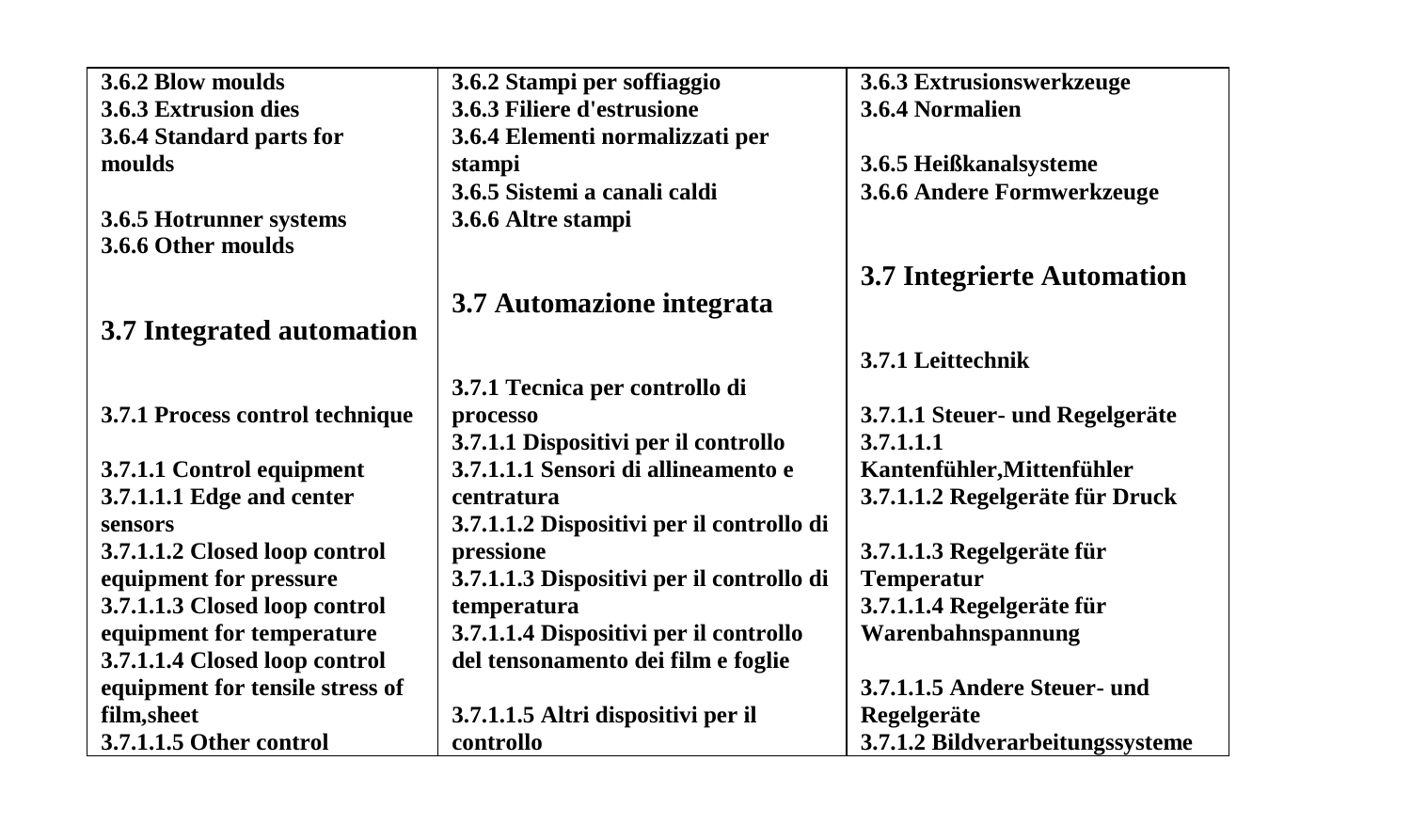| | | |
|---|---|---|
| **3.6.2 Blow moulds**<br>**3.6.3 Extrusion dies**<br>**3.6.4 Standard parts for moulds**<br><br>**3.6.5 Hotrunner systems**<br>**3.6.6 Other moulds**<br><br><br>**3.7 Integrated automation**<br><br><br>**3.7.1 Process control technique**<br><br>**3.7.1.1 Control equipment**<br>**3.7.1.1.1 Edge and center sensors**<br>**3.7.1.1.2 Closed loop control equipment for pressure**<br>**3.7.1.1.3 Closed loop control equipment for temperature**<br>**3.7.1.1.4 Closed loop control equipment for tensile stress of film,sheet**<br>**3.7.1.1.5 Other control** | **3.6.2 Stampi per soffiaggio**<br>**3.6.3 Filiere d'estrusione**<br>**3.6.4 Elementi normalizzati per stampi**<br>**3.6.5 Sistemi a canali caldi**<br>**3.6.6 Altre stampi**<br><br><br>**3.7 Automazione integrata**<br><br><br>**3.7.1 Tecnica per controllo di processo**<br>**3.7.1.1 Dispositivi per il controllo**<br>**3.7.1.1.1 Sensori di allineamento e centratura**<br>**3.7.1.1.2 Dispositivi per il controllo di pressione**<br>**3.7.1.1.3 Dispositivi per il controllo di temperatura**<br>**3.7.1.1.4 Dispositivi per il controllo del tensonamento dei film e foglie**<br><br>**3.7.1.1.5 Altri dispositivi per il controllo** | **3.6.3 Extrusionswerkzeuge**<br>**3.6.4 Normalien**<br><br>**3.6.5 Heißkanalsysteme**<br>**3.6.6 Andere Formwerkzeuge**<br><br><br>**3.7 Integrierte Automation**<br><br><br>**3.7.1 Leittechnik**<br><br>**3.7.1.1 Steuer- und Regelgeräte**<br>**3.7.1.1.1 Kantenfühler,Mittenfühler**<br>**3.7.1.1.2 Regelgeräte für Druck**<br><br>**3.7.1.1.3 Regelgeräte für Temperatur**<br>**3.7.1.1.4 Regelgeräte für Warenbahnspannung**<br><br>**3.7.1.1.5 Andere Steuer- und Regelgeräte**<br>**3.7.1.2 Bildverarbeitungssysteme** |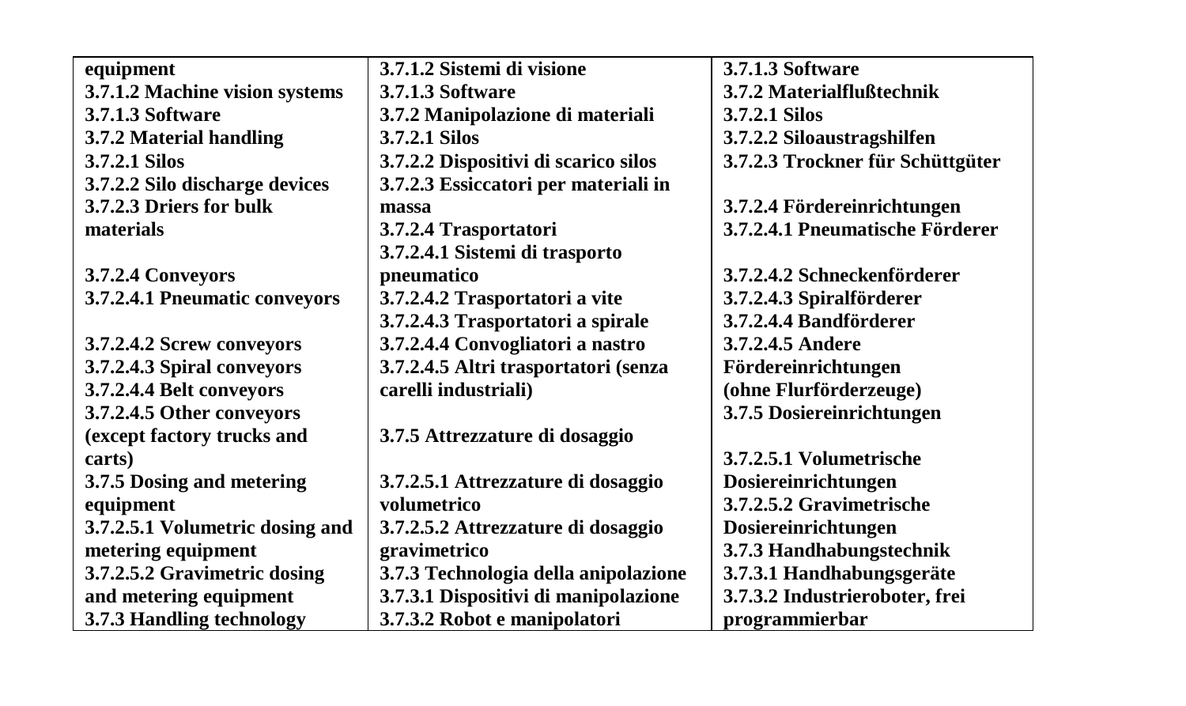| equipment<br>3.7.1.2 Machine vision systems<br>3.7.1.3 Software<br>3.7.2 Material handling<br>3.7.2.1 Silos<br>3.7.2.2 Silo discharge devices<br>3.7.2.3 Driers for bulk materials<br><br>3.7.2.4 Conveyors<br>3.7.2.4.1 Pneumatic conveyors<br><br>3.7.2.4.2 Screw conveyors<br>3.7.2.4.3 Spiral conveyors<br>3.7.2.4.4 Belt conveyors<br>3.7.2.4.5 Other conveyors (except factory trucks and carts)<br>3.7.5 Dosing and metering equipment<br>3.7.2.5.1 Volumetric dosing and metering equipment<br>3.7.2.5.2 Gravimetric dosing and metering equipment<br>3.7.3 Handling technology | 3.7.1.2 Sistemi di visione<br>3.7.1.3 Software<br>3.7.2 Manipolazione di materiali<br>3.7.2.1 Silos<br>3.7.2.2 Dispositivi di scarico silos<br>3.7.2.3 Essiccatori per materiali in massa<br>3.7.2.4 Trasportatori<br>3.7.2.4.1 Sistemi di trasporto pneumatico<br>3.7.2.4.2 Trasportatori a vite<br>3.7.2.4.3 Trasportatori a spirale<br>3.7.2.4.4 Convogliatori a nastro<br>3.7.2.4.5 Altri trasportatori (senza carelli industriali)<br><br>3.7.5 Attrezzature di dosaggio<br><br>3.7.2.5.1 Attrezzature di dosaggio volumetrico<br>3.7.2.5.2 Attrezzature di dosaggio gravimetrico<br>3.7.3 Technologia della anipolazione<br>3.7.3.1 Dispositivi di manipolazione<br>3.7.3.2 Robot e manipolatori | 3.7.1.3 Software<br>3.7.2 Materialflußtechnik<br>3.7.2.1 Silos<br>3.7.2.2 Siloaustragshilfen<br>3.7.2.3 Trockner für Schüttgüter<br><br>3.7.2.4 Fördereinrichtungen<br>3.7.2.4.1 Pneumatische Förderer<br><br>3.7.2.4.2 Schneckenförderer<br>3.7.2.4.3 Spiralförderer<br>3.7.2.4.4 Bandförderer<br>3.7.2.4.5 Andere Fördereinrichtungen (ohne Flurförderzeuge)<br>3.7.5 Dosiereinrichtungen<br><br>3.7.2.5.1 Volumetrische Dosiereinrichtungen<br>3.7.2.5.2 Gravimetrische Dosiereinrichtungen<br>3.7.3 Handhabungstechnik<br>3.7.3.1 Handhabungsgeräte<br>3.7.3.2 Industrieroboter, frei programmierbar |
|---|---|---|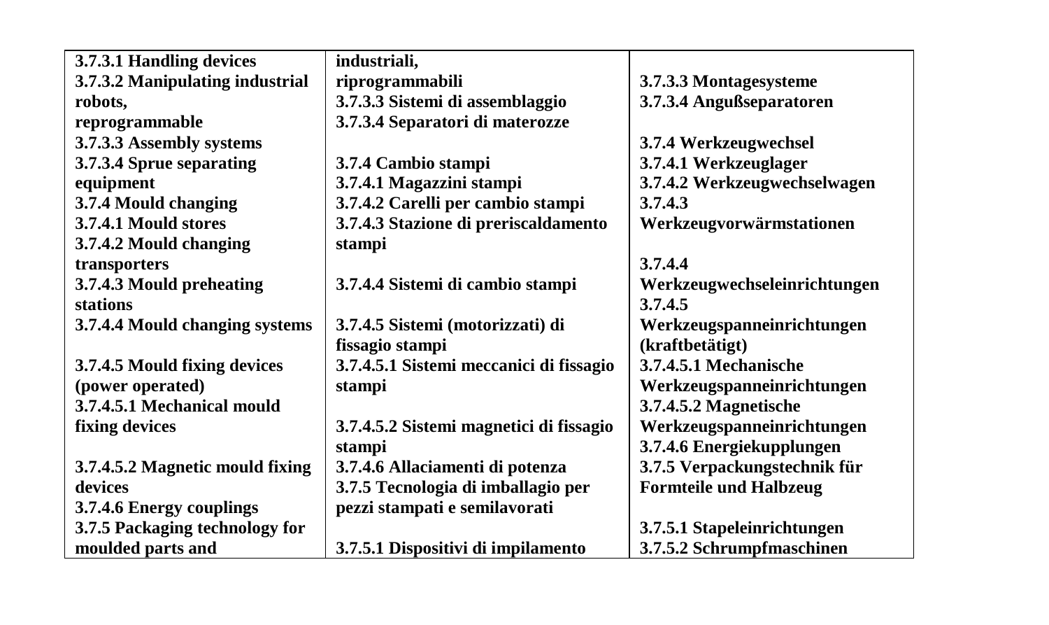| | | |
|---|---|---|
| **3.7.3.1 Handling devices**<br>**3.7.3.2 Manipulating industrial robots, reprogrammable**<br>**3.7.3.3 Assembly systems**<br>**3.7.3.4 Sprue separating equipment**<br>**3.7.4 Mould changing**<br>**3.7.4.1 Mould stores**<br>**3.7.4.2 Mould changing transporters**<br>**3.7.4.3 Mould preheating stations**<br>**3.7.4.4 Mould changing systems**<br><br>**3.7.4.5 Mould fixing devices (power operated)**<br>**3.7.4.5.1 Mechanical mould fixing devices**<br><br>**3.7.4.5.2 Magnetic mould fixing devices**<br>**3.7.4.6 Energy couplings**<br>**3.7.5 Packaging technology for moulded parts and** | **industriali, riprogrammabili**<br>**3.7.3.3 Sistemi di assemblaggio**<br>**3.7.3.4 Separatori di materozze**<br><br>**3.7.4 Cambio stampi**<br>**3.7.4.1 Magazzini stampi**<br>**3.7.4.2 Carelli per cambio stampi**<br>**3.7.4.3 Stazione di preriscaldamento stampi**<br><br>**3.7.4.4 Sistemi di cambio stampi**<br><br>**3.7.4.5 Sistemi (motorizzati) di fissagio stampi**<br>**3.7.4.5.1 Sistemi meccanici di fissagio stampi**<br><br>**3.7.4.5.2 Sistemi magnetici di fissagio stampi**<br>**3.7.4.6 Allaciamenti di potenza**<br>**3.7.5 Tecnologia di imballagio per pezzi stampati e semilavorati**<br><br>**3.7.5.1 Dispositivi di impilamento** | <br>**3.7.3.3 Montagesysteme**<br>**3.7.3.4 Angußseparatoren**<br><br>**3.7.4 Werkzeugwechsel**<br>**3.7.4.1 Werkzeuglager**<br>**3.7.4.2 Werkzeugwechselwagen**<br>**3.7.4.3 Werkzeugvorwärmstationen**<br><br>**3.7.4.4 Werkzeugwechseleinrichtungen**<br>**3.7.4.5 Werkzeugspanneinrichtungen (kraftbetätigt)**<br>**3.7.4.5.1 Mechanische Werkzeugspanneinrichtungen**<br>**3.7.4.5.2 Magnetische Werkzeugspanneinrichtungen**<br>**3.7.4.6 Energiekupplungen**<br>**3.7.5 Verpackungstechnik für Formteile und Halbzeug**<br><br>**3.7.5.1 Stapeleinrichtungen**<br>**3.7.5.2 Schrumpfmaschinen** |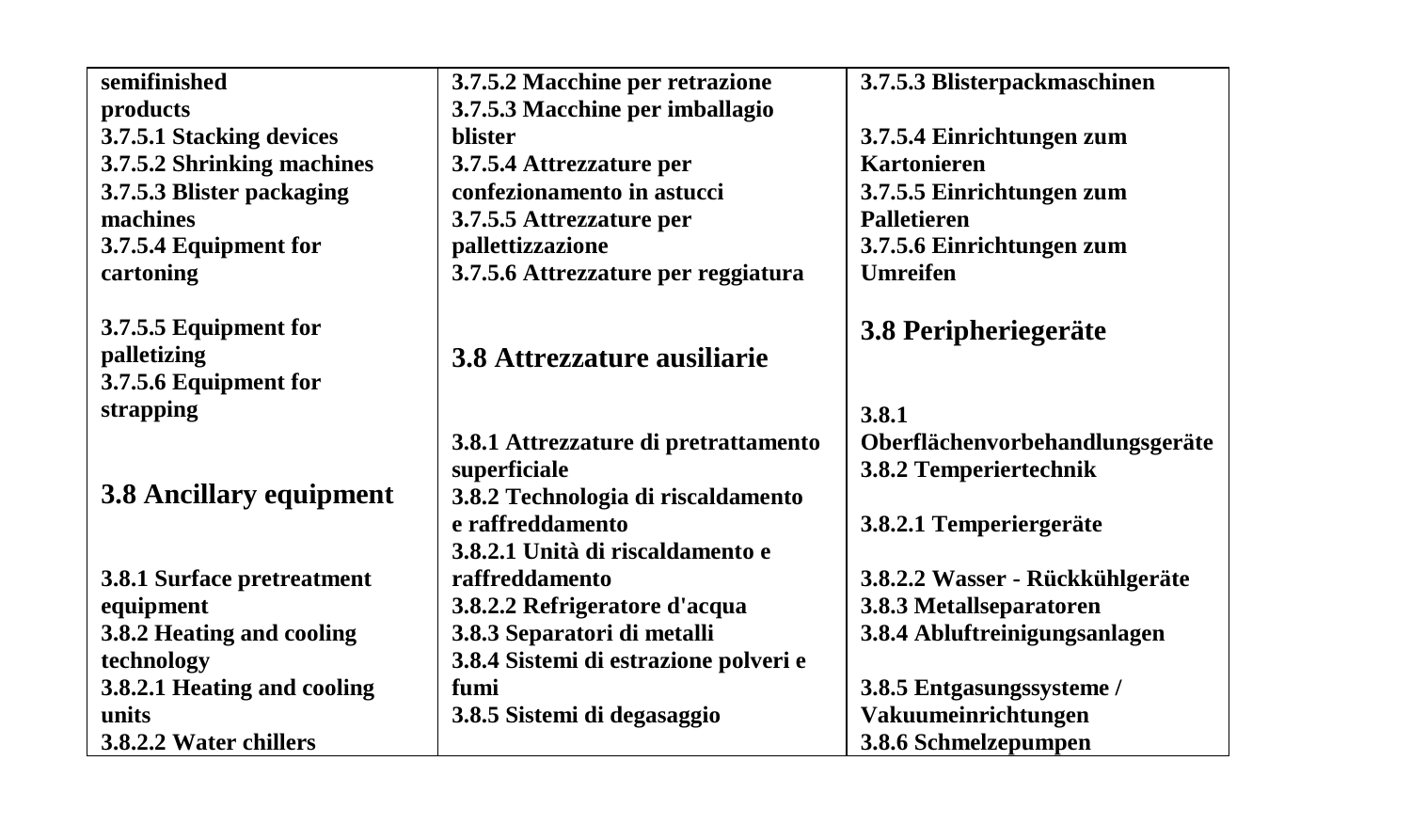| | | |
|---|---|---|
| **semifinished products**<br>**3.7.5.1 Stacking devices**<br>**3.7.5.2 Shrinking machines**<br>**3.7.5.3 Blister packaging machines**<br>**3.7.5.4 Equipment for cartoning**<br><br>**3.7.5.5 Equipment for palletizing**<br>**3.7.5.6 Equipment for strapping**<br><br><br>**3.8 Ancillary equipment**<br><br><br>**3.8.1 Surface pretreatment equipment**<br>**3.8.2 Heating and cooling technology**<br>**3.8.2.1 Heating and cooling units**<br>**3.8.2.2 Water chillers** | **3.7.5.2 Macchine per retrazione**<br>**3.7.5.3 Macchine per imballagio blister**<br>**3.7.5.4 Attrezzature per confezionamento in astucci**<br>**3.7.5.5 Attrezzature per pallettizzazione**<br>**3.7.5.6 Attrezzature per reggiatura**<br><br><br>**3.8 Attrezzature ausiliarie**<br><br><br>**3.8.1 Attrezzature di pretrattamento superficiale**<br>**3.8.2 Technologia di riscaldamento e raffreddamento**<br>**3.8.2.1 Unità di riscaldamento e raffreddamento**<br>**3.8.2.2 Refrigeratore d'acqua**<br>**3.8.3 Separatori di metalli**<br>**3.8.4 Sistemi di estrazione polveri e fumi**<br>**3.8.5 Sistemi di degasaggio** | **3.7.5.3 Blisterpackmaschinen**<br><br>**3.7.5.4 Einrichtungen zum Kartonieren**<br>**3.7.5.5 Einrichtungen zum Palletieren**<br>**3.7.5.6 Einrichtungen zum Umreifen**<br><br>**3.8 Peripheriegeräte**<br><br><br>**3.8.1 Oberflächenvorbehandlungsgeräte**<br>**3.8.2 Temperiertechnik**<br><br>**3.8.2.1 Temperiergeräte**<br><br>**3.8.2.2 Wasser - Rückkühlgeräte**<br>**3.8.3 Metallseparatoren**<br>**3.8.4 Abluftreinigungsanlagen**<br><br>**3.8.5 Entgasungssysteme / Vakuumeinrichtungen**<br>**3.8.6 Schmelzepumpen** |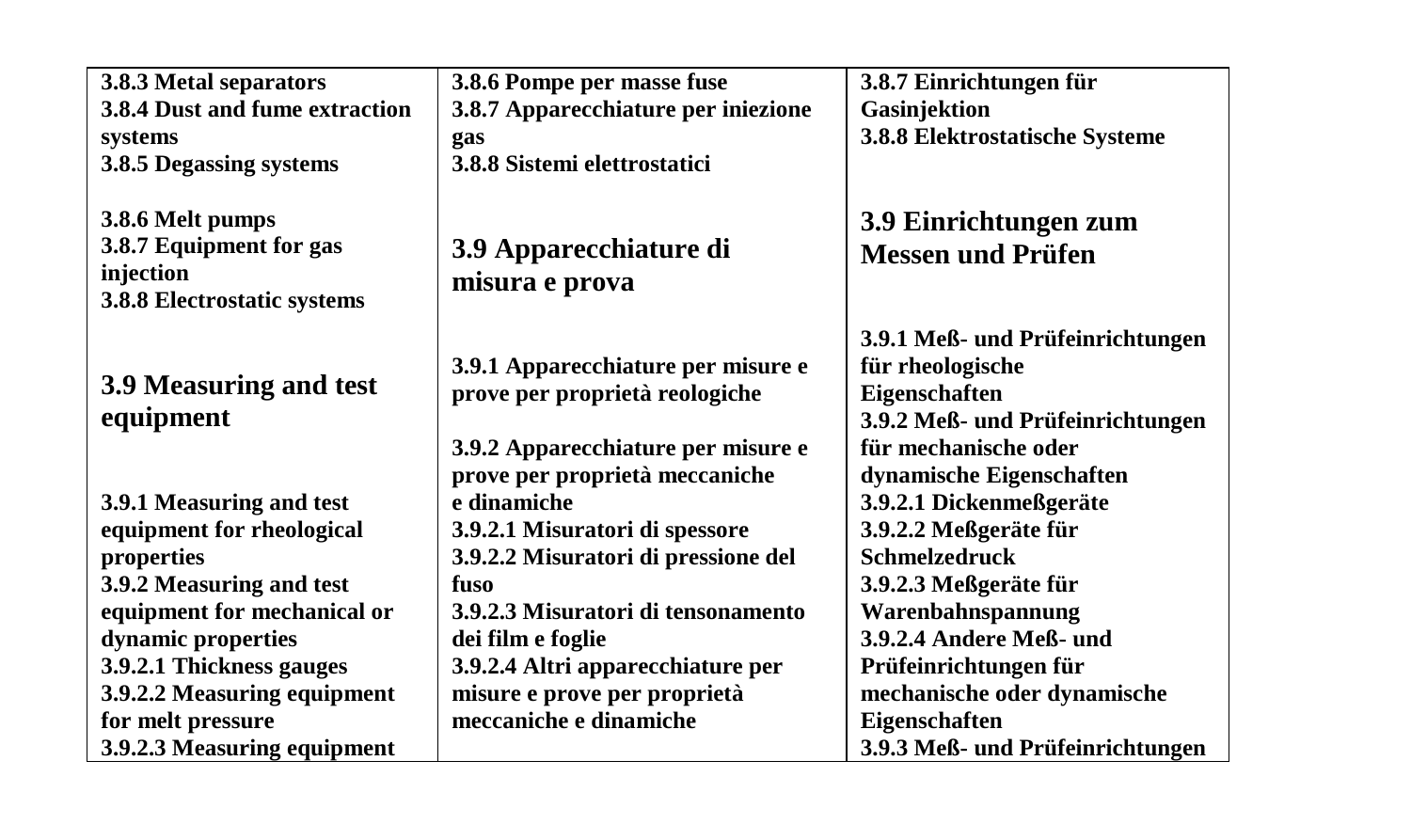| | | |
|---|---|---|
| **3.8.3 Metal separators**<br>**3.8.4 Dust and fume extraction systems**<br>**3.8.5 Degassing systems**<br><br>**3.8.6 Melt pumps**<br>**3.8.7 Equipment for gas injection**<br>**3.8.8 Electrostatic systems**<br><br>**3.9 Measuring and test equipment**<br><br>**3.9.1 Measuring and test equipment for rheological properties**<br>**3.9.2 Measuring and test equipment for mechanical or dynamic properties**<br>**3.9.2.1 Thickness gauges**<br>**3.9.2.2 Measuring equipment for melt pressure**<br>**3.9.2.3 Measuring equipment** | **3.8.6 Pompe per masse fuse**<br>**3.8.7 Apparecchiature per iniezione gas**<br>**3.8.8 Sistemi elettrostatici**<br><br>**3.9 Apparecchiature di misura e prova**<br><br>**3.9.1 Apparecchiature per misure e prove per proprietà reologiche**<br><br>**3.9.2 Apparecchiature per misure e prove per proprietà meccaniche e dinamiche**<br>**3.9.2.1 Misuratori di spessore**<br>**3.9.2.2 Misuratori di pressione del fuso**<br>**3.9.2.3 Misuratori di tensonamento dei film e foglie**<br>**3.9.2.4 Altri apparecchiature per misure e prove per proprietà meccaniche e dinamiche** | **3.8.7 Einrichtungen für Gasinjektion**<br>**3.8.8 Elektrostatische Systeme**<br><br>**3.9 Einrichtungen zum Messen und Prüfen**<br><br>**3.9.1 Meß- und Prüfeinrichtungen für rheologische Eigenschaften**<br>**3.9.2 Meß- und Prüfeinrichtungen für mechanische oder dynamische Eigenschaften**<br>**3.9.2.1 Dickenmeßgeräte**<br>**3.9.2.2 Meßgeräte für Schmelzedruck**<br>**3.9.2.3 Meßgeräte für Warenbahnspannung**<br>**3.9.2.4 Andere Meß- und Prüfeinrichtungen für mechanische oder dynamische Eigenschaften**<br>**3.9.3 Meß- und Prüfeinrichtungen** |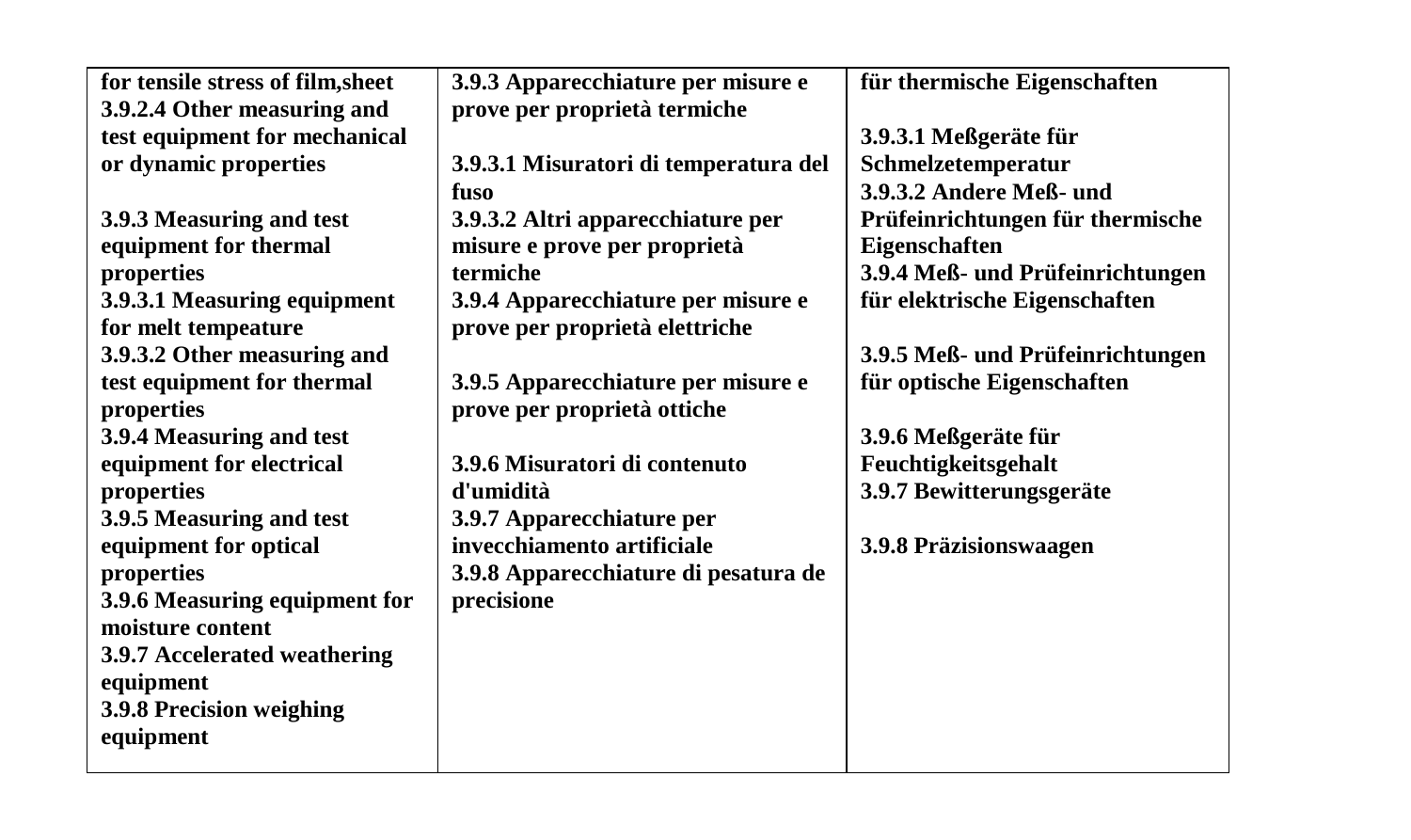| | | |
|---|---|---|
| **for tensile stress of film,sheet**<br>**3.9.2.4 Other measuring and test equipment for mechanical or dynamic properties**<br><br>**3.9.3 Measuring and test equipment for thermal properties**<br>**3.9.3.1 Measuring equipment for melt tempeature**<br>**3.9.3.2 Other measuring and test equipment for thermal properties**<br>**3.9.4 Measuring and test equipment for electrical properties**<br>**3.9.5 Measuring and test equipment for optical properties**<br>**3.9.6 Measuring equipment for moisture content**<br>**3.9.7 Accelerated weathering equipment**<br>**3.9.8 Precision weighing equipment** | **3.9.3 Apparecchiature per misure e prove per proprietà termiche**<br><br>**3.9.3.1 Misuratori di temperatura del fuso**<br>**3.9.3.2 Altri apparecchiature per misure e prove per proprietà termiche**<br>**3.9.4 Apparecchiature per misure e prove per proprietà elettriche**<br><br>**3.9.5 Apparecchiature per misure e prove per proprietà ottiche**<br><br>**3.9.6 Misuratori di contenuto d'umidità**<br>**3.9.7 Apparecchiature per invecchiamento artificiale**<br>**3.9.8 Apparecchiature di pesatura de precisione** | **für thermische Eigenschaften**<br><br>**3.9.3.1 Meßgeräte für Schmelzetemperatur**<br>**3.9.3.2 Andere Meß- und Prüfeinrichtungen für thermische Eigenschaften**<br>**3.9.4 Meß- und Prüfeinrichtungen für elektrische Eigenschaften**<br><br>**3.9.5 Meß- und Prüfeinrichtungen für optische Eigenschaften**<br><br>**3.9.6 Meßgeräte für Feuchtigkeitsgehalt**<br>**3.9.7 Bewitterungsgeräte**<br><br>**3.9.8 Präzisionswaagen** |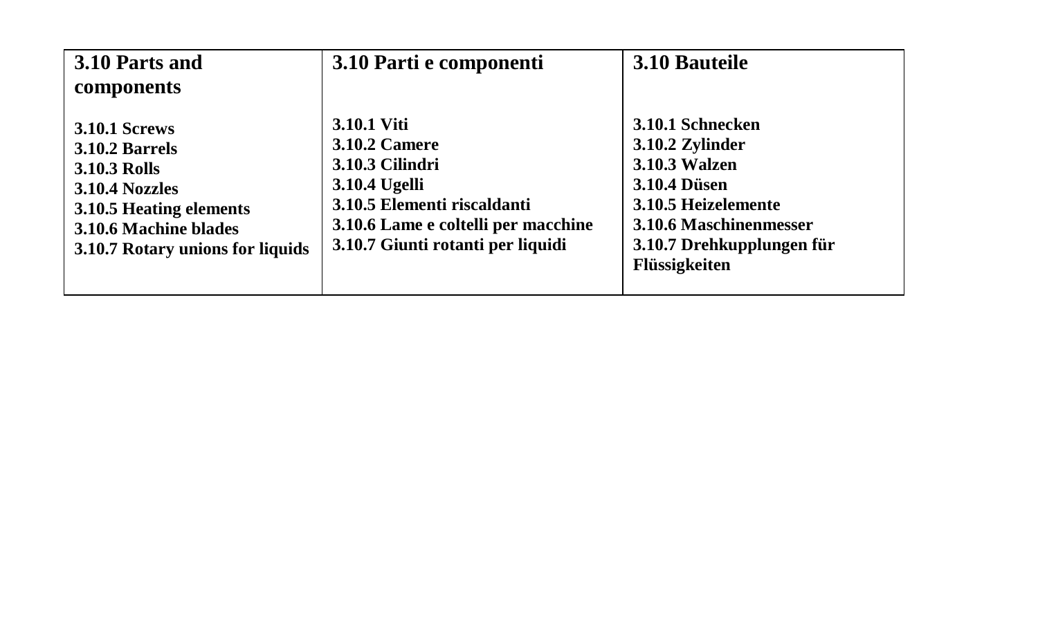| 3.10 Parts and components | 3.10 Parti e componenti | 3.10 Bauteile |
|---|---|---|
| **3.10.1 Screws**<br>**3.10.2 Barrels**<br>**3.10.3 Rolls**<br>**3.10.4 Nozzles**<br>**3.10.5 Heating elements**<br>**3.10.6 Machine blades**<br>**3.10.7 Rotary unions for liquids** | **3.10.1 Viti**<br>**3.10.2 Camere**<br>**3.10.3 Cilindri**<br>**3.10.4 Ugelli**<br>**3.10.5 Elementi riscaldanti**<br>**3.10.6 Lame e coltelli per macchine**<br>**3.10.7 Giunti rotanti per liquidi** | **3.10.1 Schnecken**<br>**3.10.2 Zylinder**<br>**3.10.3 Walzen**<br>**3.10.4 Düsen**<br>**3.10.5 Heizelemente**<br>**3.10.6 Maschinenmesser**<br>**3.10.7 Drehkupplungen für Flüssigkeiten** |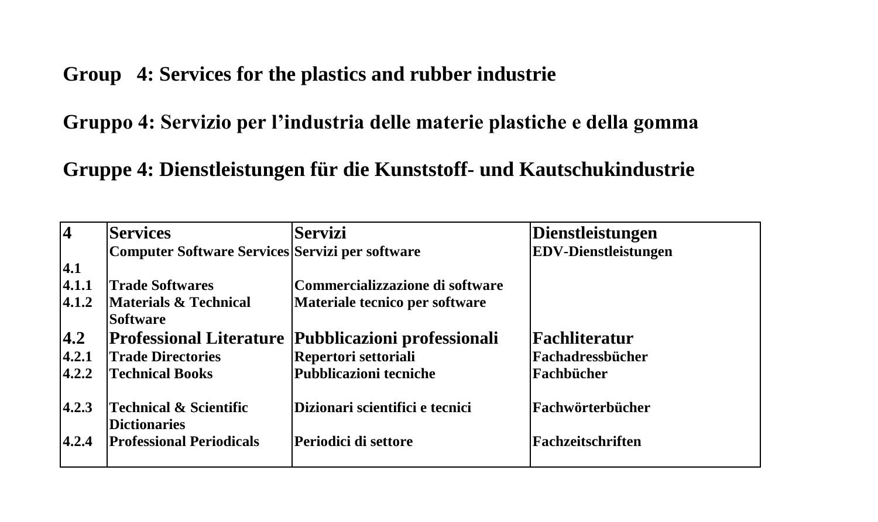**Group 4: Services for the plastics and rubber industrie**

**Gruppo 4: Servizio per l'industria delle materie plastiche e della gomma**

**Gruppe 4: Dienstleistungen für die Kunststoff- und Kautschukindustrie**

| 4 | Services | Servizi | Dienstleistungen |
|---|---|---|---|
| 4.1 | Computer Software Services | Servizi per software | EDV-Dienstleistungen |
| 4.1.1 | Trade Softwares | Commercializzazione di software | |
| 4.1.2 | Materials & Technical Software | Materiale tecnico per software | |
| 4.2 | Professional Literature | Pubblicazioni professionali | Fachliteratur |
| 4.2.1 | Trade Directories | Repertori settoriali | Fachadressbücher |
| 4.2.2 | Technical Books | Pubblicazioni tecniche | Fachbücher |
| 4.2.3 | Technical & Scientific Dictionaries | Dizionari scientifici e tecnici | Fachwörterbücher |
| 4.2.4 | Professional Periodicals | Periodici di settore | Fachzeitschriften |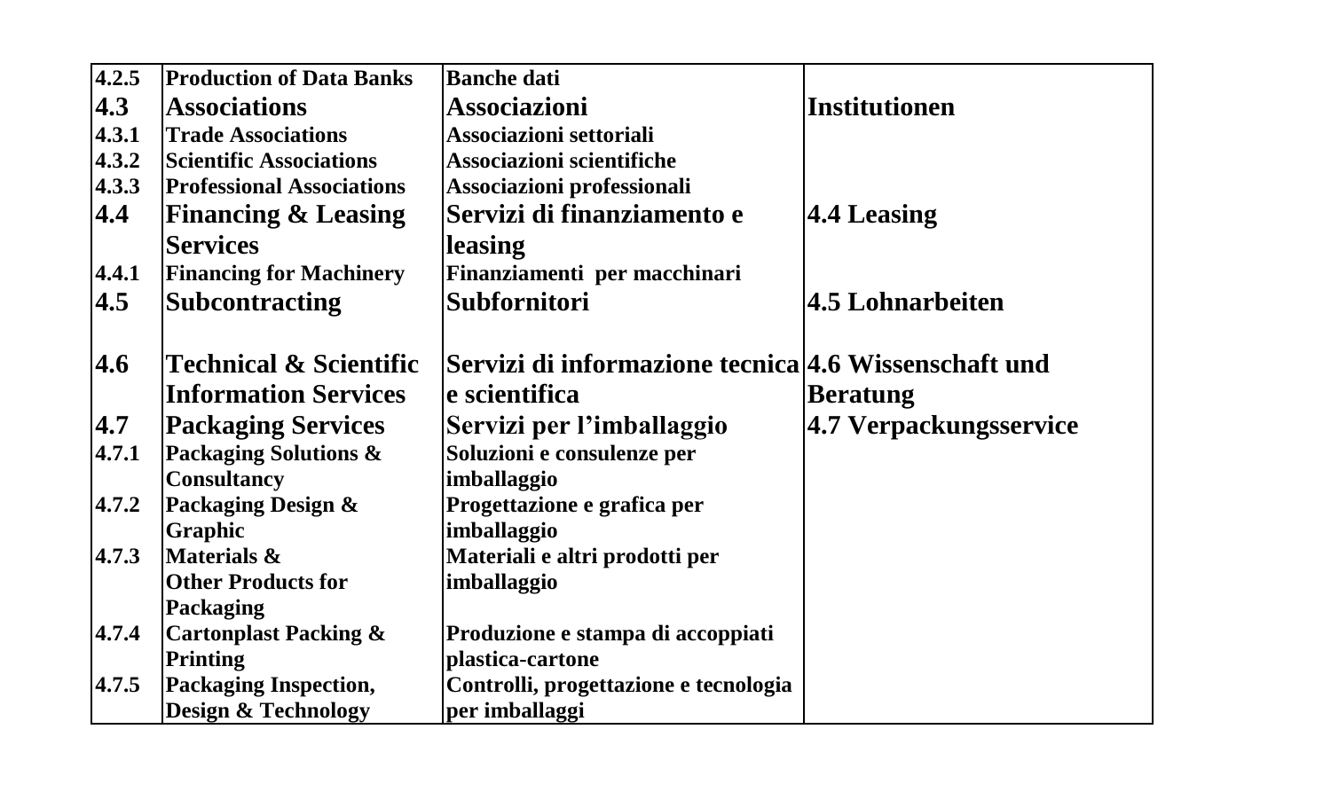| | | | |
|---|---|---|---|
| 4.2.5 | Production of Data Banks | Banche dati | |
| **4.3** | **Associations** | **Associazioni** | **Institutionen** |
| 4.3.1 | Trade Associations | Associazioni settoriali | |
| 4.3.2 | Scientific Associations | Associazioni scientifiche | |
| 4.3.3 | Professional Associations | Associazioni professionali | |
| **4.4** | **Financing & Leasing Services** | **Servizi di finanziamento e leasing** | **4.4 Leasing** |
| 4.4.1 | Financing for Machinery | Finanziamenti per macchinari | |
| **4.5** | **Subcontracting** | **Subfornitori** | **4.5 Lohnarbeiten** |
| **4.6** | **Technical & Scientific Information Services** | **Servizi di informazione tecnica e scientifica** | **4.6 Wissenschaft und Beratung** |
| **4.7** | **Packaging Services** | **Servizi per l'imballaggio** | **4.7 Verpackungsservice** |
| 4.7.1 | Packaging Solutions & Consultancy | Soluzioni e consulenze per imballaggio | |
| 4.7.2 | Packaging Design & Graphic | Progettazione e grafica per imballaggio | |
| 4.7.3 | Materials & Other Products for Packaging | Materiali e altri prodotti per imballaggio | |
| 4.7.4 | Cartonplast Packing & Printing | Produzione e stampa di accoppiati plastica-cartone | |
| 4.7.5 | Packaging Inspection, Design & Technology | Controlli, progettazione e tecnologia per imballaggi | |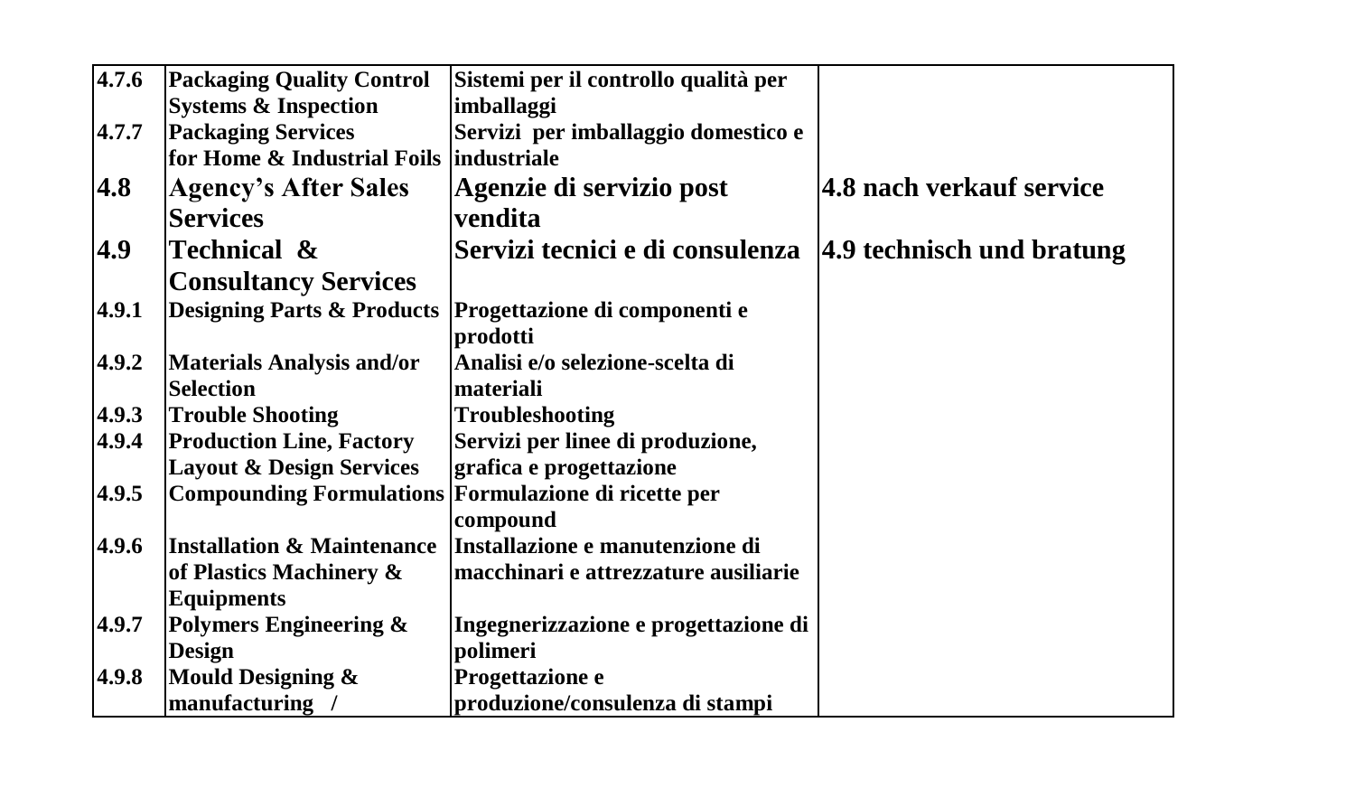| | | | |
|---|---|---|---|
| 4.7.6 | Packaging Quality Control Systems & Inspection | Sistemi per il controllo qualità per imballaggi | |
| 4.7.7 | Packaging Services for Home & Industrial Foils | Servizi per imballaggio domestico e industriale | |
| **4.8** | **Agency's After Sales Services** | **Agenzie di servizio post vendita** | **4.8 nach verkauf service** |
| **4.9** | **Technical & Consultancy Services** | **Servizi tecnici e di consulenza** | **4.9 technisch und bratung** |
| 4.9.1 | Designing Parts & Products | Progettazione di componenti e prodotti | |
| 4.9.2 | Materials Analysis and/or Selection | Analisi e/o selezione-scelta di materiali | |
| 4.9.3 | Trouble Shooting | Troubleshooting | |
| 4.9.4 | Production Line, Factory Layout & Design Services | Servizi per linee di produzione, grafica e progettazione | |
| 4.9.5 | Compounding Formulations | Formulazione di ricette per compound | |
| 4.9.6 | Installation & Maintenance of Plastics Machinery & Equipments | Installazione e manutenzione di macchinari e attrezzature ausiliarie | |
| 4.9.7 | Polymers Engineering & Design | Ingegnerizzazione e progettazione di polimeri | |
| 4.9.8 | Mould Designing & manufacturing / | Progettazione e produzione/consulenza di stampi | |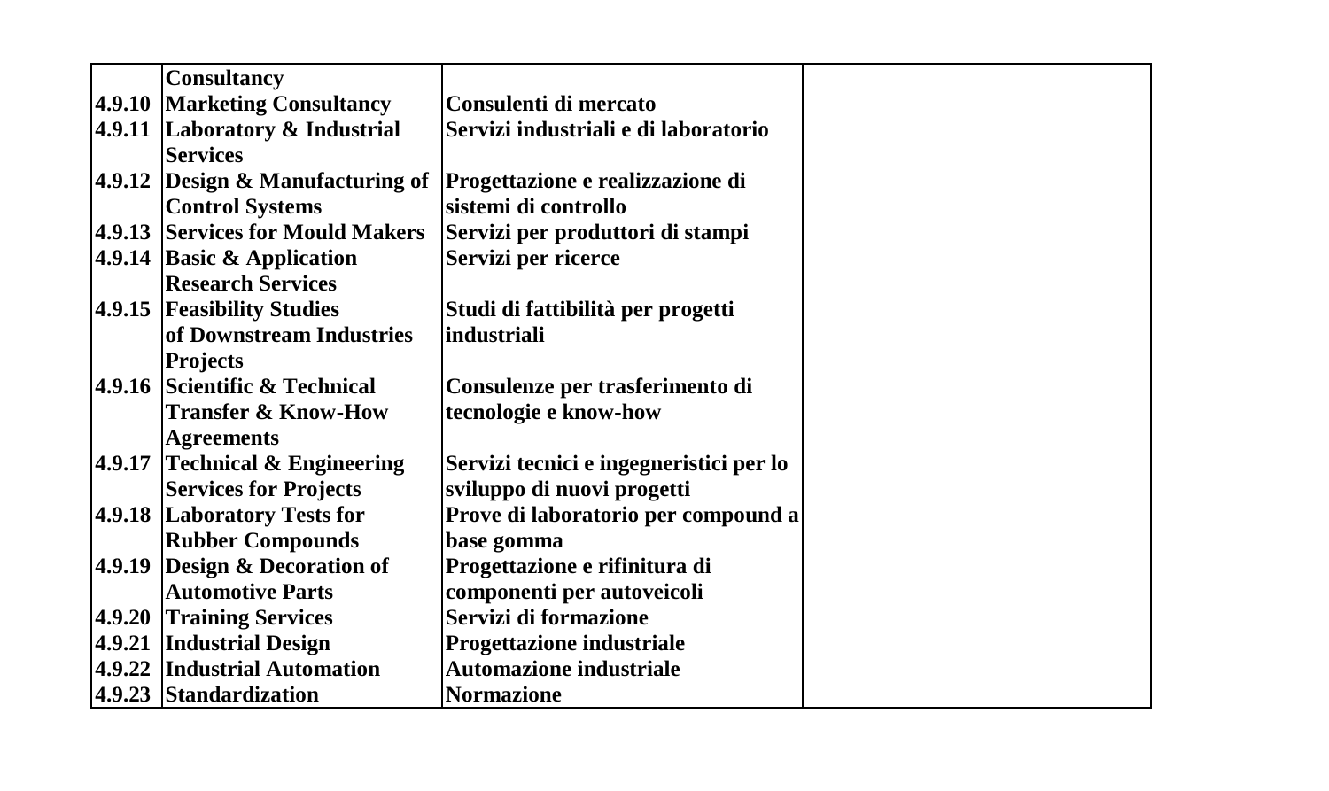| | | | |
|---|---|---|---|
| | **Consultancy** | | |
| **4.9.10** | **Marketing Consultancy** | **Consulenti di mercato** | |
| **4.9.11** | **Laboratory & Industrial Services** | **Servizi industriali e di laboratorio** | |
| **4.9.12** | **Design & Manufacturing of Control Systems** | **Progettazione e realizzazione di sistemi di controllo** | |
| **4.9.13** | **Services for Mould Makers** | **Servizi per produttori di stampi** | |
| **4.9.14** | **Basic & Application Research Services** | **Servizi per ricerce** | |
| **4.9.15** | **Feasibility Studies of Downstream Industries Projects** | **Studi di fattibilità per progetti industriali** | |
| **4.9.16** | **Scientific & Technical Transfer & Know-How Agreements** | **Consulenze per trasferimento di tecnologie e know-how** | |
| **4.9.17** | **Technical & Engineering Services for Projects** | **Servizi tecnici e ingegneristici per lo sviluppo di nuovi progetti** | |
| **4.9.18** | **Laboratory Tests for Rubber Compounds** | **Prove di laboratorio per compound a base gomma** | |
| **4.9.19** | **Design & Decoration of Automotive Parts** | **Progettazione e rifinitura di componenti per autoveicoli** | |
| **4.9.20** | **Training Services** | **Servizi di formazione** | |
| **4.9.21** | **Industrial Design** | **Progettazione industriale** | |
| **4.9.22** | **Industrial Automation** | **Automazione industriale** | |
| **4.9.23** | **Standardization** | **Normazione** | |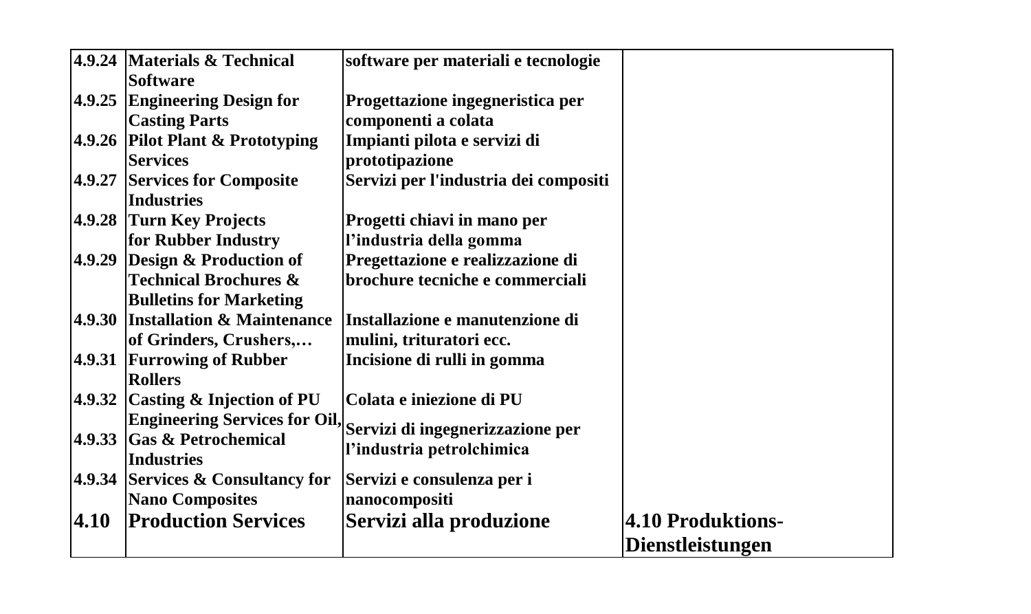| | | | |
|---|---|---|---|
| 4.9.24 | **Materials & Technical Software** | **software per materiali e tecnologie** | |
| 4.9.25 | **Engineering Design for Casting Parts** | **Progettazione ingegneristica per componenti a colata** | |
| 4.9.26 | **Pilot Plant & Prototyping Services** | **Impianti pilota e servizi di prototipazione** | |
| 4.9.27 | **Services for Composite Industries** | **Servizi per l'industria dei compositi** | |
| 4.9.28 | **Turn Key Projects for Rubber Industry** | **Progetti chiavi in mano per l'industria della gomma** | |
| 4.9.29 | **Design & Production of Technical Brochures & Bulletins for Marketing** | **Pregettazione e realizzazione di brochure tecniche e commerciali** | |
| 4.9.30 | **Installation & Maintenance of Grinders, Crushers,…** | **Installazione e manutenzione di mulini, trituratori ecc.** | |
| 4.9.31 | **Furrowing of Rubber Rollers** | **Incisione di rulli in gomma** | |
| 4.9.32 | **Casting & Injection of PU** | **Colata e iniezione di PU** | |
| 4.9.33 | **Engineering Services for Oil, Gas & Petrochemical Industries** | **Servizi di ingegnerizzazione per l'industria petrolchimica** | |
| 4.9.34 | **Services & Consultancy for Nano Composites** | **Servizi e consulenza per i nanocompositi** | |
| **4.10** | **Production Services** | **Servizi alla produzione** | **4.10 Produktions-Dienstleistungen** |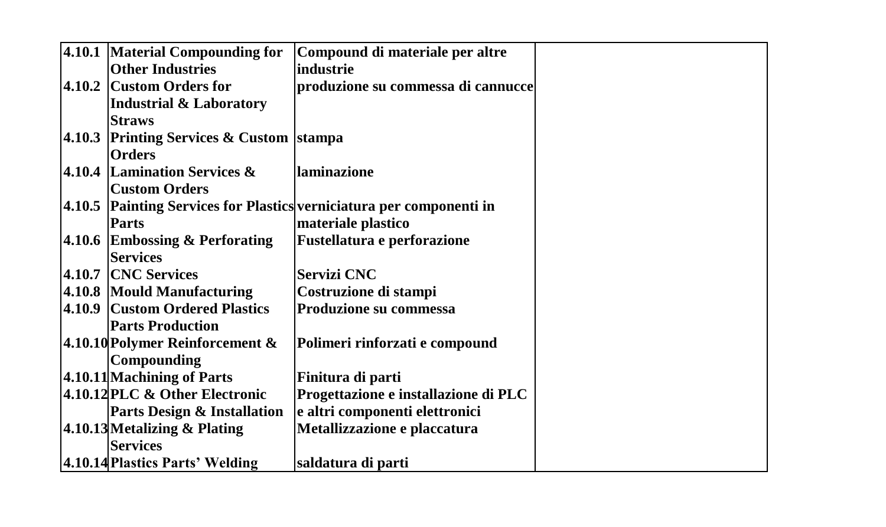| | | | |
|---|---|---|---|
| **4.10.1** | **Material Compounding for Other Industries** | **Compound di materiale per altre industrie** | |
| **4.10.2** | **Custom Orders for Industrial & Laboratory Straws** | **produzione su commessa di cannucce** | |
| **4.10.3** | **Printing Services & Custom Orders** | **stampa** | |
| **4.10.4** | **Lamination Services & Custom Orders** | **laminazione** | |
| **4.10.5** | **Painting Services for Plastics Parts** | **verniciatura per componenti in materiale plastico** | |
| **4.10.6** | **Embossing & Perforating Services** | **Fustellatura e perforazione** | |
| **4.10.7** | **CNC Services** | **Servizi CNC** | |
| **4.10.8** | **Mould Manufacturing** | **Costruzione di stampi** | |
| **4.10.9** | **Custom Ordered Plastics Parts Production** | **Produzione su commessa** | |
| **4.10.10** | **Polymer Reinforcement & Compounding** | **Polimeri rinforzati e compound** | |
| **4.10.11** | **Machining of Parts** | **Finitura di parti** | |
| **4.10.12** | **PLC & Other Electronic Parts Design & Installation** | **Progettazione e installazione di PLC e altri componenti elettronici** | |
| **4.10.13** | **Metalizing & Plating Services** | **Metallizzazione e placcatura** | |
| **4.10.14** | **Plastics Parts' Welding** | **saldatura di parti** | |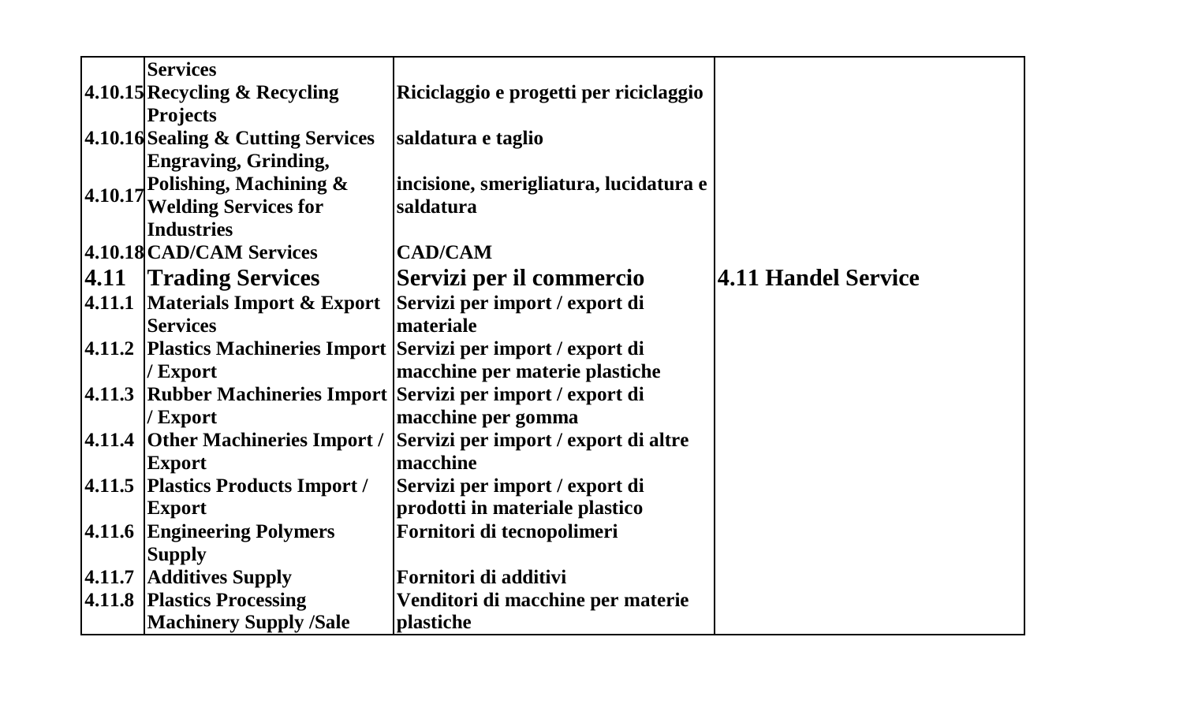| | | | |
|---|---|---|---|
| | Services | | |
| 4.10.15 | Recycling & Recycling Projects | Riciclaggio e progetti per riciclaggio | |
| 4.10.16 | Sealing & Cutting Services | saldatura e taglio | |
| 4.10.17 | Engraving, Grinding, Polishing, Machining & Welding Services for Industries | incisione, smerigliatura, lucidatura e saldatura | |
| 4.10.18 | CAD/CAM Services | CAD/CAM | |
| **4.11** | **Trading Services** | **Servizi per il commercio** | **4.11 Handel Service** |
| 4.11.1 | Materials Import & Export Services | Servizi per import / export di materiale | |
| 4.11.2 | Plastics Machineries Import / Export | Servizi per import / export di macchine per materie plastiche | |
| 4.11.3 | Rubber Machineries Import / Export | Servizi per import / export di macchine per gomma | |
| 4.11.4 | Other Machineries Import / Export | Servizi per import / export di altre macchine | |
| 4.11.5 | Plastics Products Import / Export | Servizi per import / export di prodotti in materiale plastico | |
| 4.11.6 | Engineering Polymers Supply | Fornitori di tecnopolimeri | |
| 4.11.7 | Additives Supply | Fornitori di additivi | |
| 4.11.8 | Plastics Processing Machinery Supply /Sale | Venditori di macchine per materie plastiche | |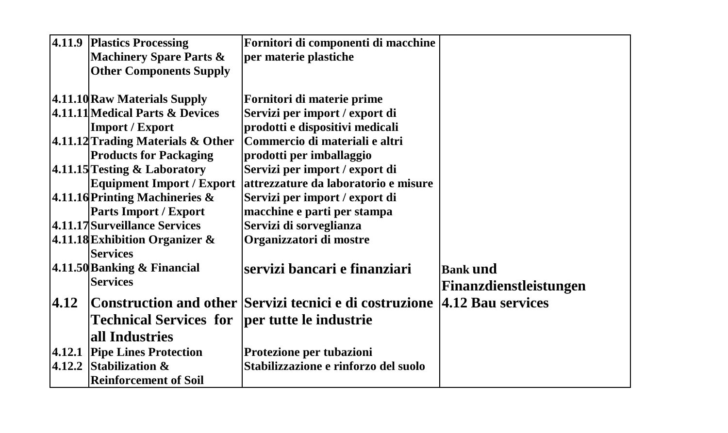| | | | |
|---|---|---|---|
| **4.11.9** | **Plastics Processing Machinery Spare Parts & Other Components Supply** | **Fornitori di componenti di macchine per materie plastiche** | |
| **4.11.10** | **Raw Materials Supply** | **Fornitori di materie prime** | |
| **4.11.11** | **Medical Parts & Devices Import / Export** | **Servizi per import / export di prodotti e dispositivi medicali** | |
| **4.11.12** | **Trading Materials & Other Products for Packaging** | **Commercio di materiali e altri prodotti per imballaggio** | |
| **4.11.15** | **Testing & Laboratory Equipment Import / Export** | **Servizi per import / export di attrezzature da laboratorio e misure** | |
| **4.11.16** | **Printing Machineries & Parts Import / Export** | **Servizi per import / export di macchine e parti per stampa** | |
| **4.11.17** | **Surveillance Services** | **Servizi di sorveglianza** | |
| **4.11.18** | **Exhibition Organizer & Services** | **Organizzatori di mostre** | |
| **4.11.50** | **Banking & Financial Services** | **servizi bancari e finanziari** | **Bank und Finanzdienstleistungen** |
| **4.12** | **Construction and other Technical Services for all Industries** | **Servizi tecnici e di costruzione per tutte le industrie** | **4.12 Bau services** |
| **4.12.1** | **Pipe Lines Protection** | **Protezione per tubazioni** | |
| **4.12.2** | **Stabilization & Reinforcement of Soil** | **Stabilizzazione e rinforzo del suolo** | |